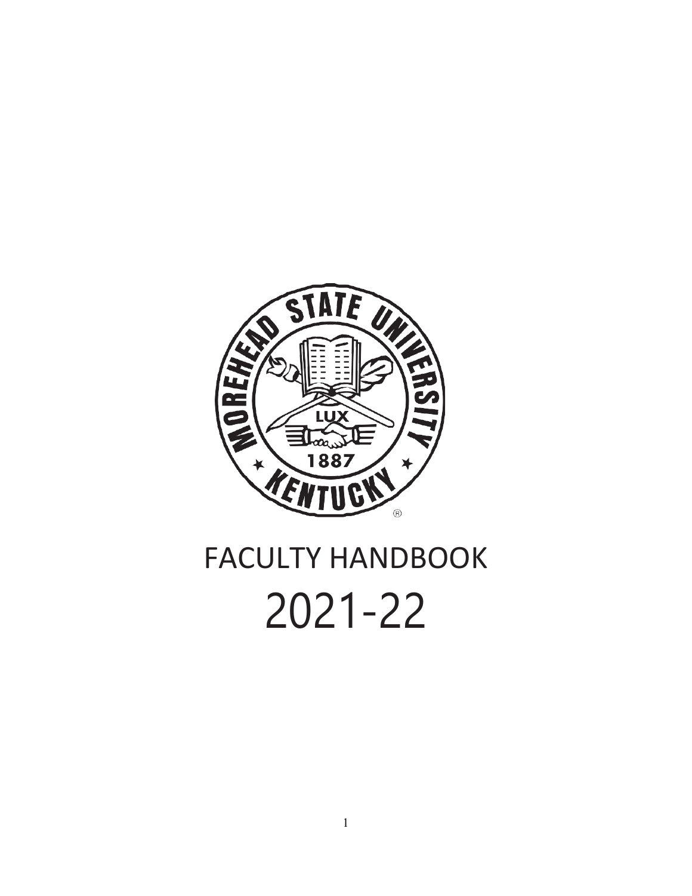# FACULTY HANDBOOK

# 2021-22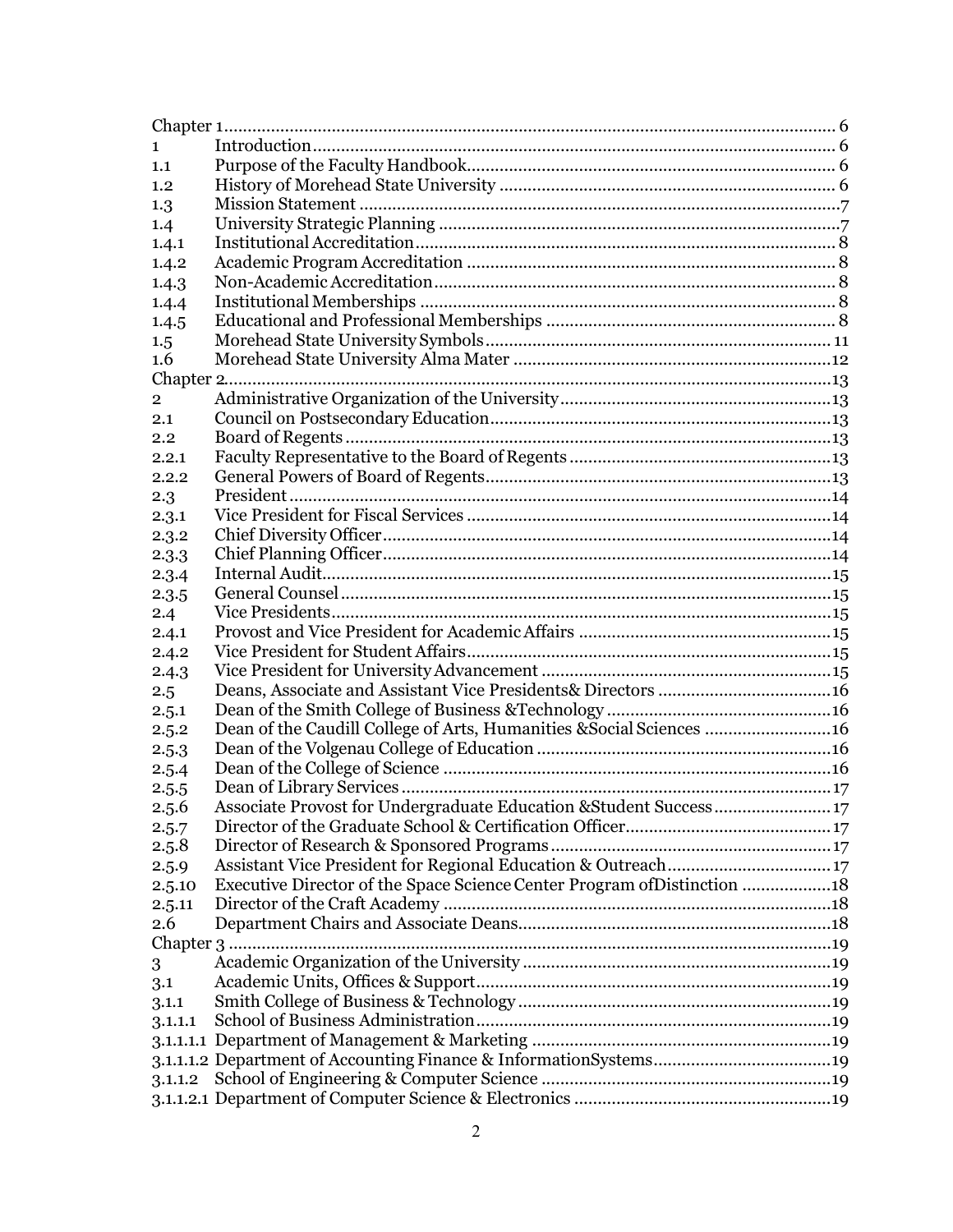| | | |
|---|---|---|
| Chapter 1 | | 6 |
| 1 | Introduction | 6 |
| 1.1 | Purpose of the Faculty Handbook | 6 |
| 1.2 | History of Morehead State University | 6 |
| 1.3 | Mission Statement | 7 |
| 1.4 | University Strategic Planning | 7 |
| 1.4.1 | Institutional Accreditation | 8 |
| 1.4.2 | Academic Program Accreditation | 8 |
| 1.4.3 | Non-Academic Accreditation | 8 |
| 1.4.4 | Institutional Memberships | 8 |
| 1.4.5 | Educational and Professional Memberships | 8 |
| 1.5 | Morehead State University Symbols | 11 |
| 1.6 | Morehead State University Alma Mater | 12 |
| Chapter 2 | | 13 |
| 2 | Administrative Organization of the University | 13 |
| 2.1 | Council on Postsecondary Education | 13 |
| 2.2 | Board of Regents | 13 |
| 2.2.1 | Faculty Representative to the Board of Regents | 13 |
| 2.2.2 | General Powers of Board of Regents | 13 |
| 2.3 | President | 14 |
| 2.3.1 | Vice President for Fiscal Services | 14 |
| 2.3.2 | Chief Diversity Officer | 14 |
| 2.3.3 | Chief Planning Officer | 14 |
| 2.3.4 | Internal Audit | 15 |
| 2.3.5 | General Counsel | 15 |
| 2.4 | Vice Presidents | 15 |
| 2.4.1 | Provost and Vice President for Academic Affairs | 15 |
| 2.4.2 | Vice President for Student Affairs | 15 |
| 2.4.3 | Vice President for University Advancement | 15 |
| 2.5 | Deans, Associate and Assistant Vice Presidents& Directors | 16 |
| 2.5.1 | Dean of the Smith College of Business &Technology | 16 |
| 2.5.2 | Dean of the Caudill College of Arts, Humanities &Social Sciences | 16 |
| 2.5.3 | Dean of the Volgenau College of Education | 16 |
| 2.5.4 | Dean of the College of Science | 16 |
| 2.5.5 | Dean of Library Services | 17 |
| 2.5.6 | Associate Provost for Undergraduate Education &Student Success | 17 |
| 2.5.7 | Director of the Graduate School & Certification Officer | 17 |
| 2.5.8 | Director of Research & Sponsored Programs | 17 |
| 2.5.9 | Assistant Vice President for Regional Education & Outreach | 17 |
| 2.5.10 | Executive Director of the Space Science Center Program ofDistinction | 18 |
| 2.5.11 | Director of the Craft Academy | 18 |
| 2.6 | Department Chairs and Associate Deans | 18 |
| Chapter 3 | | 19 |
| 3 | Academic Organization of the University | 19 |
| 3.1 | Academic Units, Offices & Support | 19 |
| 3.1.1 | Smith College of Business & Technology | 19 |
| 3.1.1.1 | School of Business Administration | 19 |
| 3.1.1.1.1 | Department of Management & Marketing | 19 |
| 3.1.1.1.2 | Department of Accounting Finance & InformationSystems | 19 |
| 3.1.1.2 | School of Engineering & Computer Science | 19 |
| 3.1.1.2.1 | Department of Computer Science & Electronics | 19 |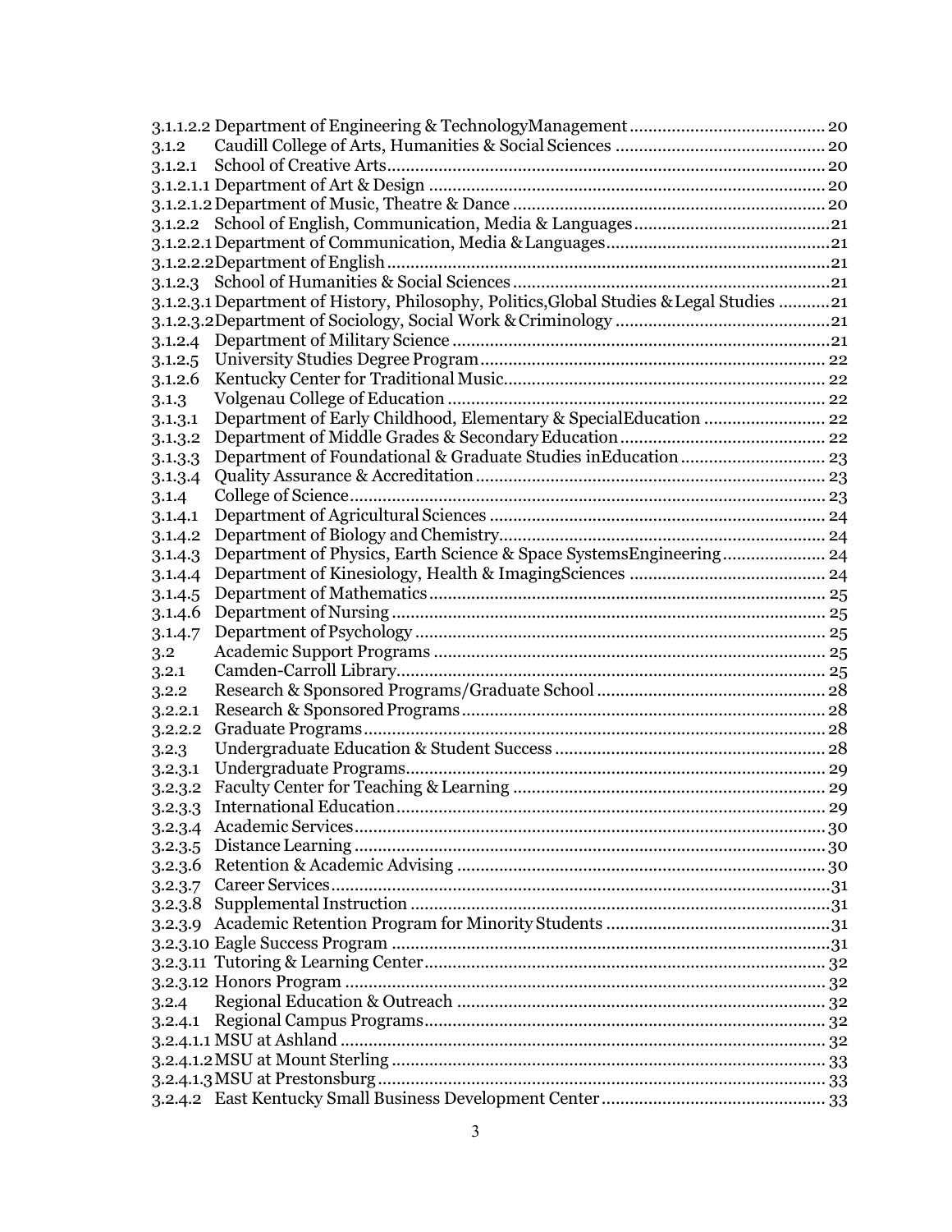3.1.1.2.2 Department of Engineering & TechnologyManagement ........................................ 20
3.1.2 Caudill College of Arts, Humanities & Social Sciences ........................................ 20
3.1.2.1 School of Creative Arts ........................................ 20
3.1.2.1.1 Department of Art & Design ........................................ 20
3.1.2.1.2 Department of Music, Theatre & Dance ........................................ 20
3.1.2.2 School of English, Communication, Media & Languages ........................................ 21
3.1.2.2.1 Department of Communication, Media & Languages ........................................ 21
3.1.2.2.2 Department of English ........................................ 21
3.1.2.3 School of Humanities & Social Sciences ........................................ 21
3.1.2.3.1 Department of History, Philosophy, Politics,Global Studies & Legal Studies ........................................ 21
3.1.2.3.2 Department of Sociology, Social Work & Criminology ........................................ 21
3.1.2.4 Department of Military Science ........................................ 21
3.1.2.5 University Studies Degree Program ........................................ 22
3.1.2.6 Kentucky Center for Traditional Music ........................................ 22
3.1.3 Volgenau College of Education ........................................ 22
3.1.3.1 Department of Early Childhood, Elementary & SpecialEducation ........................................ 22
3.1.3.2 Department of Middle Grades & Secondary Education ........................................ 22
3.1.3.3 Department of Foundational & Graduate Studies inEducation ........................................ 23
3.1.3.4 Quality Assurance & Accreditation ........................................ 23
3.1.4 College of Science ........................................ 23
3.1.4.1 Department of Agricultural Sciences ........................................ 24
3.1.4.2 Department of Biology and Chemistry ........................................ 24
3.1.4.3 Department of Physics, Earth Science & Space SystemsEngineering ........................................ 24
3.1.4.4 Department of Kinesiology, Health & ImagingSciences ........................................ 24
3.1.4.5 Department of Mathematics ........................................ 25
3.1.4.6 Department of Nursing ........................................ 25
3.1.4.7 Department of Psychology ........................................ 25
3.2 Academic Support Programs ........................................ 25
3.2.1 Camden-Carroll Library ........................................ 25
3.2.2 Research & Sponsored Programs/Graduate School ........................................ 28
3.2.2.1 Research & Sponsored Programs ........................................ 28
3.2.2.2 Graduate Programs ........................................ 28
3.2.3 Undergraduate Education & Student Success ........................................ 28
3.2.3.1 Undergraduate Programs ........................................ 29
3.2.3.2 Faculty Center for Teaching & Learning ........................................ 29
3.2.3.3 International Education ........................................ 29
3.2.3.4 Academic Services ........................................ 30
3.2.3.5 Distance Learning ........................................ 30
3.2.3.6 Retention & Academic Advising ........................................ 30
3.2.3.7 Career Services ........................................ 31
3.2.3.8 Supplemental Instruction ........................................ 31
3.2.3.9 Academic Retention Program for Minority Students ........................................ 31
3.2.3.10 Eagle Success Program ........................................ 31
3.2.3.11 Tutoring & Learning Center ........................................ 32
3.2.3.12 Honors Program ........................................ 32
3.2.4 Regional Education & Outreach ........................................ 32
3.2.4.1 Regional Campus Programs ........................................ 32
3.2.4.1.1 MSU at Ashland ........................................ 32
3.2.4.1.2 MSU at Mount Sterling ........................................ 33
3.2.4.1.3 MSU at Prestonsburg ........................................ 33
3.2.4.2 East Kentucky Small Business Development Center ........................................ 33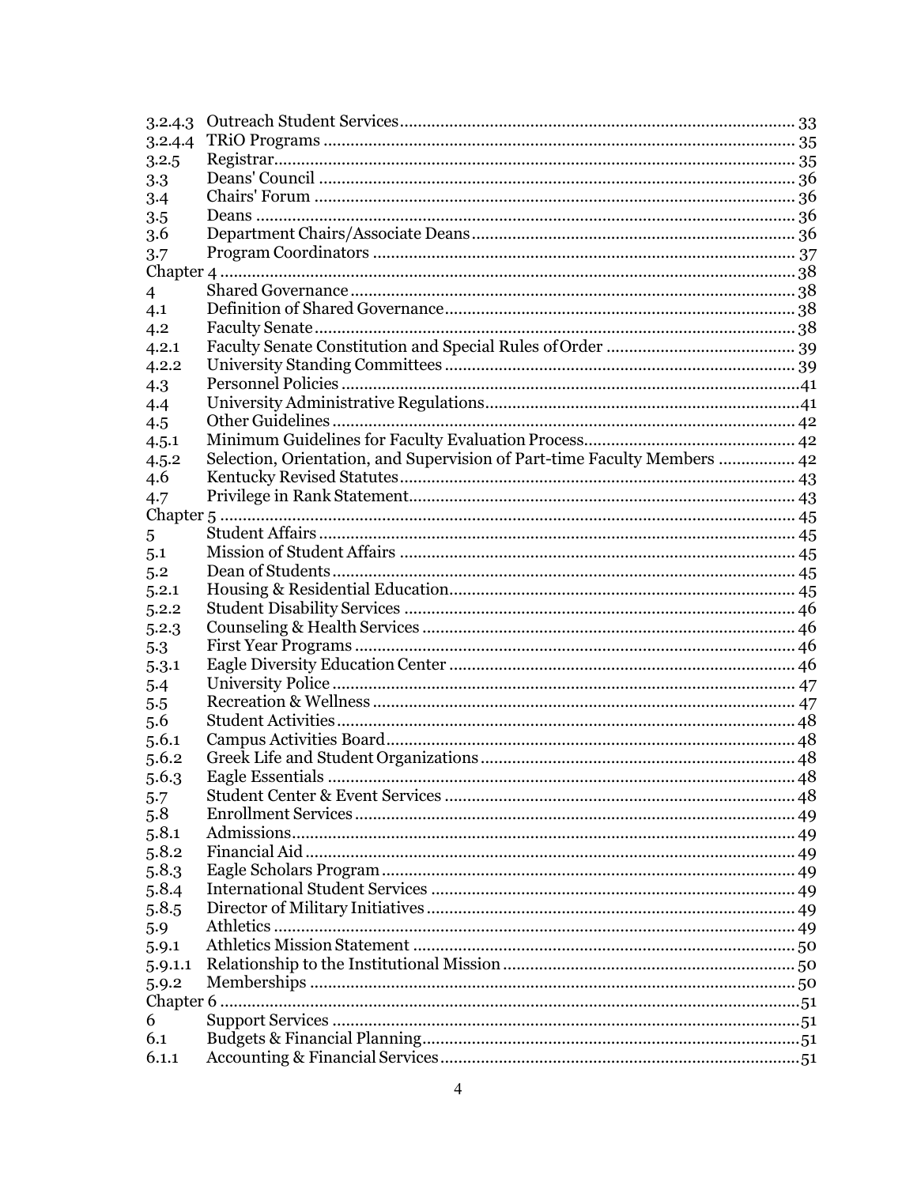| | | |
|---|---|---|
| 3.2.4.3 | Outreach Student Services | 33 |
| 3.2.4.4 | TRiO Programs | 35 |
| 3.2.5 | Registrar | 35 |
| 3.3 | Deans' Council | 36 |
| 3.4 | Chairs' Forum | 36 |
| 3.5 | Deans | 36 |
| 3.6 | Department Chairs/Associate Deans | 36 |
| 3.7 | Program Coordinators | 37 |
| Chapter 4 | | 38 |
| 4 | Shared Governance | 38 |
| 4.1 | Definition of Shared Governance | 38 |
| 4.2 | Faculty Senate | 38 |
| 4.2.1 | Faculty Senate Constitution and Special Rules of Order | 39 |
| 4.2.2 | University Standing Committees | 39 |
| 4.3 | Personnel Policies | 41 |
| 4.4 | University Administrative Regulations | 41 |
| 4.5 | Other Guidelines | 42 |
| 4.5.1 | Minimum Guidelines for Faculty Evaluation Process | 42 |
| 4.5.2 | Selection, Orientation, and Supervision of Part-time Faculty Members | 42 |
| 4.6 | Kentucky Revised Statutes | 43 |
| 4.7 | Privilege in Rank Statement | 43 |
| Chapter 5 | | 45 |
| 5 | Student Affairs | 45 |
| 5.1 | Mission of Student Affairs | 45 |
| 5.2 | Dean of Students | 45 |
| 5.2.1 | Housing & Residential Education | 45 |
| 5.2.2 | Student Disability Services | 46 |
| 5.2.3 | Counseling & Health Services | 46 |
| 5.3 | First Year Programs | 46 |
| 5.3.1 | Eagle Diversity Education Center | 46 |
| 5.4 | University Police | 47 |
| 5.5 | Recreation & Wellness | 47 |
| 5.6 | Student Activities | 48 |
| 5.6.1 | Campus Activities Board | 48 |
| 5.6.2 | Greek Life and Student Organizations | 48 |
| 5.6.3 | Eagle Essentials | 48 |
| 5.7 | Student Center & Event Services | 48 |
| 5.8 | Enrollment Services | 49 |
| 5.8.1 | Admissions | 49 |
| 5.8.2 | Financial Aid | 49 |
| 5.8.3 | Eagle Scholars Program | 49 |
| 5.8.4 | International Student Services | 49 |
| 5.8.5 | Director of Military Initiatives | 49 |
| 5.9 | Athletics | 49 |
| 5.9.1 | Athletics Mission Statement | 50 |
| 5.9.1.1 | Relationship to the Institutional Mission | 50 |
| 5.9.2 | Memberships | 50 |
| Chapter 6 | | 51 |
| 6 | Support Services | 51 |
| 6.1 | Budgets & Financial Planning | 51 |
| 6.1.1 | Accounting & Financial Services | 51 |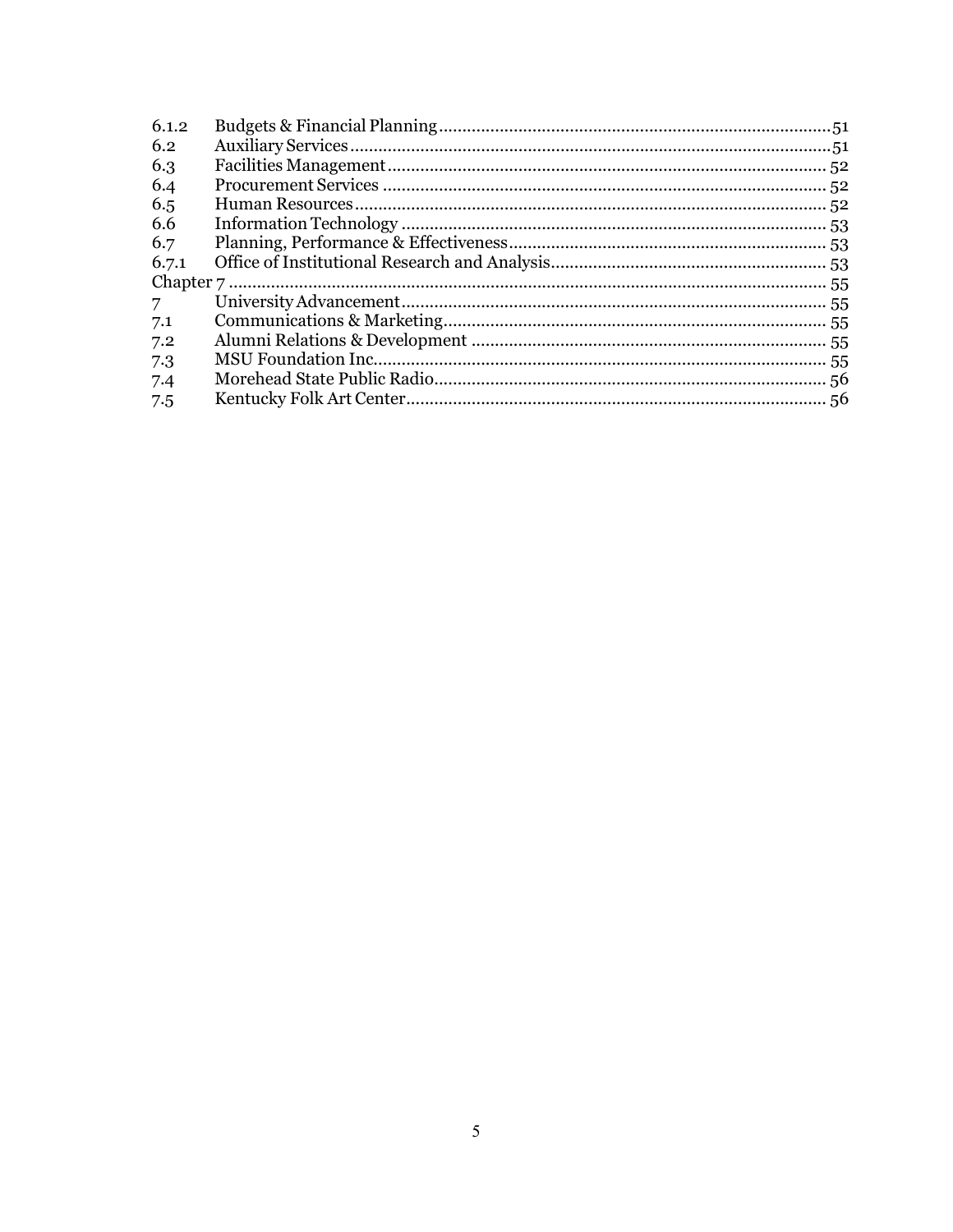| | | |
|---|---|---|
| 6.1.2 | Budgets & Financial Planning | 51 |
| 6.2 | Auxiliary Services | 51 |
| 6.3 | Facilities Management | 52 |
| 6.4 | Procurement Services | 52 |
| 6.5 | Human Resources | 52 |
| 6.6 | Information Technology | 53 |
| 6.7 | Planning, Performance & Effectiveness | 53 |
| 6.7.1 | Office of Institutional Research and Analysis | 53 |
| Chapter 7 | | 55 |
| 7 | University Advancement | 55 |
| 7.1 | Communications & Marketing | 55 |
| 7.2 | Alumni Relations & Development | 55 |
| 7.3 | MSU Foundation Inc. | 55 |
| 7.4 | Morehead State Public Radio | 56 |
| 7.5 | Kentucky Folk Art Center | 56 |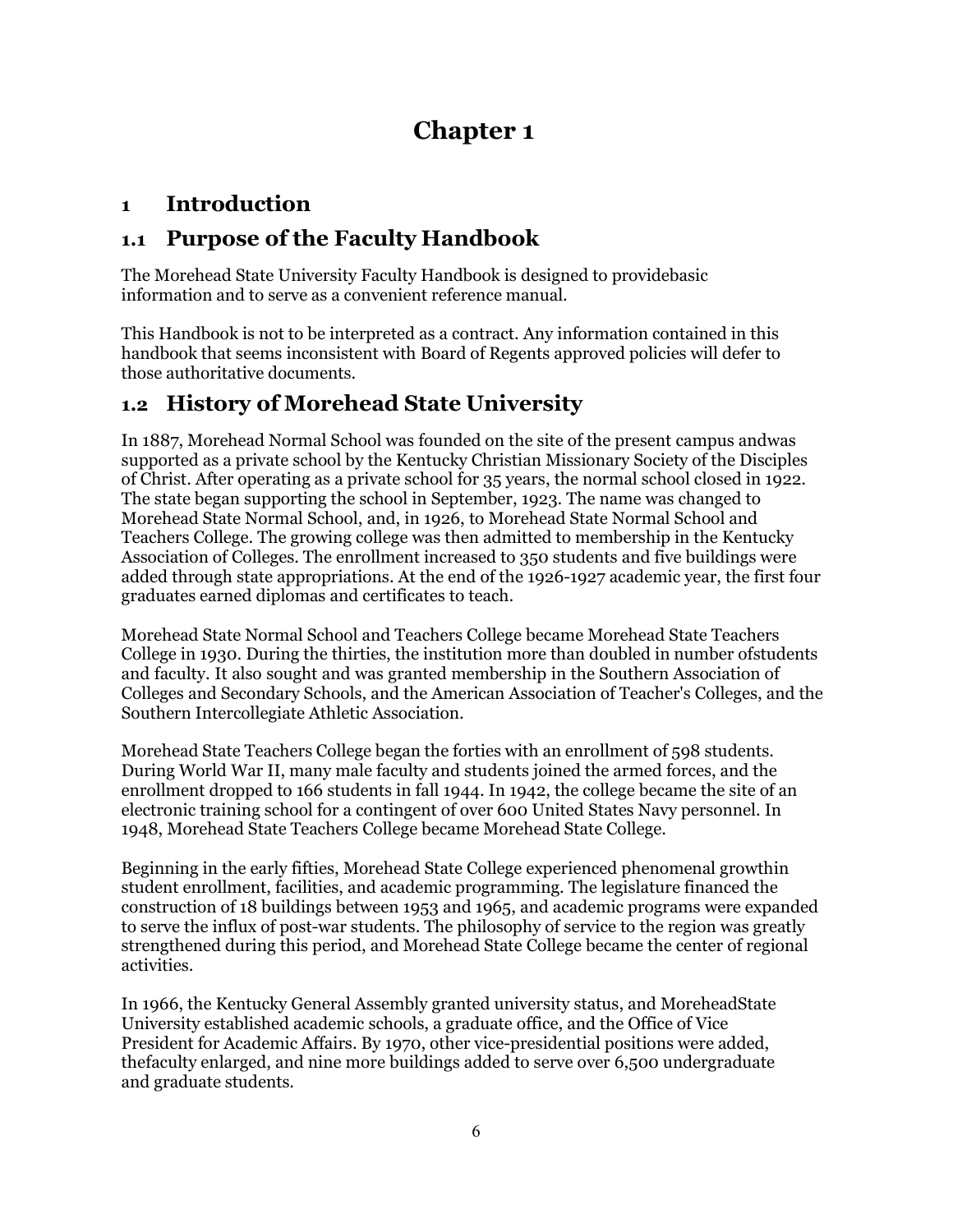# Chapter 1

## 1 Introduction

## 1.1 Purpose of the Faculty Handbook

The Morehead State University Faculty Handbook is designed to providebasic information and to serve as a convenient reference manual.

This Handbook is not to be interpreted as a contract. Any information contained in this handbook that seems inconsistent with Board of Regents approved policies will defer to those authoritative documents.

## 1.2 History of Morehead State University

In 1887, Morehead Normal School was founded on the site of the present campus andwas supported as a private school by the Kentucky Christian Missionary Society of the Disciples of Christ. After operating as a private school for 35 years, the normal school closed in 1922. The state began supporting the school in September, 1923. The name was changed to Morehead State Normal School, and, in 1926, to Morehead State Normal School and Teachers College. The growing college was then admitted to membership in the Kentucky Association of Colleges. The enrollment increased to 350 students and five buildings were added through state appropriations. At the end of the 1926-1927 academic year, the first four graduates earned diplomas and certificates to teach.

Morehead State Normal School and Teachers College became Morehead State Teachers College in 1930. During the thirties, the institution more than doubled in number ofstudents and faculty. It also sought and was granted membership in the Southern Association of Colleges and Secondary Schools, and the American Association of Teacher's Colleges, and the Southern Intercollegiate Athletic Association.

Morehead State Teachers College began the forties with an enrollment of 598 students. During World War II, many male faculty and students joined the armed forces, and the enrollment dropped to 166 students in fall 1944. In 1942, the college became the site of an electronic training school for a contingent of over 600 United States Navy personnel. In 1948, Morehead State Teachers College became Morehead State College.

Beginning in the early fifties, Morehead State College experienced phenomenal growthin student enrollment, facilities, and academic programming. The legislature financed the construction of 18 buildings between 1953 and 1965, and academic programs were expanded to serve the influx of post-war students. The philosophy of service to the region was greatly strengthened during this period, and Morehead State College became the center of regional activities.

In 1966, the Kentucky General Assembly granted university status, and MoreheadState University established academic schools, a graduate office, and the Office of Vice President for Academic Affairs. By 1970, other vice-presidential positions were added, thefaculty enlarged, and nine more buildings added to serve over 6,500 undergraduate and graduate students.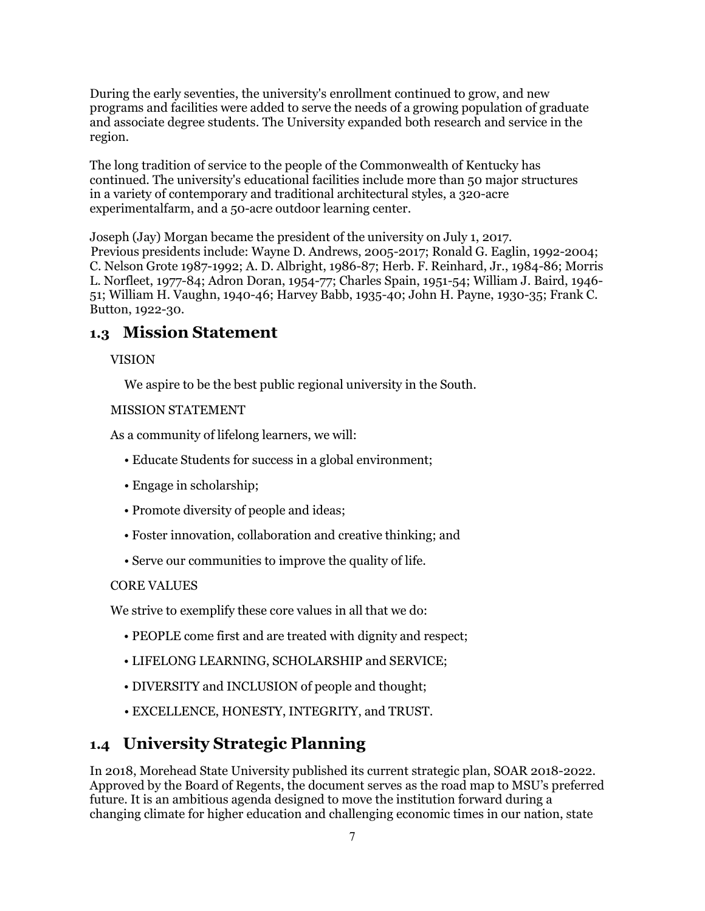During the early seventies, the university's enrollment continued to grow, and new programs and facilities were added to serve the needs of a growing population of graduate and associate degree students. The University expanded both research and service in the region.

The long tradition of service to the people of the Commonwealth of Kentucky has continued. The university's educational facilities include more than 50 major structures in a variety of contemporary and traditional architectural styles, a 320-acre experimentalfarm, and a 50-acre outdoor learning center.

Joseph (Jay) Morgan became the president of the university on July 1, 2017. Previous presidents include: Wayne D. Andrews, 2005-2017; Ronald G. Eaglin, 1992-2004; C. Nelson Grote 1987-1992; A. D. Albright, 1986-87; Herb. F. Reinhard, Jr., 1984-86; Morris L. Norfleet, 1977-84; Adron Doran, 1954-77; Charles Spain, 1951-54; William J. Baird, 1946-51; William H. Vaughn, 1940-46; Harvey Babb, 1935-40; John H. Payne, 1930-35; Frank C. Button, 1922-30.

## 1.3 Mission Statement

VISION

We aspire to be the best public regional university in the South.

MISSION STATEMENT

As a community of lifelong learners, we will:

- Educate Students for success in a global environment;
- Engage in scholarship;
- Promote diversity of people and ideas;
- Foster innovation, collaboration and creative thinking; and
- Serve our communities to improve the quality of life.

CORE VALUES

We strive to exemplify these core values in all that we do:

- PEOPLE come first and are treated with dignity and respect;
- LIFELONG LEARNING, SCHOLARSHIP and SERVICE;
- DIVERSITY and INCLUSION of people and thought;
- EXCELLENCE, HONESTY, INTEGRITY, and TRUST.

## 1.4 University Strategic Planning

In 2018, Morehead State University published its current strategic plan, SOAR 2018-2022. Approved by the Board of Regents, the document serves as the road map to MSU's preferred future. It is an ambitious agenda designed to move the institution forward during a changing climate for higher education and challenging economic times in our nation, state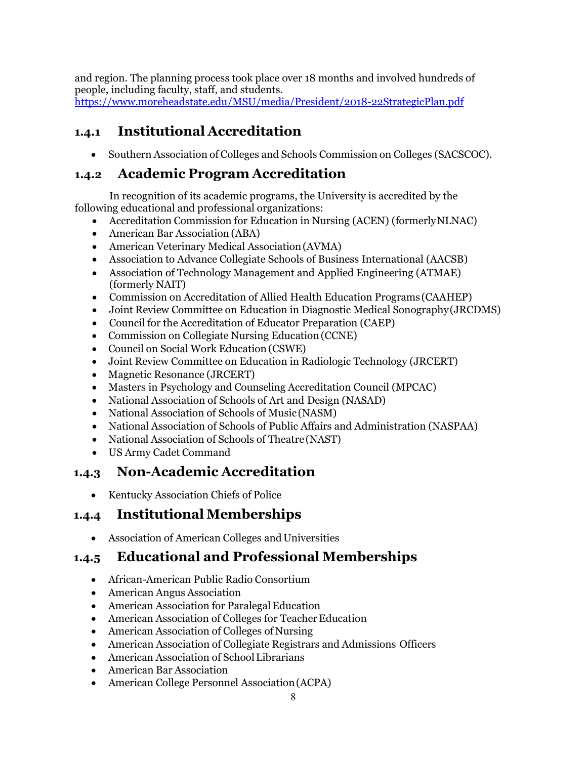and region. The planning process took place over 18 months and involved hundreds of people, including faculty, staff, and students.
https://www.moreheadstate.edu/MSU/media/President/2018-22StrategicPlan.pdf

### 1.4.1 Institutional Accreditation

- Southern Association of Colleges and Schools Commission on Colleges (SACSCOC).

### 1.4.2 Academic Program Accreditation

In recognition of its academic programs, the University is accredited by the following educational and professional organizations:

- Accreditation Commission for Education in Nursing (ACEN) (formerly NLNAC)
- American Bar Association (ABA)
- American Veterinary Medical Association (AVMA)
- Association to Advance Collegiate Schools of Business International (AACSB)
- Association of Technology Management and Applied Engineering (ATMAE) (formerly NAIT)
- Commission on Accreditation of Allied Health Education Programs (CAAHEP)
- Joint Review Committee on Education in Diagnostic Medical Sonography (JRCDMS)
- Council for the Accreditation of Educator Preparation (CAEP)
- Commission on Collegiate Nursing Education (CCNE)
- Council on Social Work Education (CSWE)
- Joint Review Committee on Education in Radiologic Technology (JRCERT)
- Magnetic Resonance (JRCERT)
- Masters in Psychology and Counseling Accreditation Council (MPCAC)
- National Association of Schools of Art and Design (NASAD)
- National Association of Schools of Music (NASM)
- National Association of Schools of Public Affairs and Administration (NASPAA)
- National Association of Schools of Theatre (NAST)
- US Army Cadet Command

### 1.4.3 Non-Academic Accreditation

- Kentucky Association Chiefs of Police

### 1.4.4 Institutional Memberships

- Association of American Colleges and Universities

### 1.4.5 Educational and Professional Memberships

- African-American Public Radio Consortium
- American Angus Association
- American Association for Paralegal Education
- American Association of Colleges for Teacher Education
- American Association of Colleges of Nursing
- American Association of Collegiate Registrars and Admissions Officers
- American Association of School Librarians
- American Bar Association
- American College Personnel Association (ACPA)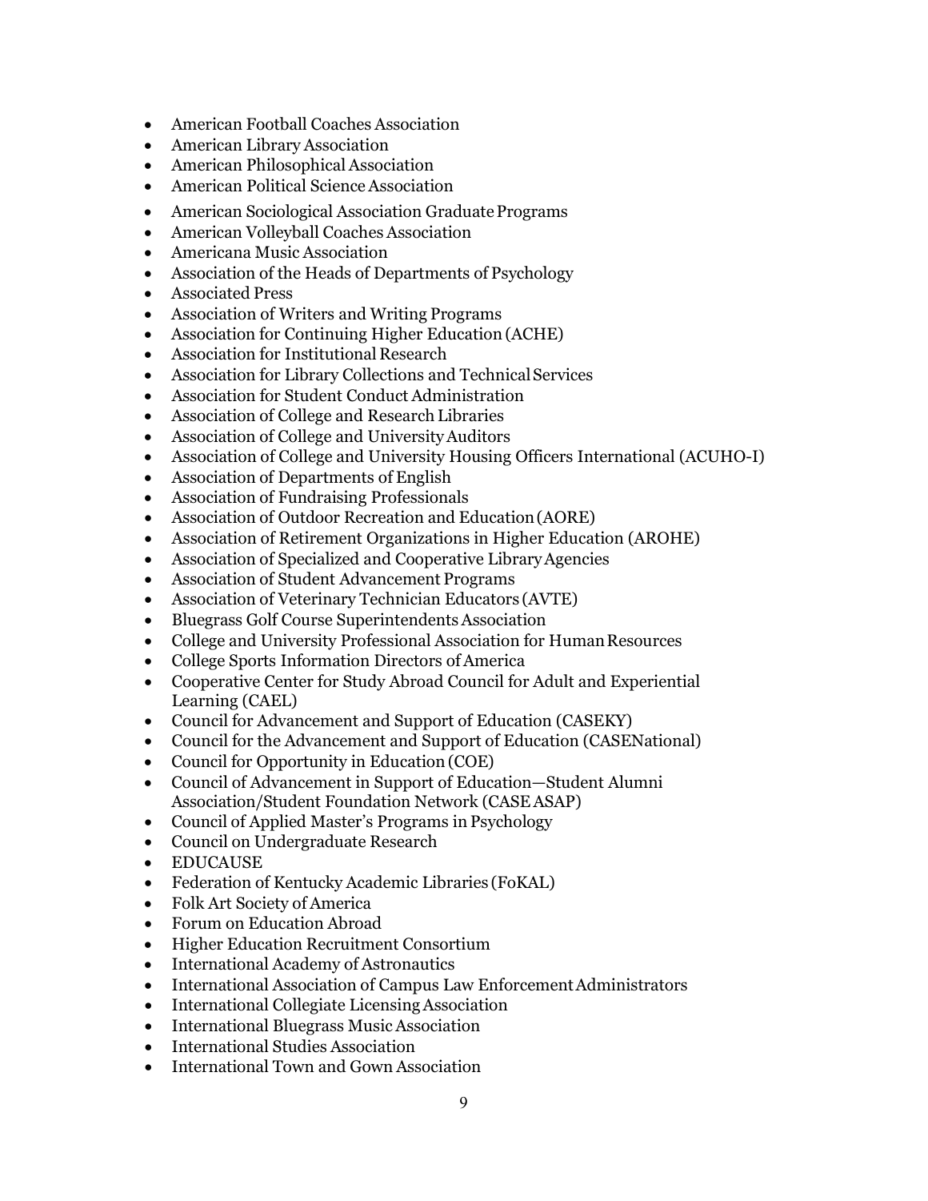- American Football Coaches Association
- American Library Association
- American Philosophical Association
- American Political Science Association
- American Sociological Association Graduate Programs
- American Volleyball Coaches Association
- Americana Music Association
- Association of the Heads of Departments of Psychology
- Associated Press
- Association of Writers and Writing Programs
- Association for Continuing Higher Education (ACHE)
- Association for Institutional Research
- Association for Library Collections and Technical Services
- Association for Student Conduct Administration
- Association of College and Research Libraries
- Association of College and University Auditors
- Association of College and University Housing Officers International (ACUHO-I)
- Association of Departments of English
- Association of Fundraising Professionals
- Association of Outdoor Recreation and Education (AORE)
- Association of Retirement Organizations in Higher Education (AROHE)
- Association of Specialized and Cooperative Library Agencies
- Association of Student Advancement Programs
- Association of Veterinary Technician Educators (AVTE)
- Bluegrass Golf Course Superintendents Association
- College and University Professional Association for Human Resources
- College Sports Information Directors of America
- Cooperative Center for Study Abroad Council for Adult and Experiential Learning (CAEL)
- Council for Advancement and Support of Education (CASEKY)
- Council for the Advancement and Support of Education (CASENational)
- Council for Opportunity in Education (COE)
- Council of Advancement in Support of Education—Student Alumni Association/Student Foundation Network (CASE ASAP)
- Council of Applied Master's Programs in Psychology
- Council on Undergraduate Research
- EDUCAUSE
- Federation of Kentucky Academic Libraries (FoKAL)
- Folk Art Society of America
- Forum on Education Abroad
- Higher Education Recruitment Consortium
- International Academy of Astronautics
- International Association of Campus Law Enforcement Administrators
- International Collegiate Licensing Association
- International Bluegrass Music Association
- International Studies Association
- International Town and Gown Association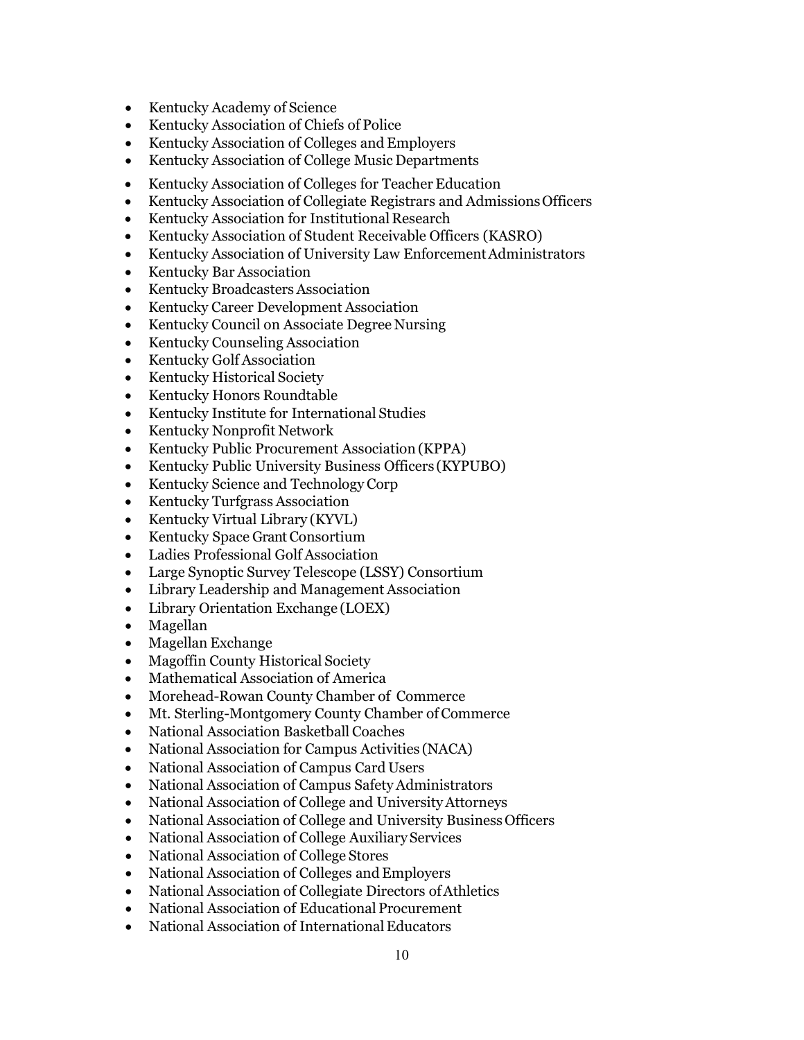- Kentucky Academy of Science
- Kentucky Association of Chiefs of Police
- Kentucky Association of Colleges and Employers
- Kentucky Association of College Music Departments
- Kentucky Association of Colleges for Teacher Education
- Kentucky Association of Collegiate Registrars and Admissions Officers
- Kentucky Association for Institutional Research
- Kentucky Association of Student Receivable Officers (KASRO)
- Kentucky Association of University Law Enforcement Administrators
- Kentucky Bar Association
- Kentucky Broadcasters Association
- Kentucky Career Development Association
- Kentucky Council on Associate Degree Nursing
- Kentucky Counseling Association
- Kentucky Golf Association
- Kentucky Historical Society
- Kentucky Honors Roundtable
- Kentucky Institute for International Studies
- Kentucky Nonprofit Network
- Kentucky Public Procurement Association (KPPA)
- Kentucky Public University Business Officers (KYPUBO)
- Kentucky Science and Technology Corp
- Kentucky Turfgrass Association
- Kentucky Virtual Library (KYVL)
- Kentucky Space Grant Consortium
- Ladies Professional Golf Association
- Large Synoptic Survey Telescope (LSSY) Consortium
- Library Leadership and Management Association
- Library Orientation Exchange (LOEX)
- Magellan
- Magellan Exchange
- Magoffin County Historical Society
- Mathematical Association of America
- Morehead-Rowan County Chamber of Commerce
- Mt. Sterling-Montgomery County Chamber of Commerce
- National Association Basketball Coaches
- National Association for Campus Activities (NACA)
- National Association of Campus Card Users
- National Association of Campus Safety Administrators
- National Association of College and University Attorneys
- National Association of College and University Business Officers
- National Association of College Auxiliary Services
- National Association of College Stores
- National Association of Colleges and Employers
- National Association of Collegiate Directors of Athletics
- National Association of Educational Procurement
- National Association of International Educators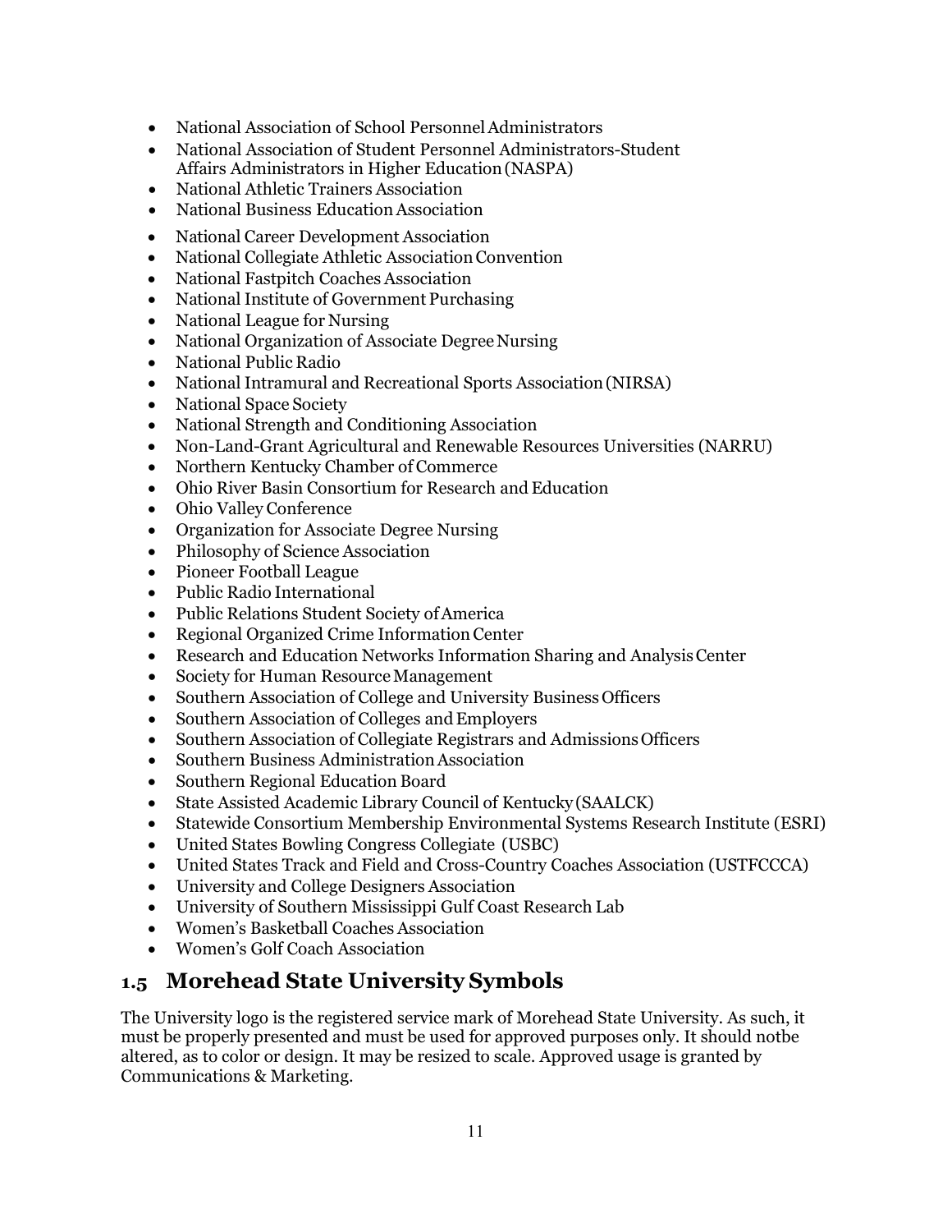- National Association of School Personnel Administrators
- National Association of Student Personnel Administrators-Student Affairs Administrators in Higher Education (NASPA)
- National Athletic Trainers Association
- National Business Education Association
- National Career Development Association
- National Collegiate Athletic Association Convention
- National Fastpitch Coaches Association
- National Institute of Government Purchasing
- National League for Nursing
- National Organization of Associate Degree Nursing
- National Public Radio
- National Intramural and Recreational Sports Association (NIRSA)
- National Space Society
- National Strength and Conditioning Association
- Non-Land-Grant Agricultural and Renewable Resources Universities (NARRU)
- Northern Kentucky Chamber of Commerce
- Ohio River Basin Consortium for Research and Education
- Ohio Valley Conference
- Organization for Associate Degree Nursing
- Philosophy of Science Association
- Pioneer Football League
- Public Radio International
- Public Relations Student Society of America
- Regional Organized Crime Information Center
- Research and Education Networks Information Sharing and Analysis Center
- Society for Human Resource Management
- Southern Association of College and University Business Officers
- Southern Association of Colleges and Employers
- Southern Association of Collegiate Registrars and Admissions Officers
- Southern Business Administration Association
- Southern Regional Education Board
- State Assisted Academic Library Council of Kentucky (SAALCK)
- Statewide Consortium Membership Environmental Systems Research Institute (ESRI)
- United States Bowling Congress Collegiate (USBC)
- United States Track and Field and Cross-Country Coaches Association (USTFCCCA)
- University and College Designers Association
- University of Southern Mississippi Gulf Coast Research Lab
- Women's Basketball Coaches Association
- Women's Golf Coach Association

## 1.5 Morehead State University Symbols

The University logo is the registered service mark of Morehead State University. As such, it must be properly presented and must be used for approved purposes only. It should notbe altered, as to color or design. It may be resized to scale. Approved usage is granted by Communications & Marketing.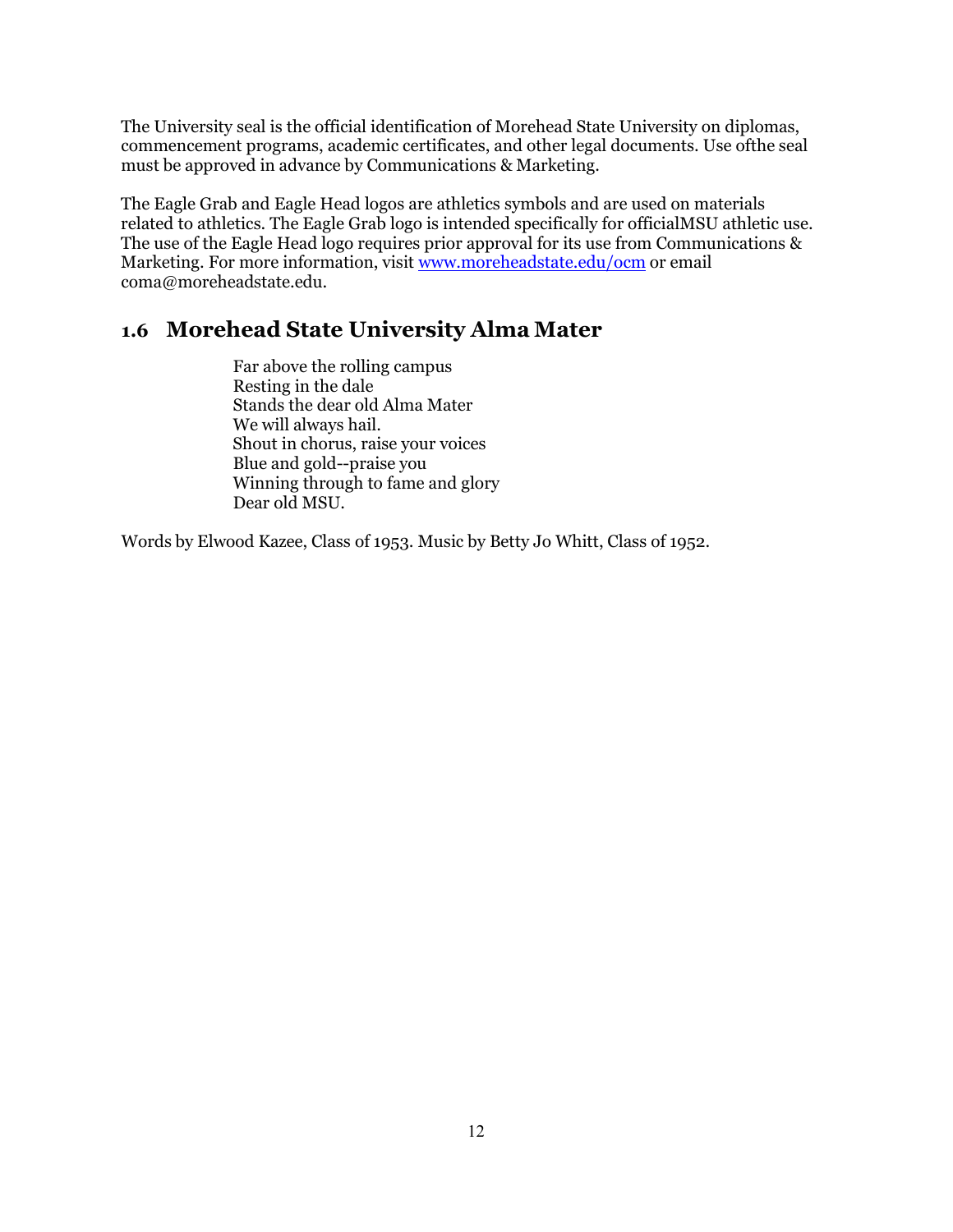The University seal is the official identification of Morehead State University on diplomas, commencement programs, academic certificates, and other legal documents. Use ofthe seal must be approved in advance by Communications & Marketing.

The Eagle Grab and Eagle Head logos are athletics symbols and are used on materials related to athletics. The Eagle Grab logo is intended specifically for officialMSU athletic use. The use of the Eagle Head logo requires prior approval for its use from Communications & Marketing. For more information, visit [www.moreheadstate.edu/ocm](http://www.moreheadstate.edu/ocm) or email coma@moreheadstate.edu.

## 1.6 Morehead State University Alma Mater

Far above the rolling campus  
Resting in the dale  
Stands the dear old Alma Mater  
We will always hail.  
Shout in chorus, raise your voices  
Blue and gold--praise you  
Winning through to fame and glory  
Dear old MSU.

Words by Elwood Kazee, Class of 1953. Music by Betty Jo Whitt, Class of 1952.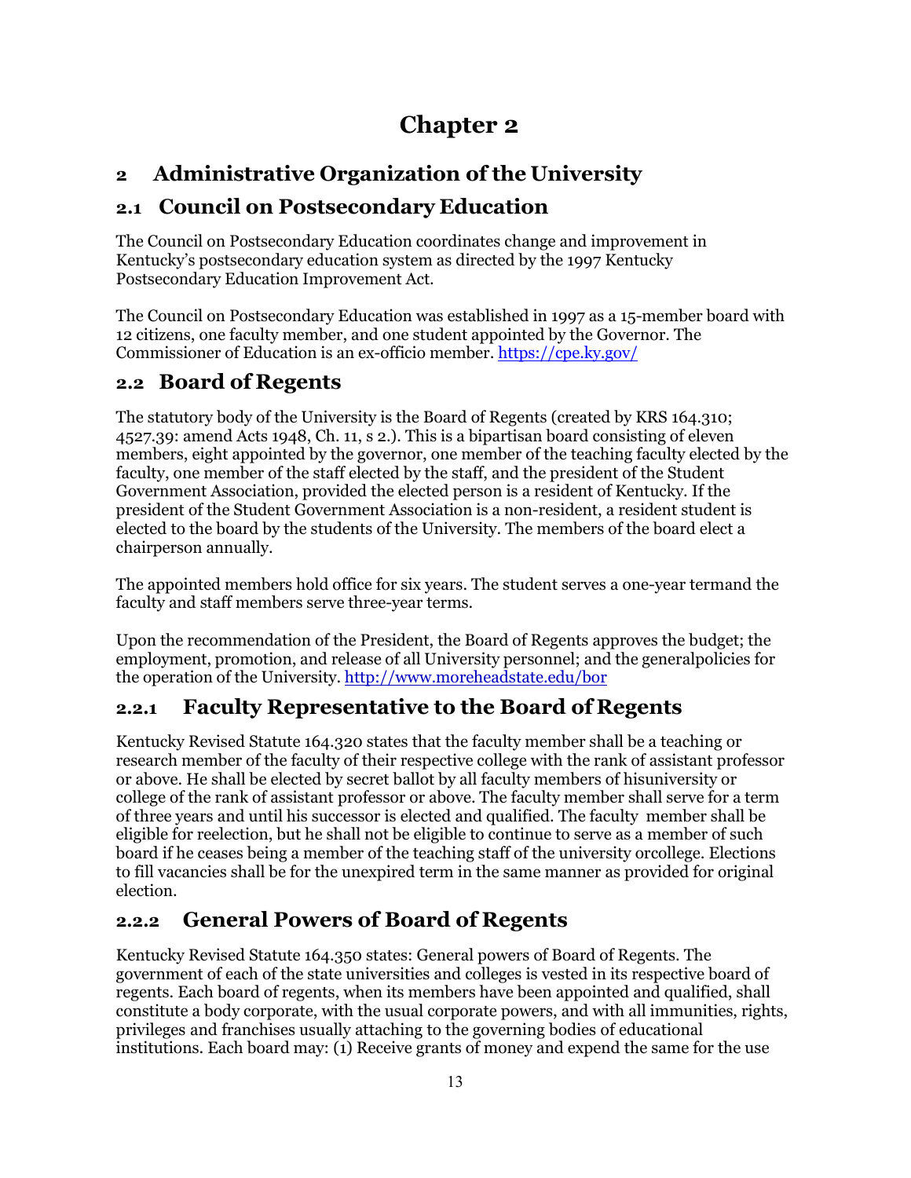# Chapter 2

## 2 Administrative Organization of the University

## 2.1 Council on Postsecondary Education

The Council on Postsecondary Education coordinates change and improvement in Kentucky's postsecondary education system as directed by the 1997 Kentucky Postsecondary Education Improvement Act.

The Council on Postsecondary Education was established in 1997 as a 15-member board with 12 citizens, one faculty member, and one student appointed by the Governor. The Commissioner of Education is an ex-officio member. https://cpe.ky.gov/

## 2.2 Board of Regents

The statutory body of the University is the Board of Regents (created by KRS 164.310; 4527.39: amend Acts 1948, Ch. 11, s 2.). This is a bipartisan board consisting of eleven members, eight appointed by the governor, one member of the teaching faculty elected by the faculty, one member of the staff elected by the staff, and the president of the Student Government Association, provided the elected person is a resident of Kentucky. If the president of the Student Government Association is a non-resident, a resident student is elected to the board by the students of the University. The members of the board elect a chairperson annually.

The appointed members hold office for six years. The student serves a one-year termand the faculty and staff members serve three-year terms.

Upon the recommendation of the President, the Board of Regents approves the budget; the employment, promotion, and release of all University personnel; and the generalpolicies for the operation of the University. http://www.moreheadstate.edu/bor

### 2.2.1 Faculty Representative to the Board of Regents

Kentucky Revised Statute 164.320 states that the faculty member shall be a teaching or research member of the faculty of their respective college with the rank of assistant professor or above. He shall be elected by secret ballot by all faculty members of hisuniversity or college of the rank of assistant professor or above. The faculty member shall serve for a term of three years and until his successor is elected and qualified. The faculty member shall be eligible for reelection, but he shall not be eligible to continue to serve as a member of such board if he ceases being a member of the teaching staff of the university orcollege. Elections to fill vacancies shall be for the unexpired term in the same manner as provided for original election.

### 2.2.2 General Powers of Board of Regents

Kentucky Revised Statute 164.350 states: General powers of Board of Regents. The government of each of the state universities and colleges is vested in its respective board of regents. Each board of regents, when its members have been appointed and qualified, shall constitute a body corporate, with the usual corporate powers, and with all immunities, rights, privileges and franchises usually attaching to the governing bodies of educational institutions. Each board may: (1) Receive grants of money and expend the same for the use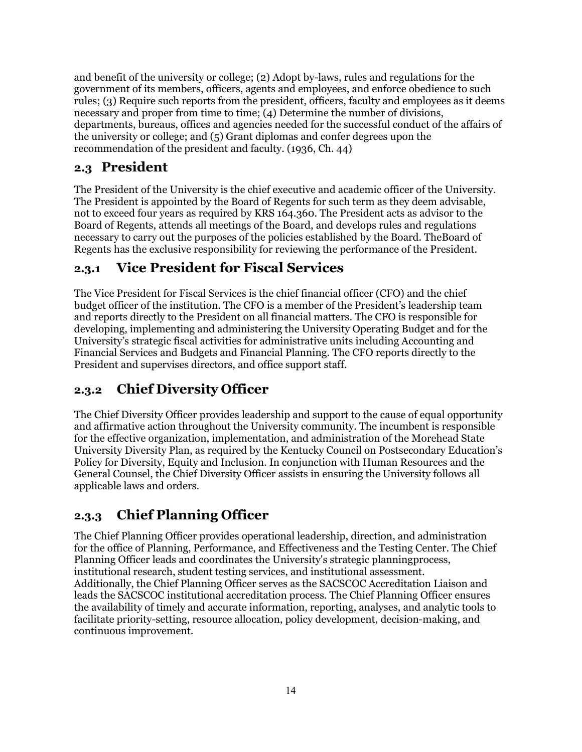and benefit of the university or college; (2) Adopt by-laws, rules and regulations for the government of its members, officers, agents and employees, and enforce obedience to such rules; (3) Require such reports from the president, officers, faculty and employees as it deems necessary and proper from time to time; (4) Determine the number of divisions, departments, bureaus, offices and agencies needed for the successful conduct of the affairs of the university or college; and (5) Grant diplomas and confer degrees upon the recommendation of the president and faculty. (1936, Ch. 44)

## 2.3 President

The President of the University is the chief executive and academic officer of the University. The President is appointed by the Board of Regents for such term as they deem advisable, not to exceed four years as required by KRS 164.360. The President acts as advisor to the Board of Regents, attends all meetings of the Board, and develops rules and regulations necessary to carry out the purposes of the policies established by the Board. TheBoard of Regents has the exclusive responsibility for reviewing the performance of the President.

### 2.3.1 Vice President for Fiscal Services

The Vice President for Fiscal Services is the chief financial officer (CFO) and the chief budget officer of the institution. The CFO is a member of the President's leadership team and reports directly to the President on all financial matters. The CFO is responsible for developing, implementing and administering the University Operating Budget and for the University's strategic fiscal activities for administrative units including Accounting and Financial Services and Budgets and Financial Planning. The CFO reports directly to the President and supervises directors, and office support staff.

### 2.3.2 Chief Diversity Officer

The Chief Diversity Officer provides leadership and support to the cause of equal opportunity and affirmative action throughout the University community. The incumbent is responsible for the effective organization, implementation, and administration of the Morehead State University Diversity Plan, as required by the Kentucky Council on Postsecondary Education's Policy for Diversity, Equity and Inclusion. In conjunction with Human Resources and the General Counsel, the Chief Diversity Officer assists in ensuring the University follows all applicable laws and orders.

### 2.3.3 Chief Planning Officer

The Chief Planning Officer provides operational leadership, direction, and administration for the office of Planning, Performance, and Effectiveness and the Testing Center. The Chief Planning Officer leads and coordinates the University's strategic planningprocess, institutional research, student testing services, and institutional assessment. Additionally, the Chief Planning Officer serves as the SACSCOC Accreditation Liaison and leads the SACSCOC institutional accreditation process. The Chief Planning Officer ensures the availability of timely and accurate information, reporting, analyses, and analytic tools to facilitate priority-setting, resource allocation, policy development, decision-making, and continuous improvement.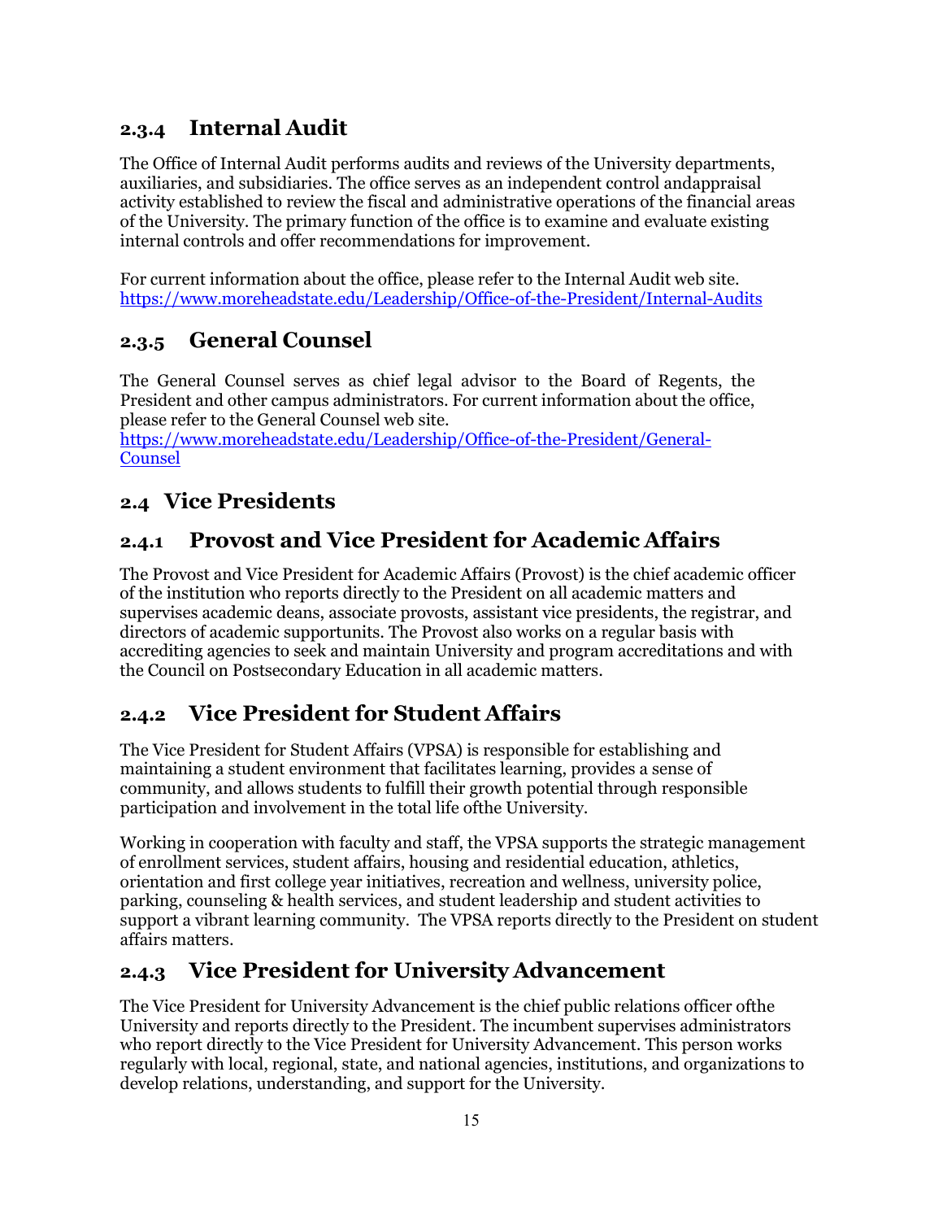### 2.3.4 Internal Audit

The Office of Internal Audit performs audits and reviews of the University departments, auxiliaries, and subsidiaries. The office serves as an independent control andappraisal activity established to review the fiscal and administrative operations of the financial areas of the University. The primary function of the office is to examine and evaluate existing internal controls and offer recommendations for improvement.

For current information about the office, please refer to the Internal Audit web site. [https://www.moreheadstate.edu/Leadership/Office-of-the-President/Internal-Audits](https://www.moreheadstate.edu/Leadership/Office-of-the-President/Internal-Audits)

### 2.3.5 General Counsel

The General Counsel serves as chief legal advisor to the Board of Regents, the President and other campus administrators. For current information about the office, please refer to the General Counsel web site.
[https://www.moreheadstate.edu/Leadership/Office-of-the-President/General-Counsel](https://www.moreheadstate.edu/Leadership/Office-of-the-President/General-Counsel)

## 2.4 Vice Presidents

### 2.4.1 Provost and Vice President for Academic Affairs

The Provost and Vice President for Academic Affairs (Provost) is the chief academic officer of the institution who reports directly to the President on all academic matters and supervises academic deans, associate provosts, assistant vice presidents, the registrar, and directors of academic supportunits. The Provost also works on a regular basis with accrediting agencies to seek and maintain University and program accreditations and with the Council on Postsecondary Education in all academic matters.

### 2.4.2 Vice President for Student Affairs

The Vice President for Student Affairs (VPSA) is responsible for establishing and maintaining a student environment that facilitates learning, provides a sense of community, and allows students to fulfill their growth potential through responsible participation and involvement in the total life ofthe University.

Working in cooperation with faculty and staff, the VPSA supports the strategic management of enrollment services, student affairs, housing and residential education, athletics, orientation and first college year initiatives, recreation and wellness, university police, parking, counseling & health services, and student leadership and student activities to support a vibrant learning community. The VPSA reports directly to the President on student affairs matters.

### 2.4.3 Vice President for University Advancement

The Vice President for University Advancement is the chief public relations officer ofthe University and reports directly to the President. The incumbent supervises administrators who report directly to the Vice President for University Advancement. This person works regularly with local, regional, state, and national agencies, institutions, and organizations to develop relations, understanding, and support for the University.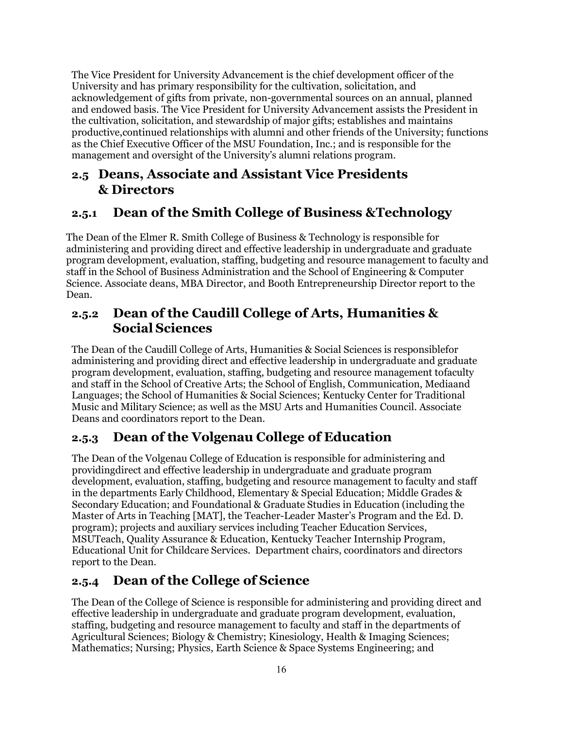The Vice President for University Advancement is the chief development officer of the University and has primary responsibility for the cultivation, solicitation, and acknowledgement of gifts from private, non-governmental sources on an annual, planned and endowed basis. The Vice President for University Advancement assists the President in the cultivation, solicitation, and stewardship of major gifts; establishes and maintains productive,continued relationships with alumni and other friends of the University; functions as the Chief Executive Officer of the MSU Foundation, Inc.; and is responsible for the management and oversight of the University's alumni relations program.

## 2.5 Deans, Associate and Assistant Vice Presidents & Directors

### 2.5.1 Dean of the Smith College of Business &Technology

The Dean of the Elmer R. Smith College of Business & Technology is responsible for administering and providing direct and effective leadership in undergraduate and graduate program development, evaluation, staffing, budgeting and resource management to faculty and staff in the School of Business Administration and the School of Engineering & Computer Science. Associate deans, MBA Director, and Booth Entrepreneurship Director report to the Dean.

### 2.5.2 Dean of the Caudill College of Arts, Humanities & Social Sciences

The Dean of the Caudill College of Arts, Humanities & Social Sciences is responsiblefor administering and providing direct and effective leadership in undergraduate and graduate program development, evaluation, staffing, budgeting and resource management tofaculty and staff in the School of Creative Arts; the School of English, Communication, Mediaand Languages; the School of Humanities & Social Sciences; Kentucky Center for Traditional Music and Military Science; as well as the MSU Arts and Humanities Council. Associate Deans and coordinators report to the Dean.

### 2.5.3 Dean of the Volgenau College of Education

The Dean of the Volgenau College of Education is responsible for administering and providingdirect and effective leadership in undergraduate and graduate program development, evaluation, staffing, budgeting and resource management to faculty and staff in the departments Early Childhood, Elementary & Special Education; Middle Grades & Secondary Education; and Foundational & Graduate Studies in Education (including the Master of Arts in Teaching [MAT], the Teacher-Leader Master's Program and the Ed. D. program); projects and auxiliary services including Teacher Education Services, MSUTeach, Quality Assurance & Education, Kentucky Teacher Internship Program, Educational Unit for Childcare Services. Department chairs, coordinators and directors report to the Dean.

### 2.5.4 Dean of the College of Science

The Dean of the College of Science is responsible for administering and providing direct and effective leadership in undergraduate and graduate program development, evaluation, staffing, budgeting and resource management to faculty and staff in the departments of Agricultural Sciences; Biology & Chemistry; Kinesiology, Health & Imaging Sciences; Mathematics; Nursing; Physics, Earth Science & Space Systems Engineering; and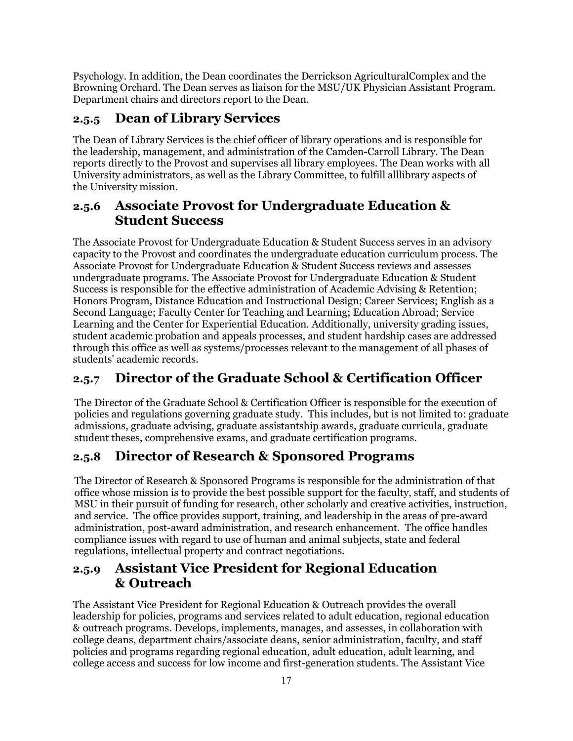Psychology. In addition, the Dean coordinates the Derrickson AgriculturalComplex and the Browning Orchard. The Dean serves as liaison for the MSU/UK Physician Assistant Program. Department chairs and directors report to the Dean.

### 2.5.5 Dean of Library Services

The Dean of Library Services is the chief officer of library operations and is responsible for the leadership, management, and administration of the Camden-Carroll Library. The Dean reports directly to the Provost and supervises all library employees. The Dean works with all University administrators, as well as the Library Committee, to fulfill alllibrary aspects of the University mission.

### 2.5.6 Associate Provost for Undergraduate Education & Student Success

The Associate Provost for Undergraduate Education & Student Success serves in an advisory capacity to the Provost and coordinates the undergraduate education curriculum process. The Associate Provost for Undergraduate Education & Student Success reviews and assesses undergraduate programs. The Associate Provost for Undergraduate Education & Student Success is responsible for the effective administration of Academic Advising & Retention; Honors Program, Distance Education and Instructional Design; Career Services; English as a Second Language; Faculty Center for Teaching and Learning; Education Abroad; Service Learning and the Center for Experiential Education. Additionally, university grading issues, student academic probation and appeals processes, and student hardship cases are addressed through this office as well as systems/processes relevant to the management of all phases of students' academic records.

### 2.5.7 Director of the Graduate School & Certification Officer

The Director of the Graduate School & Certification Officer is responsible for the execution of policies and regulations governing graduate study. This includes, but is not limited to: graduate admissions, graduate advising, graduate assistantship awards, graduate curricula, graduate student theses, comprehensive exams, and graduate certification programs.

### 2.5.8 Director of Research & Sponsored Programs

The Director of Research & Sponsored Programs is responsible for the administration of that office whose mission is to provide the best possible support for the faculty, staff, and students of MSU in their pursuit of funding for research, other scholarly and creative activities, instruction, and service. The office provides support, training, and leadership in the areas of pre-award administration, post-award administration, and research enhancement. The office handles compliance issues with regard to use of human and animal subjects, state and federal regulations, intellectual property and contract negotiations.

### 2.5.9 Assistant Vice President for Regional Education & Outreach

The Assistant Vice President for Regional Education & Outreach provides the overall leadership for policies, programs and services related to adult education, regional education & outreach programs. Develops, implements, manages, and assesses, in collaboration with college deans, department chairs/associate deans, senior administration, faculty, and staff policies and programs regarding regional education, adult education, adult learning, and college access and success for low income and first-generation students. The Assistant Vice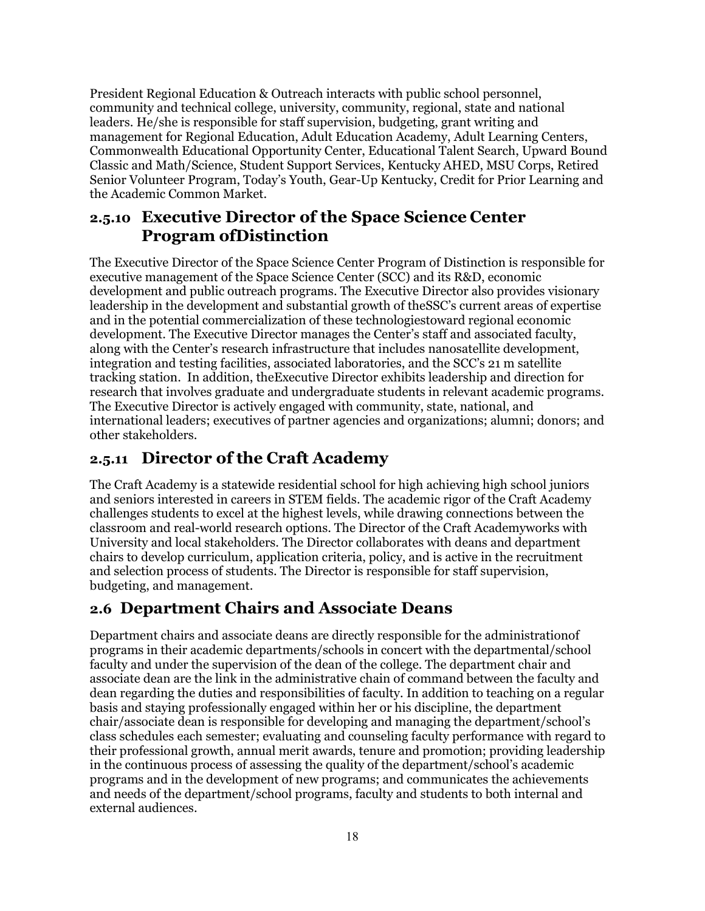President Regional Education & Outreach interacts with public school personnel, community and technical college, university, community, regional, state and national leaders. He/she is responsible for staff supervision, budgeting, grant writing and management for Regional Education, Adult Education Academy, Adult Learning Centers, Commonwealth Educational Opportunity Center, Educational Talent Search, Upward Bound Classic and Math/Science, Student Support Services, Kentucky AHED, MSU Corps, Retired Senior Volunteer Program, Today's Youth, Gear-Up Kentucky, Credit for Prior Learning and the Academic Common Market.

### 2.5.10 Executive Director of the Space Science Center Program ofDistinction

The Executive Director of the Space Science Center Program of Distinction is responsible for executive management of the Space Science Center (SCC) and its R&D, economic development and public outreach programs. The Executive Director also provides visionary leadership in the development and substantial growth of theSSC's current areas of expertise and in the potential commercialization of these technologiestoward regional economic development. The Executive Director manages the Center's staff and associated faculty, along with the Center's research infrastructure that includes nanosatellite development, integration and testing facilities, associated laboratories, and the SCC's 21 m satellite tracking station. In addition, theExecutive Director exhibits leadership and direction for research that involves graduate and undergraduate students in relevant academic programs. The Executive Director is actively engaged with community, state, national, and international leaders; executives of partner agencies and organizations; alumni; donors; and other stakeholders.

### 2.5.11 Director of the Craft Academy

The Craft Academy is a statewide residential school for high achieving high school juniors and seniors interested in careers in STEM fields. The academic rigor of the Craft Academy challenges students to excel at the highest levels, while drawing connections between the classroom and real-world research options. The Director of the Craft Academyworks with University and local stakeholders. The Director collaborates with deans and department chairs to develop curriculum, application criteria, policy, and is active in the recruitment and selection process of students. The Director is responsible for staff supervision, budgeting, and management.

## 2.6 Department Chairs and Associate Deans

Department chairs and associate deans are directly responsible for the administrationof programs in their academic departments/schools in concert with the departmental/school faculty and under the supervision of the dean of the college. The department chair and associate dean are the link in the administrative chain of command between the faculty and dean regarding the duties and responsibilities of faculty. In addition to teaching on a regular basis and staying professionally engaged within her or his discipline, the department chair/associate dean is responsible for developing and managing the department/school's class schedules each semester; evaluating and counseling faculty performance with regard to their professional growth, annual merit awards, tenure and promotion; providing leadership in the continuous process of assessing the quality of the department/school's academic programs and in the development of new programs; and communicates the achievements and needs of the department/school programs, faculty and students to both internal and external audiences.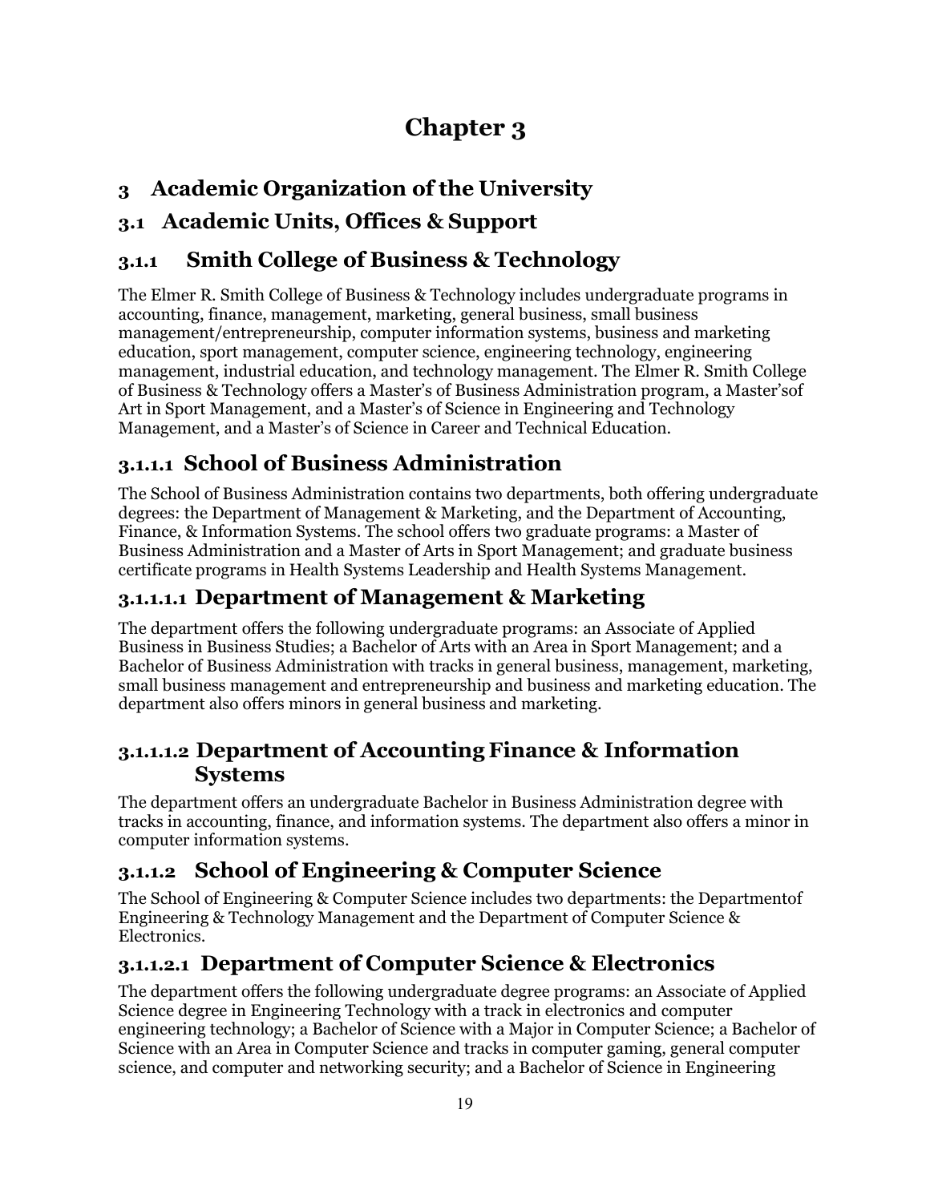# Chapter 3

## 3 Academic Organization of the University

## 3.1 Academic Units, Offices & Support

### 3.1.1 Smith College of Business & Technology

The Elmer R. Smith College of Business & Technology includes undergraduate programs in accounting, finance, management, marketing, general business, small business management/entrepreneurship, computer information systems, business and marketing education, sport management, computer science, engineering technology, engineering management, industrial education, and technology management. The Elmer R. Smith College of Business & Technology offers a Master's of Business Administration program, a Master'sof Art in Sport Management, and a Master's of Science in Engineering and Technology Management, and a Master's of Science in Career and Technical Education.

#### 3.1.1.1 School of Business Administration

The School of Business Administration contains two departments, both offering undergraduate degrees: the Department of Management & Marketing, and the Department of Accounting, Finance, & Information Systems. The school offers two graduate programs: a Master of Business Administration and a Master of Arts in Sport Management; and graduate business certificate programs in Health Systems Leadership and Health Systems Management.

##### 3.1.1.1.1 Department of Management & Marketing

The department offers the following undergraduate programs: an Associate of Applied Business in Business Studies; a Bachelor of Arts with an Area in Sport Management; and a Bachelor of Business Administration with tracks in general business, management, marketing, small business management and entrepreneurship and business and marketing education. The department also offers minors in general business and marketing.

##### 3.1.1.1.2 Department of Accounting Finance & Information Systems

The department offers an undergraduate Bachelor in Business Administration degree with tracks in accounting, finance, and information systems. The department also offers a minor in computer information systems.

#### 3.1.1.2 School of Engineering & Computer Science

The School of Engineering & Computer Science includes two departments: the Departmentof Engineering & Technology Management and the Department of Computer Science & Electronics.

##### 3.1.1.2.1 Department of Computer Science & Electronics

The department offers the following undergraduate degree programs: an Associate of Applied Science degree in Engineering Technology with a track in electronics and computer engineering technology; a Bachelor of Science with a Major in Computer Science; a Bachelor of Science with an Area in Computer Science and tracks in computer gaming, general computer science, and computer and networking security; and a Bachelor of Science in Engineering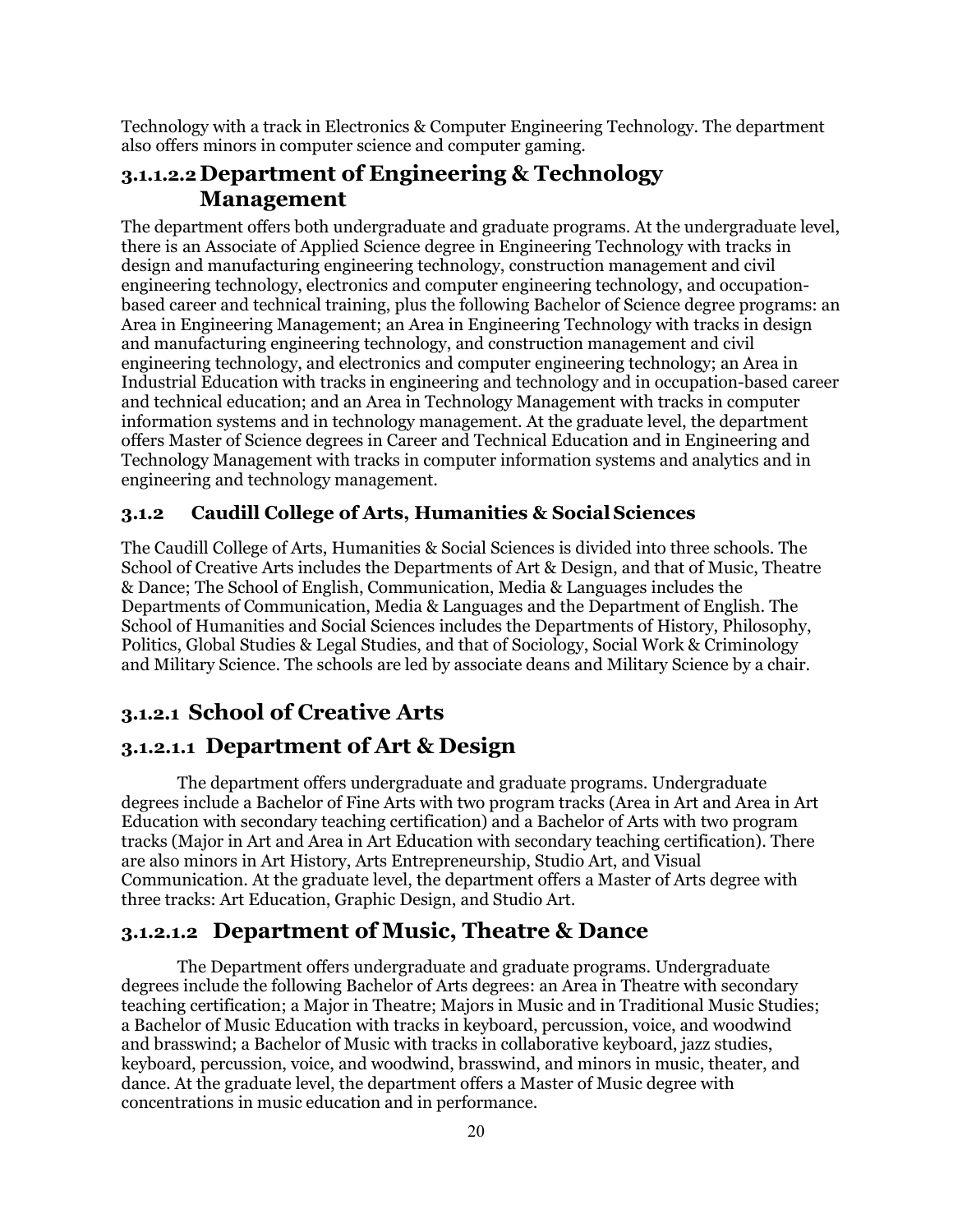Technology with a track in Electronics & Computer Engineering Technology. The department also offers minors in computer science and computer gaming.

#### 3.1.1.2.2 Department of Engineering & Technology Management

The department offers both undergraduate and graduate programs. At the undergraduate level, there is an Associate of Applied Science degree in Engineering Technology with tracks in design and manufacturing engineering technology, construction management and civil engineering technology, electronics and computer engineering technology, and occupation-based career and technical training, plus the following Bachelor of Science degree programs: an Area in Engineering Management; an Area in Engineering Technology with tracks in design and manufacturing engineering technology, and construction management and civil engineering technology, and electronics and computer engineering technology; an Area in Industrial Education with tracks in engineering and technology and in occupation-based career and technical education; and an Area in Technology Management with tracks in computer information systems and in technology management. At the graduate level, the department offers Master of Science degrees in Career and Technical Education and in Engineering and Technology Management with tracks in computer information systems and analytics and in engineering and technology management.

### 3.1.2 Caudill College of Arts, Humanities & Social Sciences

The Caudill College of Arts, Humanities & Social Sciences is divided into three schools. The School of Creative Arts includes the Departments of Art & Design, and that of Music, Theatre & Dance; The School of English, Communication, Media & Languages includes the Departments of Communication, Media & Languages and the Department of English. The School of Humanities and Social Sciences includes the Departments of History, Philosophy, Politics, Global Studies & Legal Studies, and that of Sociology, Social Work & Criminology and Military Science. The schools are led by associate deans and Military Science by a chair.

## 3.1.2.1 School of Creative Arts

## 3.1.2.1.1 Department of Art & Design

The department offers undergraduate and graduate programs. Undergraduate degrees include a Bachelor of Fine Arts with two program tracks (Area in Art and Area in Art Education with secondary teaching certification) and a Bachelor of Arts with two program tracks (Major in Art and Area in Art Education with secondary teaching certification). There are also minors in Art History, Arts Entrepreneurship, Studio Art, and Visual Communication. At the graduate level, the department offers a Master of Arts degree with three tracks: Art Education, Graphic Design, and Studio Art.

## 3.1.2.1.2 Department of Music, Theatre & Dance

The Department offers undergraduate and graduate programs. Undergraduate degrees include the following Bachelor of Arts degrees: an Area in Theatre with secondary teaching certification; a Major in Theatre; Majors in Music and in Traditional Music Studies; a Bachelor of Music Education with tracks in keyboard, percussion, voice, and woodwind and brasswind; a Bachelor of Music with tracks in collaborative keyboard, jazz studies, keyboard, percussion, voice, and woodwind, brasswind, and minors in music, theater, and dance. At the graduate level, the department offers a Master of Music degree with concentrations in music education and in performance.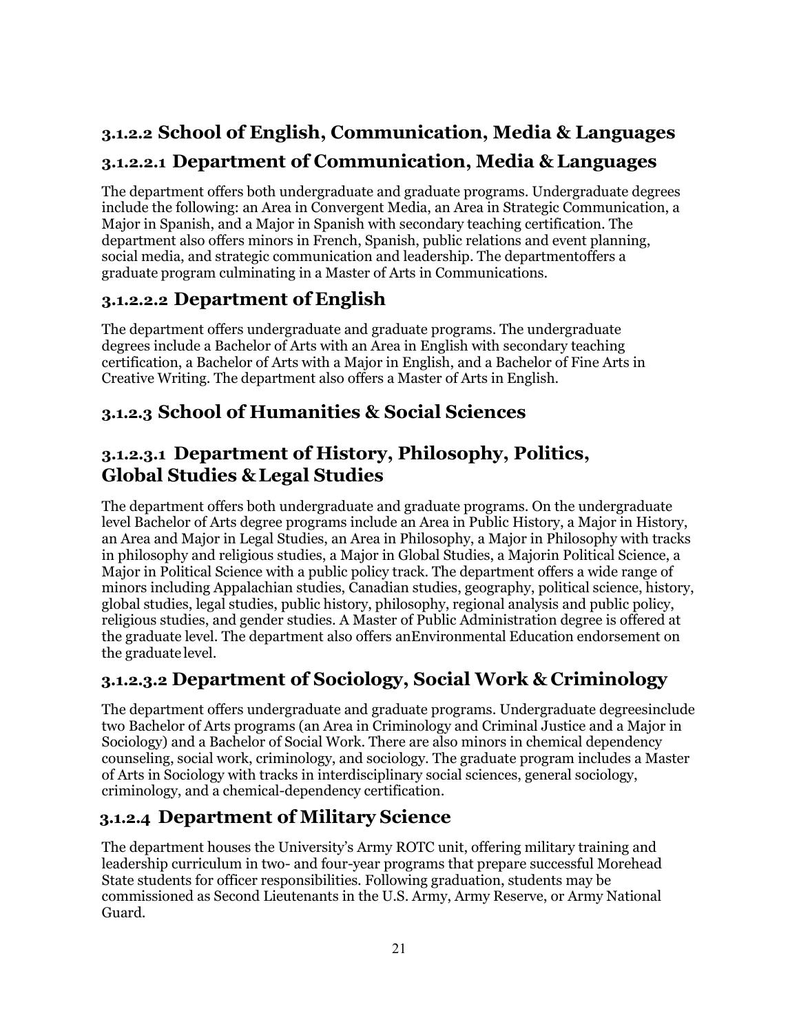### 3.1.2.2 School of English, Communication, Media & Languages

#### 3.1.2.2.1 Department of Communication, Media & Languages

The department offers both undergraduate and graduate programs. Undergraduate degrees include the following: an Area in Convergent Media, an Area in Strategic Communication, a Major in Spanish, and a Major in Spanish with secondary teaching certification. The department also offers minors in French, Spanish, public relations and event planning, social media, and strategic communication and leadership. The departmentoffers a graduate program culminating in a Master of Arts in Communications.

#### 3.1.2.2.2 Department of English

The department offers undergraduate and graduate programs. The undergraduate degrees include a Bachelor of Arts with an Area in English with secondary teaching certification, a Bachelor of Arts with a Major in English, and a Bachelor of Fine Arts in Creative Writing. The department also offers a Master of Arts in English.

### 3.1.2.3 School of Humanities & Social Sciences

#### 3.1.2.3.1 Department of History, Philosophy, Politics, Global Studies & Legal Studies

The department offers both undergraduate and graduate programs. On the undergraduate level Bachelor of Arts degree programs include an Area in Public History, a Major in History, an Area and Major in Legal Studies, an Area in Philosophy, a Major in Philosophy with tracks in philosophy and religious studies, a Major in Global Studies, a Majorin Political Science, a Major in Political Science with a public policy track. The department offers a wide range of minors including Appalachian studies, Canadian studies, geography, political science, history, global studies, legal studies, public history, philosophy, regional analysis and public policy, religious studies, and gender studies. A Master of Public Administration degree is offered at the graduate level. The department also offers anEnvironmental Education endorsement on the graduate level.

#### 3.1.2.3.2 Department of Sociology, Social Work & Criminology

The department offers undergraduate and graduate programs. Undergraduate degreesinclude two Bachelor of Arts programs (an Area in Criminology and Criminal Justice and a Major in Sociology) and a Bachelor of Social Work. There are also minors in chemical dependency counseling, social work, criminology, and sociology. The graduate program includes a Master of Arts in Sociology with tracks in interdisciplinary social sciences, general sociology, criminology, and a chemical-dependency certification.

### 3.1.2.4 Department of Military Science

The department houses the University's Army ROTC unit, offering military training and leadership curriculum in two- and four-year programs that prepare successful Morehead State students for officer responsibilities. Following graduation, students may be commissioned as Second Lieutenants in the U.S. Army, Army Reserve, or Army National Guard.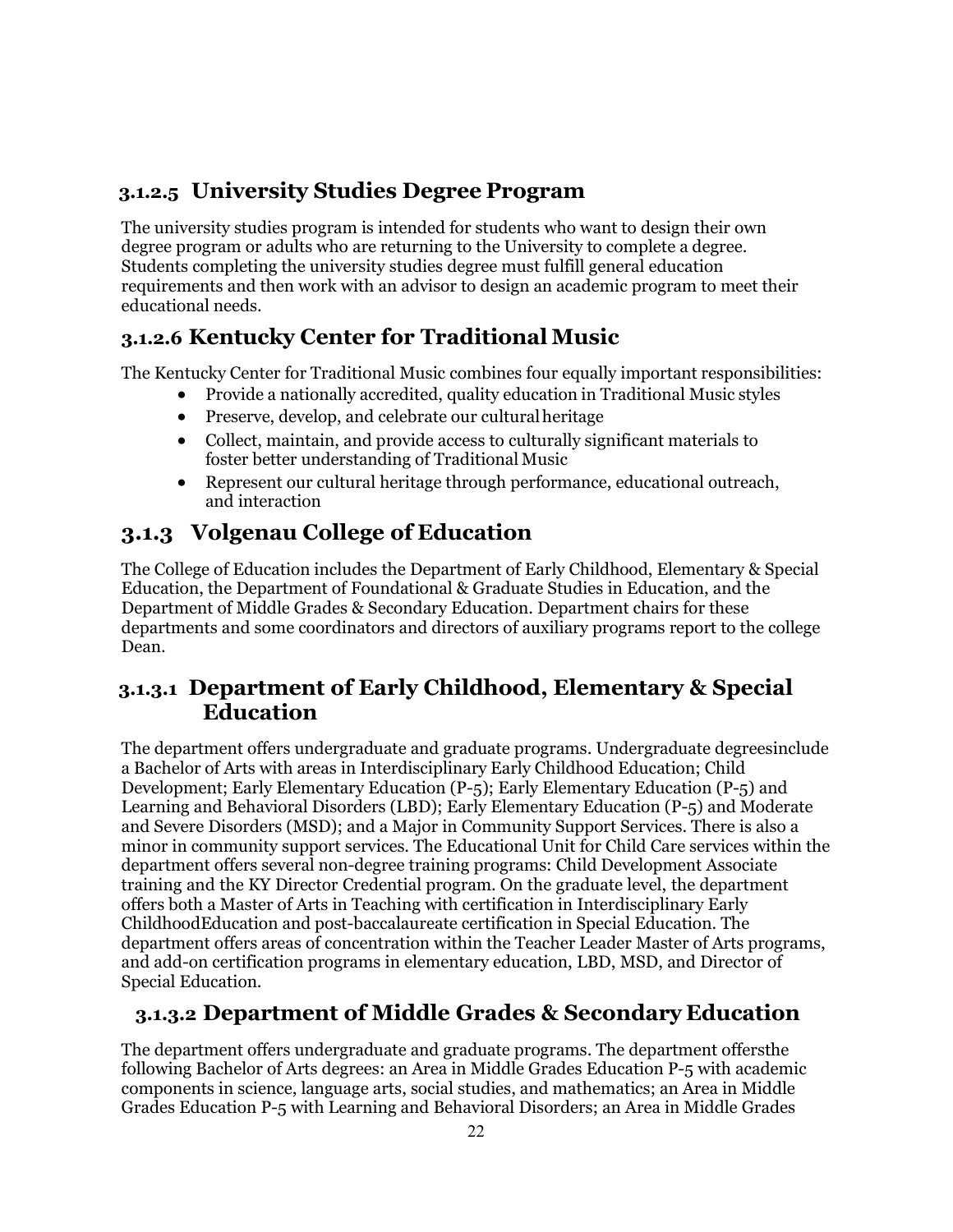### 3.1.2.5 University Studies Degree Program

The university studies program is intended for students who want to design their own degree program or adults who are returning to the University to complete a degree. Students completing the university studies degree must fulfill general education requirements and then work with an advisor to design an academic program to meet their educational needs.

### 3.1.2.6 Kentucky Center for Traditional Music

The Kentucky Center for Traditional Music combines four equally important responsibilities:

- Provide a nationally accredited, quality education in Traditional Music styles
- Preserve, develop, and celebrate our cultural heritage
- Collect, maintain, and provide access to culturally significant materials to foster better understanding of Traditional Music
- Represent our cultural heritage through performance, educational outreach, and interaction

## 3.1.3 Volgenau College of Education

The College of Education includes the Department of Early Childhood, Elementary & Special Education, the Department of Foundational & Graduate Studies in Education, and the Department of Middle Grades & Secondary Education. Department chairs for these departments and some coordinators and directors of auxiliary programs report to the college Dean.

### 3.1.3.1 Department of Early Childhood, Elementary & Special Education

The department offers undergraduate and graduate programs. Undergraduate degreesinclude a Bachelor of Arts with areas in Interdisciplinary Early Childhood Education; Child Development; Early Elementary Education (P-5); Early Elementary Education (P-5) and Learning and Behavioral Disorders (LBD); Early Elementary Education (P-5) and Moderate and Severe Disorders (MSD); and a Major in Community Support Services. There is also a minor in community support services. The Educational Unit for Child Care services within the department offers several non-degree training programs: Child Development Associate training and the KY Director Credential program. On the graduate level, the department offers both a Master of Arts in Teaching with certification in Interdisciplinary Early ChildhoodEducation and post-baccalaureate certification in Special Education. The department offers areas of concentration within the Teacher Leader Master of Arts programs, and add-on certification programs in elementary education, LBD, MSD, and Director of Special Education.

### 3.1.3.2 Department of Middle Grades & Secondary Education

The department offers undergraduate and graduate programs. The department offersthe following Bachelor of Arts degrees: an Area in Middle Grades Education P-5 with academic components in science, language arts, social studies, and mathematics; an Area in Middle Grades Education P-5 with Learning and Behavioral Disorders; an Area in Middle Grades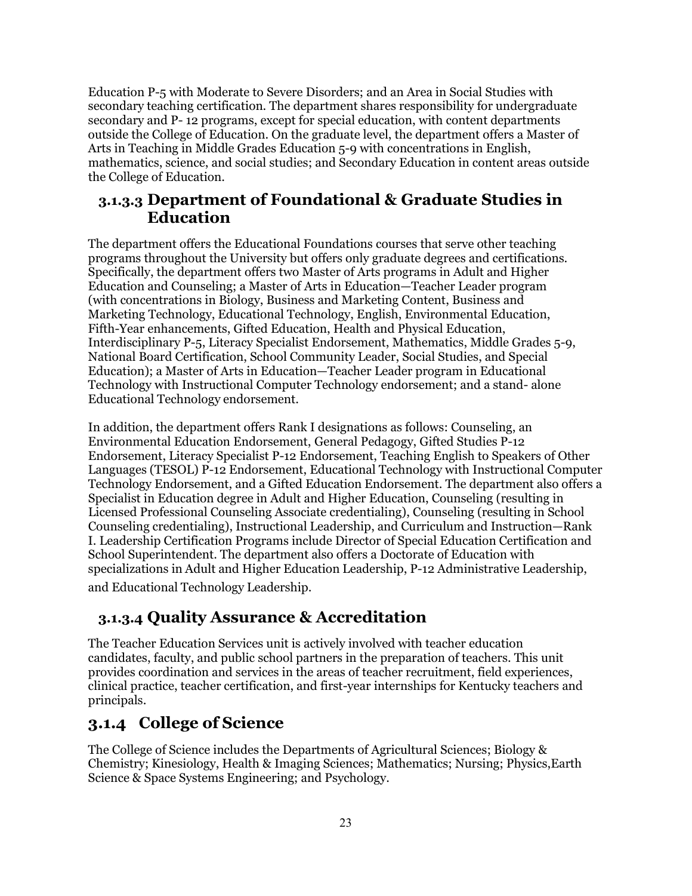Education P-5 with Moderate to Severe Disorders; and an Area in Social Studies with secondary teaching certification. The department shares responsibility for undergraduate secondary and P- 12 programs, except for special education, with content departments outside the College of Education. On the graduate level, the department offers a Master of Arts in Teaching in Middle Grades Education 5-9 with concentrations in English, mathematics, science, and social studies; and Secondary Education in content areas outside the College of Education.

### 3.1.3.3 Department of Foundational & Graduate Studies in Education

The department offers the Educational Foundations courses that serve other teaching programs throughout the University but offers only graduate degrees and certifications. Specifically, the department offers two Master of Arts programs in Adult and Higher Education and Counseling; a Master of Arts in Education—Teacher Leader program (with concentrations in Biology, Business and Marketing Content, Business and Marketing Technology, Educational Technology, English, Environmental Education, Fifth-Year enhancements, Gifted Education, Health and Physical Education, Interdisciplinary P-5, Literacy Specialist Endorsement, Mathematics, Middle Grades 5-9, National Board Certification, School Community Leader, Social Studies, and Special Education); a Master of Arts in Education—Teacher Leader program in Educational Technology with Instructional Computer Technology endorsement; and a stand- alone Educational Technology endorsement.

In addition, the department offers Rank I designations as follows: Counseling, an Environmental Education Endorsement, General Pedagogy, Gifted Studies P-12 Endorsement, Literacy Specialist P-12 Endorsement, Teaching English to Speakers of Other Languages (TESOL) P-12 Endorsement, Educational Technology with Instructional Computer Technology Endorsement, and a Gifted Education Endorsement. The department also offers a Specialist in Education degree in Adult and Higher Education, Counseling (resulting in Licensed Professional Counseling Associate credentialing), Counseling (resulting in School Counseling credentialing), Instructional Leadership, and Curriculum and Instruction—Rank I. Leadership Certification Programs include Director of Special Education Certification and School Superintendent. The department also offers a Doctorate of Education with specializations in Adult and Higher Education Leadership, P-12 Administrative Leadership, and Educational Technology Leadership.

### 3.1.3.4 Quality Assurance & Accreditation

The Teacher Education Services unit is actively involved with teacher education candidates, faculty, and public school partners in the preparation of teachers. This unit provides coordination and services in the areas of teacher recruitment, field experiences, clinical practice, teacher certification, and first-year internships for Kentucky teachers and principals.

## 3.1.4 College of Science

The College of Science includes the Departments of Agricultural Sciences; Biology & Chemistry; Kinesiology, Health & Imaging Sciences; Mathematics; Nursing; Physics,Earth Science & Space Systems Engineering; and Psychology.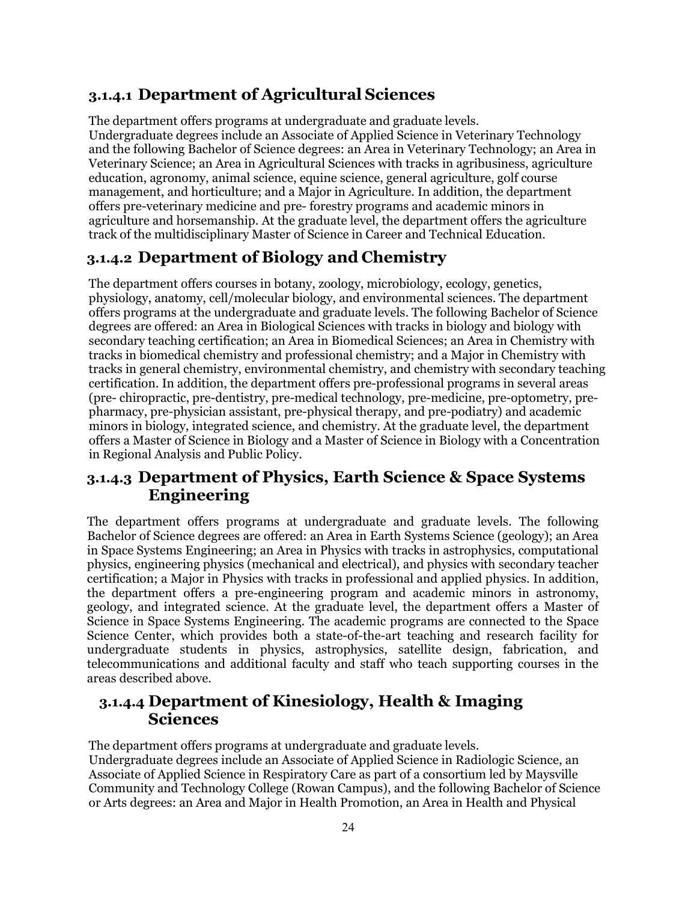### 3.1.4.1 Department of Agricultural Sciences

The department offers programs at undergraduate and graduate levels. Undergraduate degrees include an Associate of Applied Science in Veterinary Technology and the following Bachelor of Science degrees: an Area in Veterinary Technology; an Area in Veterinary Science; an Area in Agricultural Sciences with tracks in agribusiness, agriculture education, agronomy, animal science, equine science, general agriculture, golf course management, and horticulture; and a Major in Agriculture. In addition, the department offers pre-veterinary medicine and pre- forestry programs and academic minors in agriculture and horsemanship. At the graduate level, the department offers the agriculture track of the multidisciplinary Master of Science in Career and Technical Education.

### 3.1.4.2 Department of Biology and Chemistry

The department offers courses in botany, zoology, microbiology, ecology, genetics, physiology, anatomy, cell/molecular biology, and environmental sciences. The department offers programs at the undergraduate and graduate levels. The following Bachelor of Science degrees are offered: an Area in Biological Sciences with tracks in biology and biology with secondary teaching certification; an Area in Biomedical Sciences; an Area in Chemistry with tracks in biomedical chemistry and professional chemistry; and a Major in Chemistry with tracks in general chemistry, environmental chemistry, and chemistry with secondary teaching certification. In addition, the department offers pre-professional programs in several areas (pre- chiropractic, pre-dentistry, pre-medical technology, pre-medicine, pre-optometry, pre-pharmacy, pre-physician assistant, pre-physical therapy, and pre-podiatry) and academic minors in biology, integrated science, and chemistry. At the graduate level, the department offers a Master of Science in Biology and a Master of Science in Biology with a Concentration in Regional Analysis and Public Policy.

### 3.1.4.3 Department of Physics, Earth Science & Space Systems Engineering

The department offers programs at undergraduate and graduate levels. The following Bachelor of Science degrees are offered: an Area in Earth Systems Science (geology); an Area in Space Systems Engineering; an Area in Physics with tracks in astrophysics, computational physics, engineering physics (mechanical and electrical), and physics with secondary teacher certification; a Major in Physics with tracks in professional and applied physics. In addition, the department offers a pre-engineering program and academic minors in astronomy, geology, and integrated science. At the graduate level, the department offers a Master of Science in Space Systems Engineering. The academic programs are connected to the Space Science Center, which provides both a state-of-the-art teaching and research facility for undergraduate students in physics, astrophysics, satellite design, fabrication, and telecommunications and additional faculty and staff who teach supporting courses in the areas described above.

### 3.1.4.4 Department of Kinesiology, Health & Imaging Sciences

The department offers programs at undergraduate and graduate levels. Undergraduate degrees include an Associate of Applied Science in Radiologic Science, an Associate of Applied Science in Respiratory Care as part of a consortium led by Maysville Community and Technology College (Rowan Campus), and the following Bachelor of Science or Arts degrees: an Area and Major in Health Promotion, an Area in Health and Physical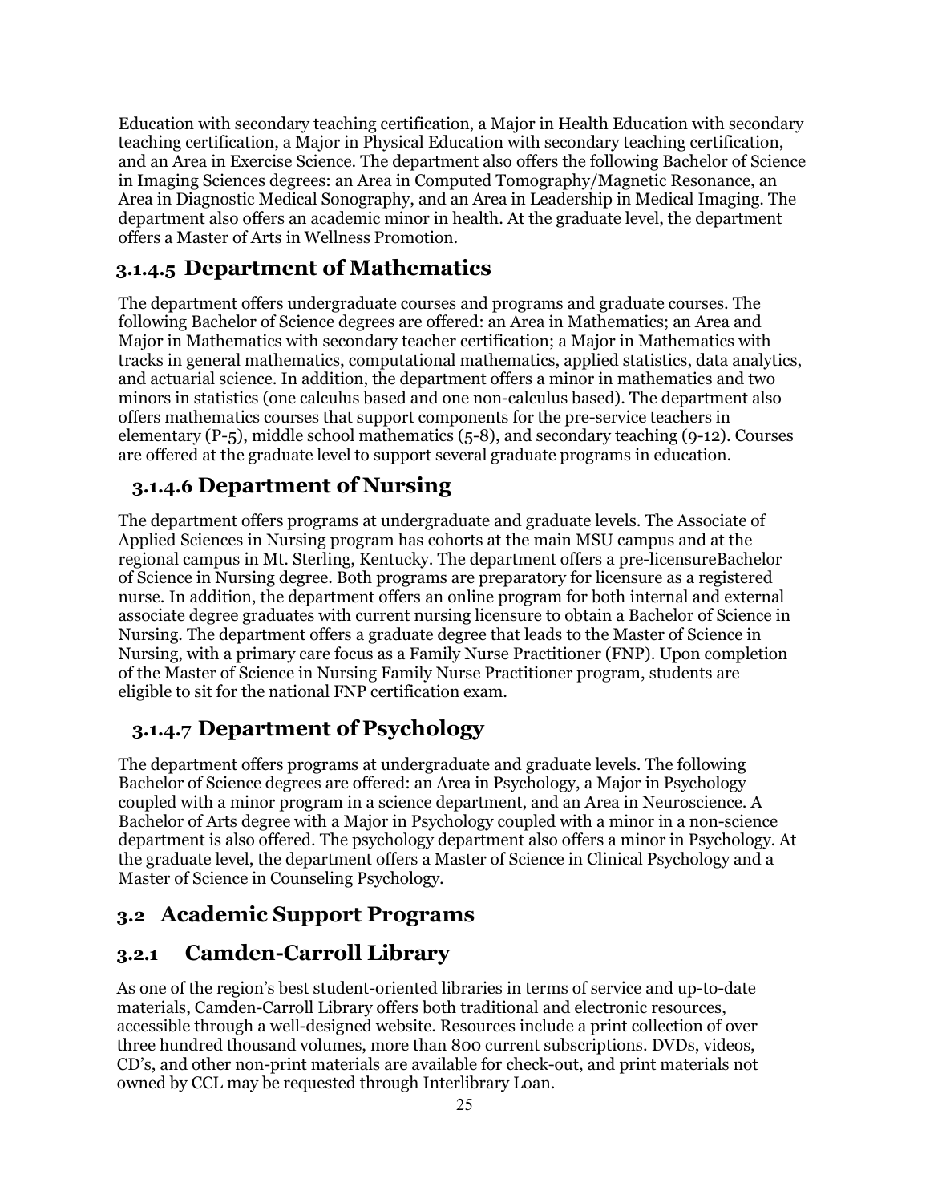Education with secondary teaching certification, a Major in Health Education with secondary teaching certification, a Major in Physical Education with secondary teaching certification, and an Area in Exercise Science. The department also offers the following Bachelor of Science in Imaging Sciences degrees: an Area in Computed Tomography/Magnetic Resonance, an Area in Diagnostic Medical Sonography, and an Area in Leadership in Medical Imaging. The department also offers an academic minor in health. At the graduate level, the department offers a Master of Arts in Wellness Promotion.

#### 3.1.4.5 Department of Mathematics

The department offers undergraduate courses and programs and graduate courses. The following Bachelor of Science degrees are offered: an Area in Mathematics; an Area and Major in Mathematics with secondary teacher certification; a Major in Mathematics with tracks in general mathematics, computational mathematics, applied statistics, data analytics, and actuarial science. In addition, the department offers a minor in mathematics and two minors in statistics (one calculus based and one non-calculus based). The department also offers mathematics courses that support components for the pre-service teachers in elementary (P-5), middle school mathematics (5-8), and secondary teaching (9-12). Courses are offered at the graduate level to support several graduate programs in education.

#### 3.1.4.6 Department of Nursing

The department offers programs at undergraduate and graduate levels. The Associate of Applied Sciences in Nursing program has cohorts at the main MSU campus and at the regional campus in Mt. Sterling, Kentucky. The department offers a pre-licensureBachelor of Science in Nursing degree. Both programs are preparatory for licensure as a registered nurse. In addition, the department offers an online program for both internal and external associate degree graduates with current nursing licensure to obtain a Bachelor of Science in Nursing. The department offers a graduate degree that leads to the Master of Science in Nursing, with a primary care focus as a Family Nurse Practitioner (FNP). Upon completion of the Master of Science in Nursing Family Nurse Practitioner program, students are eligible to sit for the national FNP certification exam.

#### 3.1.4.7 Department of Psychology

The department offers programs at undergraduate and graduate levels. The following Bachelor of Science degrees are offered: an Area in Psychology, a Major in Psychology coupled with a minor program in a science department, and an Area in Neuroscience. A Bachelor of Arts degree with a Major in Psychology coupled with a minor in a non-science department is also offered. The psychology department also offers a minor in Psychology. At the graduate level, the department offers a Master of Science in Clinical Psychology and a Master of Science in Counseling Psychology.

## 3.2 Academic Support Programs

### 3.2.1 Camden-Carroll Library

As one of the region's best student-oriented libraries in terms of service and up-to-date materials, Camden-Carroll Library offers both traditional and electronic resources, accessible through a well-designed website. Resources include a print collection of over three hundred thousand volumes, more than 800 current subscriptions. DVDs, videos, CD's, and other non-print materials are available for check-out, and print materials not owned by CCL may be requested through Interlibrary Loan.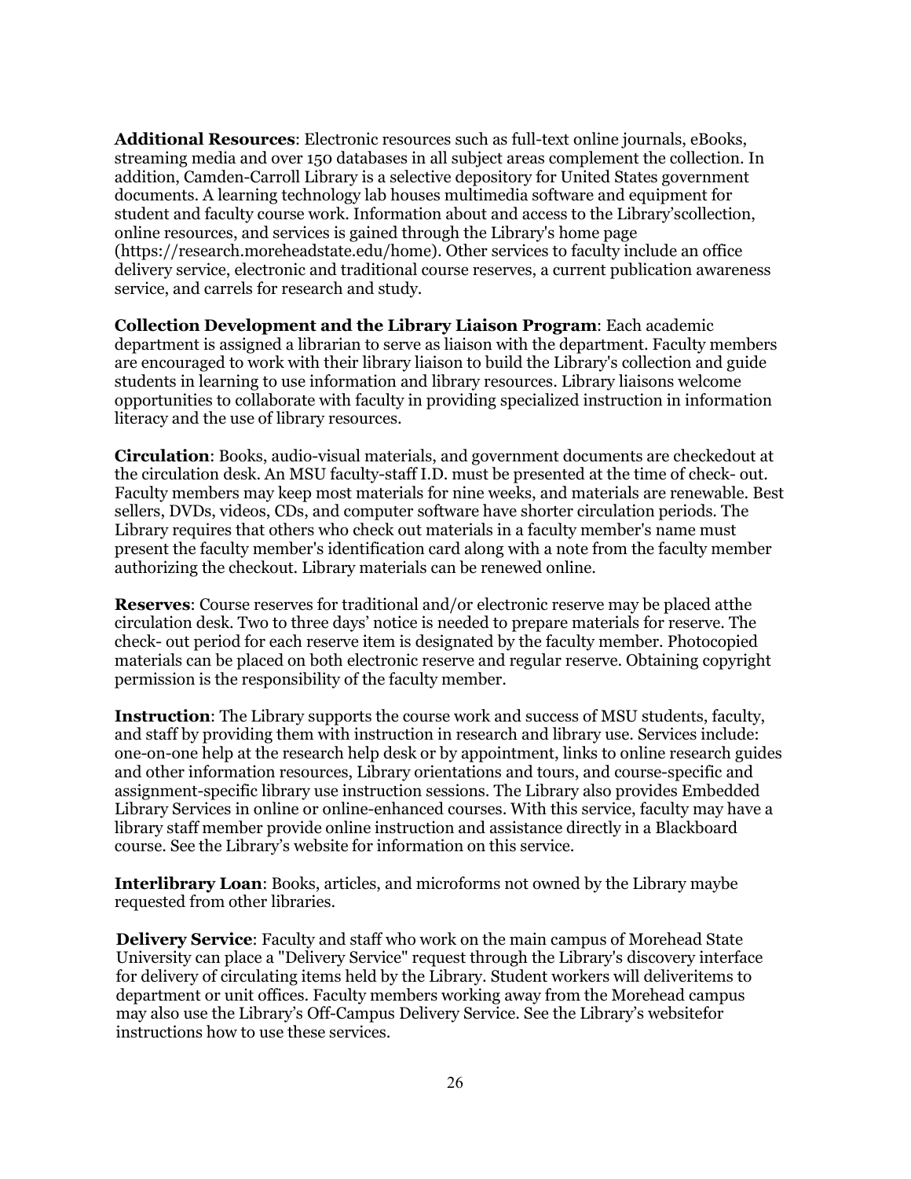**Additional Resources**: Electronic resources such as full-text online journals, eBooks, streaming media and over 150 databases in all subject areas complement the collection. In addition, Camden-Carroll Library is a selective depository for United States government documents. A learning technology lab houses multimedia software and equipment for student and faculty course work. Information about and access to the Library'scollection, online resources, and services is gained through the Library's home page (https://research.moreheadstate.edu/home). Other services to faculty include an office delivery service, electronic and traditional course reserves, a current publication awareness service, and carrels for research and study.

**Collection Development and the Library Liaison Program**: Each academic department is assigned a librarian to serve as liaison with the department. Faculty members are encouraged to work with their library liaison to build the Library's collection and guide students in learning to use information and library resources. Library liaisons welcome opportunities to collaborate with faculty in providing specialized instruction in information literacy and the use of library resources.

**Circulation**: Books, audio-visual materials, and government documents are checkedout at the circulation desk. An MSU faculty-staff I.D. must be presented at the time of check- out. Faculty members may keep most materials for nine weeks, and materials are renewable. Best sellers, DVDs, videos, CDs, and computer software have shorter circulation periods. The Library requires that others who check out materials in a faculty member's name must present the faculty member's identification card along with a note from the faculty member authorizing the checkout. Library materials can be renewed online.

**Reserves**: Course reserves for traditional and/or electronic reserve may be placed atthe circulation desk. Two to three days' notice is needed to prepare materials for reserve. The check- out period for each reserve item is designated by the faculty member. Photocopied materials can be placed on both electronic reserve and regular reserve. Obtaining copyright permission is the responsibility of the faculty member.

**Instruction**: The Library supports the course work and success of MSU students, faculty, and staff by providing them with instruction in research and library use. Services include: one-on-one help at the research help desk or by appointment, links to online research guides and other information resources, Library orientations and tours, and course-specific and assignment-specific library use instruction sessions. The Library also provides Embedded Library Services in online or online-enhanced courses. With this service, faculty may have a library staff member provide online instruction and assistance directly in a Blackboard course. See the Library's website for information on this service.

**Interlibrary Loan**: Books, articles, and microforms not owned by the Library maybe requested from other libraries.

**Delivery Service**: Faculty and staff who work on the main campus of Morehead State University can place a "Delivery Service" request through the Library's discovery interface for delivery of circulating items held by the Library. Student workers will deliveritems to department or unit offices. Faculty members working away from the Morehead campus may also use the Library's Off-Campus Delivery Service. See the Library's websitefor instructions how to use these services.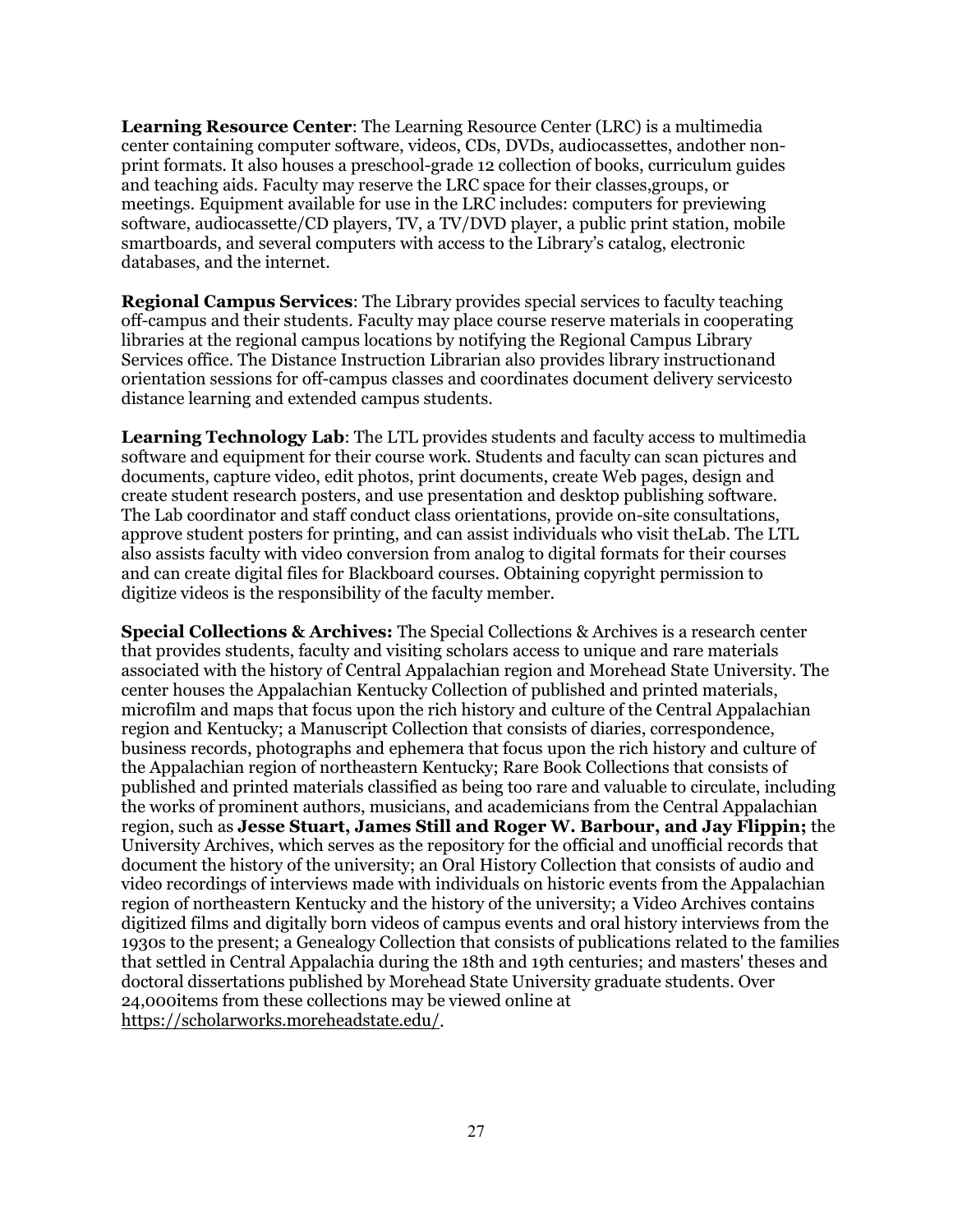**Learning Resource Center**: The Learning Resource Center (LRC) is a multimedia center containing computer software, videos, CDs, DVDs, audiocassettes, andother non-print formats. It also houses a preschool-grade 12 collection of books, curriculum guides and teaching aids. Faculty may reserve the LRC space for their classes,groups, or meetings. Equipment available for use in the LRC includes: computers for previewing software, audiocassette/CD players, TV, a TV/DVD player, a public print station, mobile smartboards, and several computers with access to the Library's catalog, electronic databases, and the internet.

**Regional Campus Services**: The Library provides special services to faculty teaching off-campus and their students. Faculty may place course reserve materials in cooperating libraries at the regional campus locations by notifying the Regional Campus Library Services office. The Distance Instruction Librarian also provides library instructionand orientation sessions for off-campus classes and coordinates document delivery servicesto distance learning and extended campus students.

**Learning Technology Lab**: The LTL provides students and faculty access to multimedia software and equipment for their course work. Students and faculty can scan pictures and documents, capture video, edit photos, print documents, create Web pages, design and create student research posters, and use presentation and desktop publishing software. The Lab coordinator and staff conduct class orientations, provide on-site consultations, approve student posters for printing, and can assist individuals who visit theLab. The LTL also assists faculty with video conversion from analog to digital formats for their courses and can create digital files for Blackboard courses. Obtaining copyright permission to digitize videos is the responsibility of the faculty member.

**Special Collections & Archives:** The Special Collections & Archives is a research center that provides students, faculty and visiting scholars access to unique and rare materials associated with the history of Central Appalachian region and Morehead State University. The center houses the Appalachian Kentucky Collection of published and printed materials, microfilm and maps that focus upon the rich history and culture of the Central Appalachian region and Kentucky; a Manuscript Collection that consists of diaries, correspondence, business records, photographs and ephemera that focus upon the rich history and culture of the Appalachian region of northeastern Kentucky; Rare Book Collections that consists of published and printed materials classified as being too rare and valuable to circulate, including the works of prominent authors, musicians, and academicians from the Central Appalachian region, such as **Jesse Stuart, James Still and Roger W. Barbour, and Jay Flippin;** the University Archives, which serves as the repository for the official and unofficial records that document the history of the university; an Oral History Collection that consists of audio and video recordings of interviews made with individuals on historic events from the Appalachian region of northeastern Kentucky and the history of the university; a Video Archives contains digitized films and digitally born videos of campus events and oral history interviews from the 1930s to the present; a Genealogy Collection that consists of publications related to the families that settled in Central Appalachia during the 18th and 19th centuries; and masters' theses and doctoral dissertations published by Morehead State University graduate students. Over 24,000items from these collections may be viewed online at https://scholarworks.moreheadstate.edu/.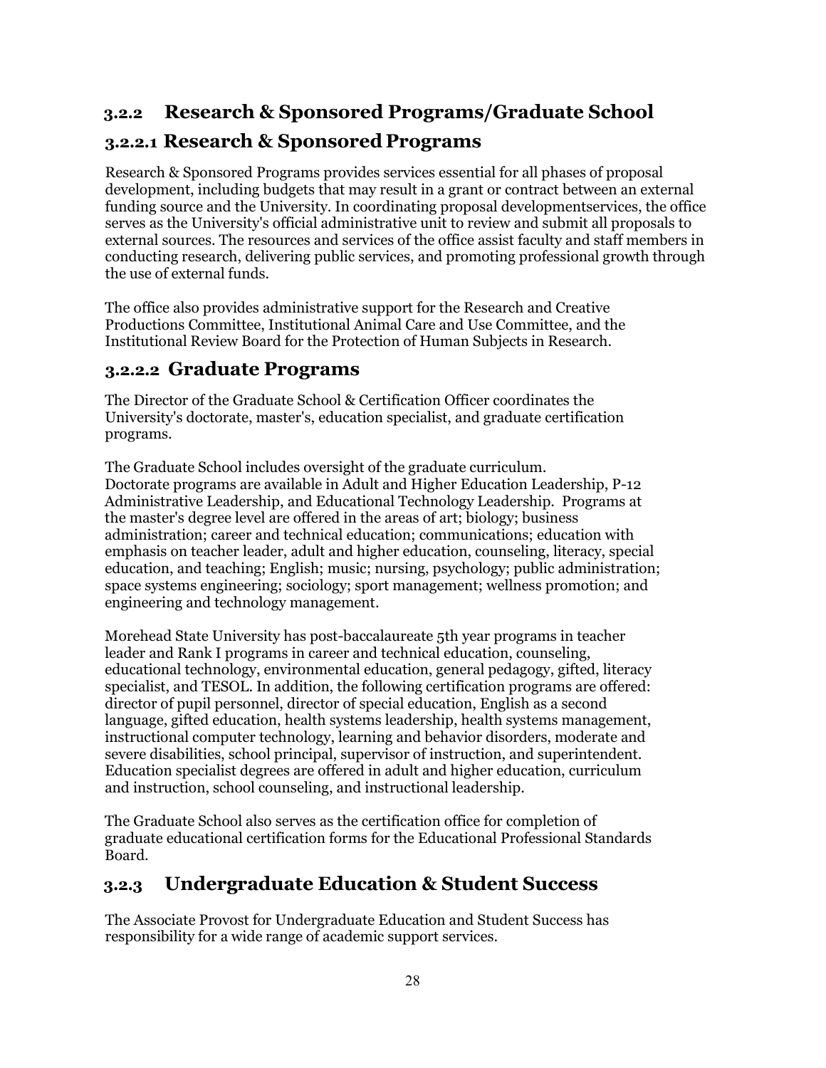## 3.2.2 Research & Sponsored Programs/Graduate School

### 3.2.2.1 Research & Sponsored Programs

Research & Sponsored Programs provides services essential for all phases of proposal development, including budgets that may result in a grant or contract between an external funding source and the University. In coordinating proposal developmentservices, the office serves as the University's official administrative unit to review and submit all proposals to external sources. The resources and services of the office assist faculty and staff members in conducting research, delivering public services, and promoting professional growth through the use of external funds.

The office also provides administrative support for the Research and Creative Productions Committee, Institutional Animal Care and Use Committee, and the Institutional Review Board for the Protection of Human Subjects in Research.

### 3.2.2.2 Graduate Programs

The Director of the Graduate School & Certification Officer coordinates the University's doctorate, master's, education specialist, and graduate certification programs.

The Graduate School includes oversight of the graduate curriculum. Doctorate programs are available in Adult and Higher Education Leadership, P-12 Administrative Leadership, and Educational Technology Leadership. Programs at the master's degree level are offered in the areas of art; biology; business administration; career and technical education; communications; education with emphasis on teacher leader, adult and higher education, counseling, literacy, special education, and teaching; English; music; nursing, psychology; public administration; space systems engineering; sociology; sport management; wellness promotion; and engineering and technology management.

Morehead State University has post-baccalaureate 5th year programs in teacher leader and Rank I programs in career and technical education, counseling, educational technology, environmental education, general pedagogy, gifted, literacy specialist, and TESOL. In addition, the following certification programs are offered: director of pupil personnel, director of special education, English as a second language, gifted education, health systems leadership, health systems management, instructional computer technology, learning and behavior disorders, moderate and severe disabilities, school principal, supervisor of instruction, and superintendent. Education specialist degrees are offered in adult and higher education, curriculum and instruction, school counseling, and instructional leadership.

The Graduate School also serves as the certification office for completion of graduate educational certification forms for the Educational Professional Standards Board.

## 3.2.3 Undergraduate Education & Student Success

The Associate Provost for Undergraduate Education and Student Success has responsibility for a wide range of academic support services.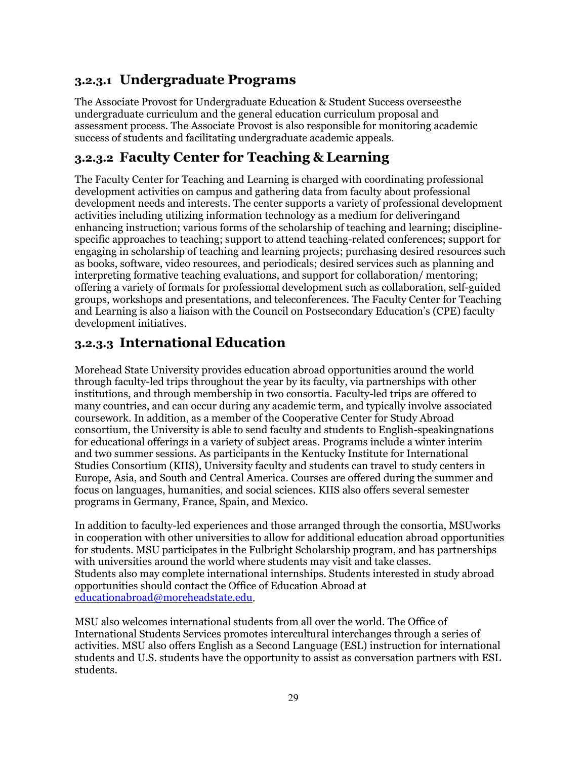### 3.2.3.1 Undergraduate Programs

The Associate Provost for Undergraduate Education & Student Success overseesthe undergraduate curriculum and the general education curriculum proposal and assessment process. The Associate Provost is also responsible for monitoring academic success of students and facilitating undergraduate academic appeals.

### 3.2.3.2 Faculty Center for Teaching & Learning

The Faculty Center for Teaching and Learning is charged with coordinating professional development activities on campus and gathering data from faculty about professional development needs and interests. The center supports a variety of professional development activities including utilizing information technology as a medium for deliveringand enhancing instruction; various forms of the scholarship of teaching and learning; discipline-specific approaches to teaching; support to attend teaching-related conferences; support for engaging in scholarship of teaching and learning projects; purchasing desired resources such as books, software, video resources, and periodicals; desired services such as planning and interpreting formative teaching evaluations, and support for collaboration/ mentoring; offering a variety of formats for professional development such as collaboration, self-guided groups, workshops and presentations, and teleconferences. The Faculty Center for Teaching and Learning is also a liaison with the Council on Postsecondary Education's (CPE) faculty development initiatives.

### 3.2.3.3 International Education

Morehead State University provides education abroad opportunities around the world through faculty-led trips throughout the year by its faculty, via partnerships with other institutions, and through membership in two consortia. Faculty-led trips are offered to many countries, and can occur during any academic term, and typically involve associated coursework. In addition, as a member of the Cooperative Center for Study Abroad consortium, the University is able to send faculty and students to English-speakingnations for educational offerings in a variety of subject areas. Programs include a winter interim and two summer sessions. As participants in the Kentucky Institute for International Studies Consortium (KIIS), University faculty and students can travel to study centers in Europe, Asia, and South and Central America. Courses are offered during the summer and focus on languages, humanities, and social sciences. KIIS also offers several semester programs in Germany, France, Spain, and Mexico.

In addition to faculty-led experiences and those arranged through the consortia, MSUworks in cooperation with other universities to allow for additional education abroad opportunities for students. MSU participates in the Fulbright Scholarship program, and has partnerships with universities around the world where students may visit and take classes. Students also may complete international internships. Students interested in study abroad opportunities should contact the Office of Education Abroad at educationabroad@moreheadstate.edu.

MSU also welcomes international students from all over the world. The Office of International Students Services promotes intercultural interchanges through a series of activities. MSU also offers English as a Second Language (ESL) instruction for international students and U.S. students have the opportunity to assist as conversation partners with ESL students.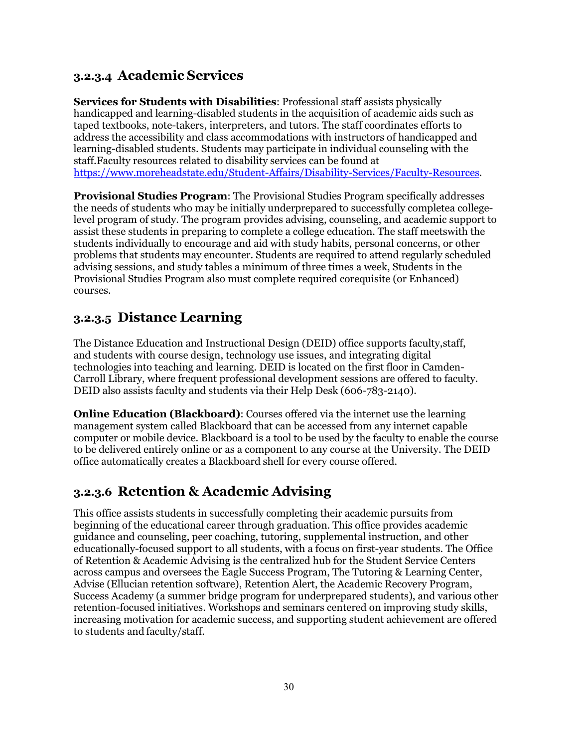### 3.2.3.4 Academic Services

**Services for Students with Disabilities**: Professional staff assists physically handicapped and learning-disabled students in the acquisition of academic aids such as taped textbooks, note-takers, interpreters, and tutors. The staff coordinates efforts to address the accessibility and class accommodations with instructors of handicapped and learning-disabled students. Students may participate in individual counseling with the staff.Faculty resources related to disability services can be found at [https://www.moreheadstate.edu/Student-Affairs/Disability-Services/Faculty-Resources](https://www.moreheadstate.edu/Student-Affairs/Disability-Services/Faculty-Resources).

**Provisional Studies Program**: The Provisional Studies Program specifically addresses the needs of students who may be initially underprepared to successfully completea college-level program of study. The program provides advising, counseling, and academic support to assist these students in preparing to complete a college education. The staff meetswith the students individually to encourage and aid with study habits, personal concerns, or other problems that students may encounter. Students are required to attend regularly scheduled advising sessions, and study tables a minimum of three times a week, Students in the Provisional Studies Program also must complete required corequisite (or Enhanced) courses.

### 3.2.3.5 Distance Learning

The Distance Education and Instructional Design (DEID) office supports faculty,staff, and students with course design, technology use issues, and integrating digital technologies into teaching and learning. DEID is located on the first floor in Camden-Carroll Library, where frequent professional development sessions are offered to faculty. DEID also assists faculty and students via their Help Desk (606-783-2140).

**Online Education (Blackboard)**: Courses offered via the internet use the learning management system called Blackboard that can be accessed from any internet capable computer or mobile device. Blackboard is a tool to be used by the faculty to enable the course to be delivered entirely online or as a component to any course at the University. The DEID office automatically creates a Blackboard shell for every course offered.

### 3.2.3.6 Retention & Academic Advising

This office assists students in successfully completing their academic pursuits from beginning of the educational career through graduation. This office provides academic guidance and counseling, peer coaching, tutoring, supplemental instruction, and other educationally-focused support to all students, with a focus on first-year students. The Office of Retention & Academic Advising is the centralized hub for the Student Service Centers across campus and oversees the Eagle Success Program, The Tutoring & Learning Center, Advise (Ellucian retention software), Retention Alert, the Academic Recovery Program, Success Academy (a summer bridge program for underprepared students), and various other retention-focused initiatives. Workshops and seminars centered on improving study skills, increasing motivation for academic success, and supporting student achievement are offered to students and faculty/staff.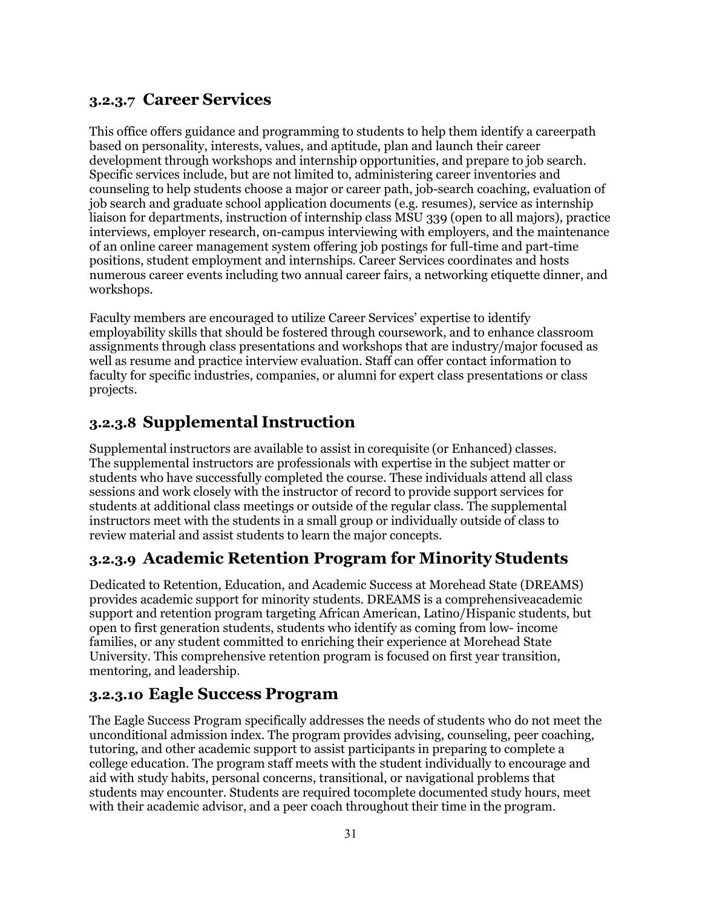### 3.2.3.7 Career Services

This office offers guidance and programming to students to help them identify a careerpath based on personality, interests, values, and aptitude, plan and launch their career development through workshops and internship opportunities, and prepare to job search. Specific services include, but are not limited to, administering career inventories and counseling to help students choose a major or career path, job-search coaching, evaluation of job search and graduate school application documents (e.g. resumes), service as internship liaison for departments, instruction of internship class MSU 339 (open to all majors), practice interviews, employer research, on-campus interviewing with employers, and the maintenance of an online career management system offering job postings for full-time and part-time positions, student employment and internships. Career Services coordinates and hosts numerous career events including two annual career fairs, a networking etiquette dinner, and workshops.

Faculty members are encouraged to utilize Career Services' expertise to identify employability skills that should be fostered through coursework, and to enhance classroom assignments through class presentations and workshops that are industry/major focused as well as resume and practice interview evaluation. Staff can offer contact information to faculty for specific industries, companies, or alumni for expert class presentations or class projects.

### 3.2.3.8 Supplemental Instruction

Supplemental instructors are available to assist in corequisite (or Enhanced) classes. The supplemental instructors are professionals with expertise in the subject matter or students who have successfully completed the course. These individuals attend all class sessions and work closely with the instructor of record to provide support services for students at additional class meetings or outside of the regular class. The supplemental instructors meet with the students in a small group or individually outside of class to review material and assist students to learn the major concepts.

### 3.2.3.9 Academic Retention Program for Minority Students

Dedicated to Retention, Education, and Academic Success at Morehead State (DREAMS) provides academic support for minority students. DREAMS is a comprehensiveacademic support and retention program targeting African American, Latino/Hispanic students, but open to first generation students, students who identify as coming from low- income families, or any student committed to enriching their experience at Morehead State University. This comprehensive retention program is focused on first year transition, mentoring, and leadership.

### 3.2.3.10 Eagle Success Program

The Eagle Success Program specifically addresses the needs of students who do not meet the unconditional admission index. The program provides advising, counseling, peer coaching, tutoring, and other academic support to assist participants in preparing to complete a college education. The program staff meets with the student individually to encourage and aid with study habits, personal concerns, transitional, or navigational problems that students may encounter. Students are required tocomplete documented study hours, meet with their academic advisor, and a peer coach throughout their time in the program.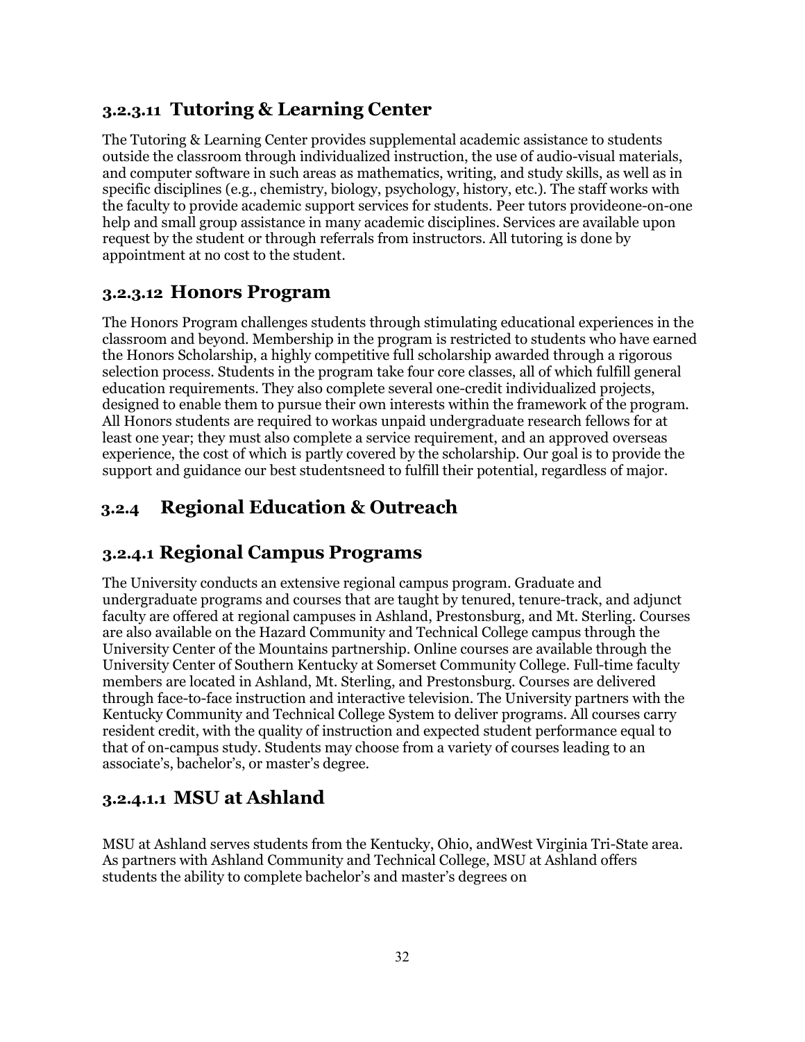### 3.2.3.11 Tutoring & Learning Center

The Tutoring & Learning Center provides supplemental academic assistance to students outside the classroom through individualized instruction, the use of audio-visual materials, and computer software in such areas as mathematics, writing, and study skills, as well as in specific disciplines (e.g., chemistry, biology, psychology, history, etc.). The staff works with the faculty to provide academic support services for students. Peer tutors provideone-on-one help and small group assistance in many academic disciplines. Services are available upon request by the student or through referrals from instructors. All tutoring is done by appointment at no cost to the student.

### 3.2.3.12 Honors Program

The Honors Program challenges students through stimulating educational experiences in the classroom and beyond. Membership in the program is restricted to students who have earned the Honors Scholarship, a highly competitive full scholarship awarded through a rigorous selection process. Students in the program take four core classes, all of which fulfill general education requirements. They also complete several one-credit individualized projects, designed to enable them to pursue their own interests within the framework of the program. All Honors students are required to workas unpaid undergraduate research fellows for at least one year; they must also complete a service requirement, and an approved overseas experience, the cost of which is partly covered by the scholarship. Our goal is to provide the support and guidance our best studentsneed to fulfill their potential, regardless of major.

## 3.2.4 Regional Education & Outreach

### 3.2.4.1 Regional Campus Programs

The University conducts an extensive regional campus program. Graduate and undergraduate programs and courses that are taught by tenured, tenure-track, and adjunct faculty are offered at regional campuses in Ashland, Prestonsburg, and Mt. Sterling. Courses are also available on the Hazard Community and Technical College campus through the University Center of the Mountains partnership. Online courses are available through the University Center of Southern Kentucky at Somerset Community College. Full-time faculty members are located in Ashland, Mt. Sterling, and Prestonsburg. Courses are delivered through face-to-face instruction and interactive television. The University partners with the Kentucky Community and Technical College System to deliver programs. All courses carry resident credit, with the quality of instruction and expected student performance equal to that of on-campus study. Students may choose from a variety of courses leading to an associate's, bachelor's, or master's degree.

### 3.2.4.1.1 MSU at Ashland

MSU at Ashland serves students from the Kentucky, Ohio, andWest Virginia Tri-State area. As partners with Ashland Community and Technical College, MSU at Ashland offers students the ability to complete bachelor's and master's degrees on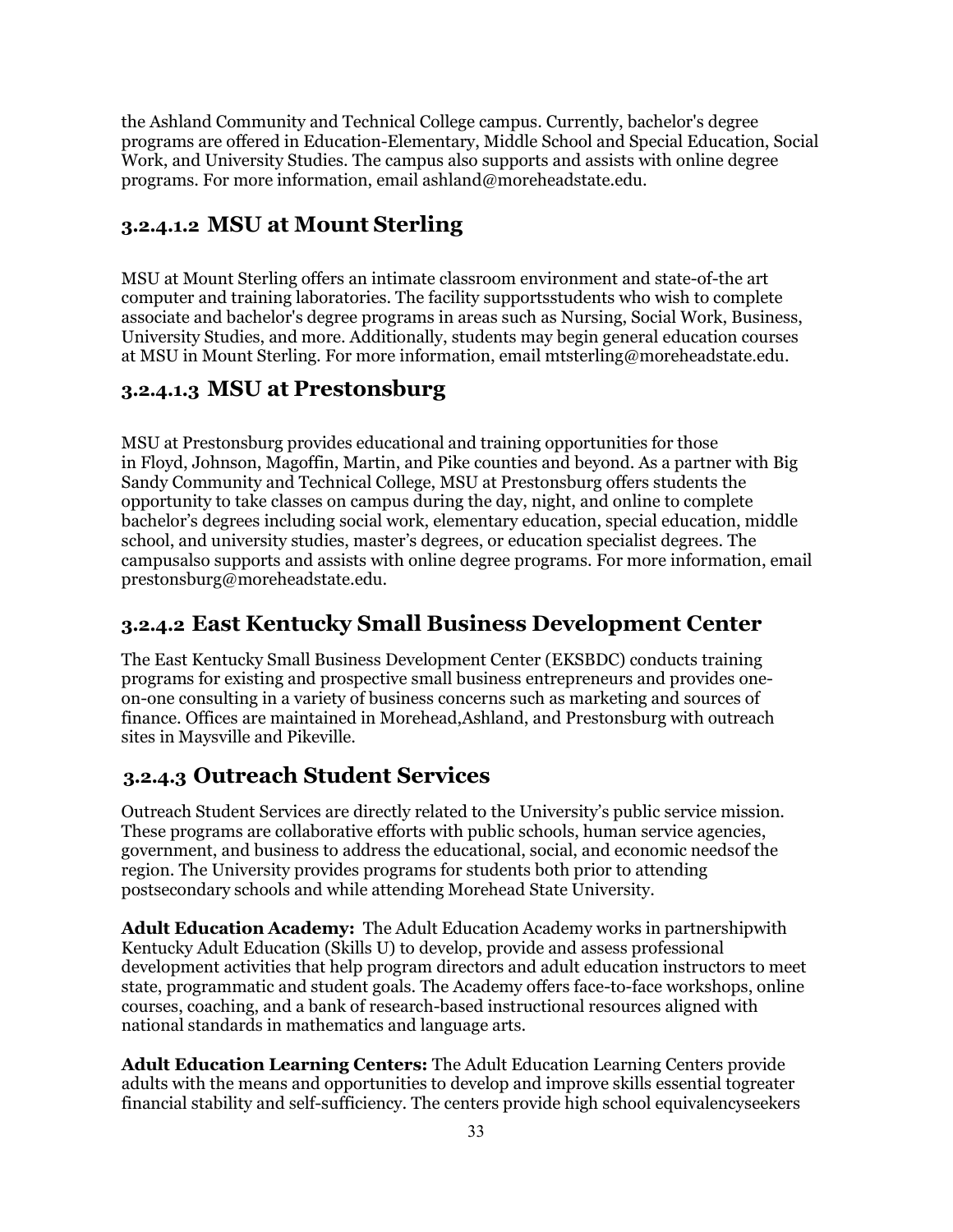the Ashland Community and Technical College campus. Currently, bachelor's degree programs are offered in Education-Elementary, Middle School and Special Education, Social Work, and University Studies. The campus also supports and assists with online degree programs. For more information, email ashland@moreheadstate.edu.

### 3.2.4.1.2 MSU at Mount Sterling

MSU at Mount Sterling offers an intimate classroom environment and state-of-the art computer and training laboratories. The facility supportsstudents who wish to complete associate and bachelor's degree programs in areas such as Nursing, Social Work, Business, University Studies, and more. Additionally, students may begin general education courses at MSU in Mount Sterling. For more information, email mtsterling@moreheadstate.edu.

### 3.2.4.1.3 MSU at Prestonsburg

MSU at Prestonsburg provides educational and training opportunities for those in Floyd, Johnson, Magoffin, Martin, and Pike counties and beyond. As a partner with Big Sandy Community and Technical College, MSU at Prestonsburg offers students the opportunity to take classes on campus during the day, night, and online to complete bachelor's degrees including social work, elementary education, special education, middle school, and university studies, master's degrees, or education specialist degrees. The campusalso supports and assists with online degree programs. For more information, email prestonsburg@moreheadstate.edu.

## 3.2.4.2 East Kentucky Small Business Development Center

The East Kentucky Small Business Development Center (EKSBDC) conducts training programs for existing and prospective small business entrepreneurs and provides one-on-one consulting in a variety of business concerns such as marketing and sources of finance. Offices are maintained in Morehead,Ashland, and Prestonsburg with outreach sites in Maysville and Pikeville.

## 3.2.4.3 Outreach Student Services

Outreach Student Services are directly related to the University's public service mission. These programs are collaborative efforts with public schools, human service agencies, government, and business to address the educational, social, and economic needsof the region. The University provides programs for students both prior to attending postsecondary schools and while attending Morehead State University.

**Adult Education Academy:** The Adult Education Academy works in partnershipwith Kentucky Adult Education (Skills U) to develop, provide and assess professional development activities that help program directors and adult education instructors to meet state, programmatic and student goals. The Academy offers face-to-face workshops, online courses, coaching, and a bank of research-based instructional resources aligned with national standards in mathematics and language arts.

**Adult Education Learning Centers:** The Adult Education Learning Centers provide adults with the means and opportunities to develop and improve skills essential togreater financial stability and self-sufficiency. The centers provide high school equivalencyseekers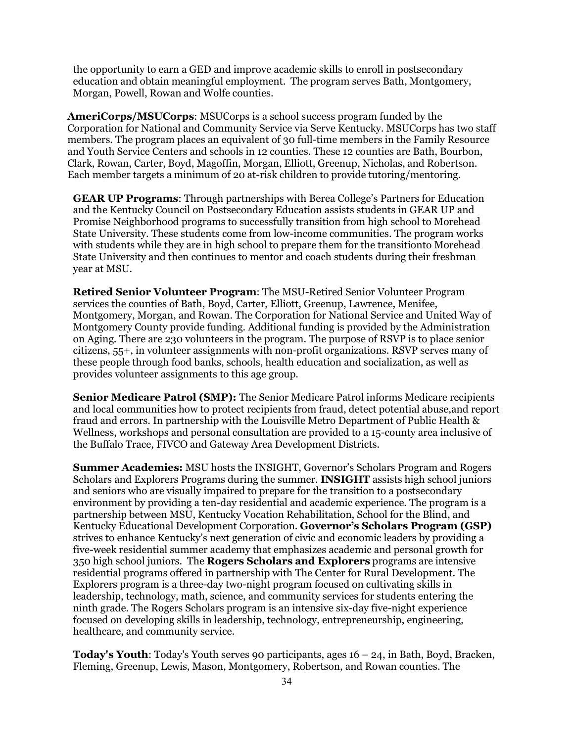the opportunity to earn a GED and improve academic skills to enroll in postsecondary education and obtain meaningful employment. The program serves Bath, Montgomery, Morgan, Powell, Rowan and Wolfe counties.

**AmeriCorps/MSUCorps**: MSUCorps is a school success program funded by the Corporation for National and Community Service via Serve Kentucky. MSUCorps has two staff members. The program places an equivalent of 30 full-time members in the Family Resource and Youth Service Centers and schools in 12 counties. These 12 counties are Bath, Bourbon, Clark, Rowan, Carter, Boyd, Magoffin, Morgan, Elliott, Greenup, Nicholas, and Robertson. Each member targets a minimum of 20 at-risk children to provide tutoring/mentoring.

**GEAR UP Programs**: Through partnerships with Berea College's Partners for Education and the Kentucky Council on Postsecondary Education assists students in GEAR UP and Promise Neighborhood programs to successfully transition from high school to Morehead State University. These students come from low-income communities. The program works with students while they are in high school to prepare them for the transitionto Morehead State University and then continues to mentor and coach students during their freshman year at MSU.

**Retired Senior Volunteer Program**: The MSU-Retired Senior Volunteer Program services the counties of Bath, Boyd, Carter, Elliott, Greenup, Lawrence, Menifee, Montgomery, Morgan, and Rowan. The Corporation for National Service and United Way of Montgomery County provide funding. Additional funding is provided by the Administration on Aging. There are 230 volunteers in the program. The purpose of RSVP is to place senior citizens, 55+, in volunteer assignments with non-profit organizations. RSVP serves many of these people through food banks, schools, health education and socialization, as well as provides volunteer assignments to this age group.

**Senior Medicare Patrol (SMP):** The Senior Medicare Patrol informs Medicare recipients and local communities how to protect recipients from fraud, detect potential abuse,and report fraud and errors. In partnership with the Louisville Metro Department of Public Health & Wellness, workshops and personal consultation are provided to a 15-county area inclusive of the Buffalo Trace, FIVCO and Gateway Area Development Districts.

**Summer Academies:** MSU hosts the INSIGHT, Governor's Scholars Program and Rogers Scholars and Explorers Programs during the summer. **INSIGHT** assists high school juniors and seniors who are visually impaired to prepare for the transition to a postsecondary environment by providing a ten-day residential and academic experience. The program is a partnership between MSU, Kentucky Vocation Rehabilitation, School for the Blind, and Kentucky Educational Development Corporation. **Governor's Scholars Program (GSP)** strives to enhance Kentucky's next generation of civic and economic leaders by providing a five-week residential summer academy that emphasizes academic and personal growth for 350 high school juniors. The **Rogers Scholars and Explorers** programs are intensive residential programs offered in partnership with The Center for Rural Development. The Explorers program is a three-day two-night program focused on cultivating skills in leadership, technology, math, science, and community services for students entering the ninth grade. The Rogers Scholars program is an intensive six-day five-night experience focused on developing skills in leadership, technology, entrepreneurship, engineering, healthcare, and community service.

**Today's Youth**: Today's Youth serves 90 participants, ages 16 – 24, in Bath, Boyd, Bracken, Fleming, Greenup, Lewis, Mason, Montgomery, Robertson, and Rowan counties. The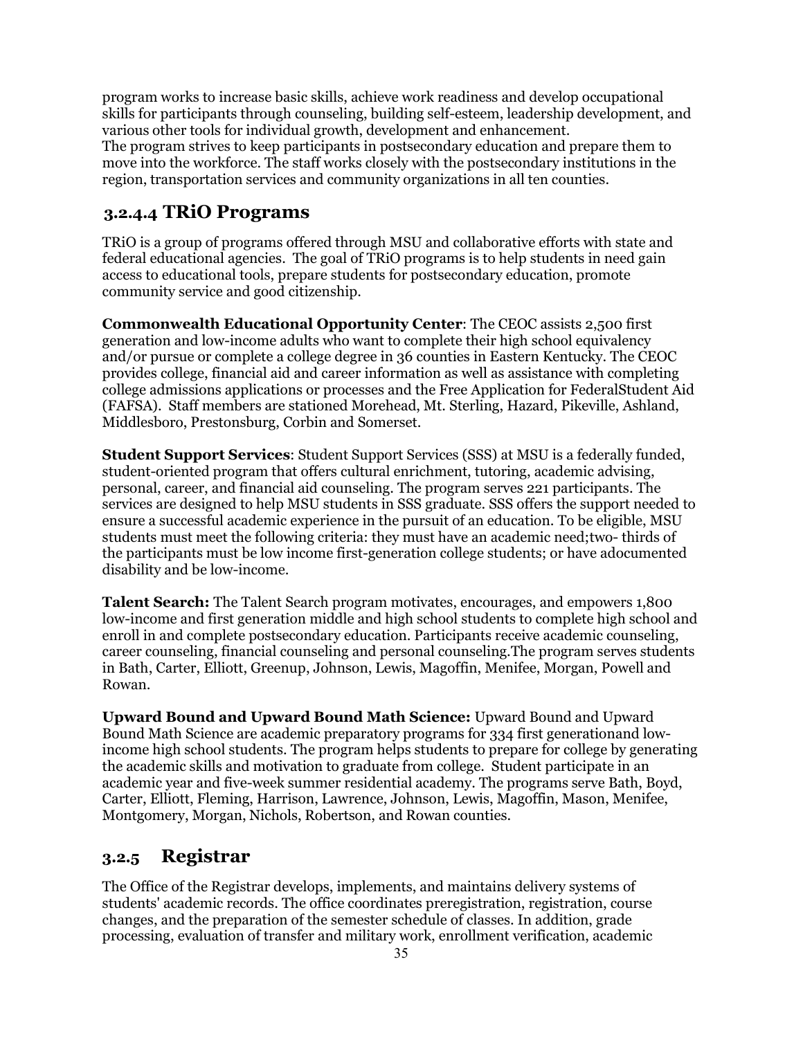program works to increase basic skills, achieve work readiness and develop occupational skills for participants through counseling, building self-esteem, leadership development, and various other tools for individual growth, development and enhancement.
The program strives to keep participants in postsecondary education and prepare them to move into the workforce. The staff works closely with the postsecondary institutions in the region, transportation services and community organizations in all ten counties.

#### 3.2.4.4 TRiO Programs

TRiO is a group of programs offered through MSU and collaborative efforts with state and federal educational agencies. The goal of TRiO programs is to help students in need gain access to educational tools, prepare students for postsecondary education, promote community service and good citizenship.

**Commonwealth Educational Opportunity Center**: The CEOC assists 2,500 first generation and low-income adults who want to complete their high school equivalency and/or pursue or complete a college degree in 36 counties in Eastern Kentucky. The CEOC provides college, financial aid and career information as well as assistance with completing college admissions applications or processes and the Free Application for FederalStudent Aid (FAFSA). Staff members are stationed Morehead, Mt. Sterling, Hazard, Pikeville, Ashland, Middlesboro, Prestonsburg, Corbin and Somerset.

**Student Support Services**: Student Support Services (SSS) at MSU is a federally funded, student-oriented program that offers cultural enrichment, tutoring, academic advising, personal, career, and financial aid counseling. The program serves 221 participants. The services are designed to help MSU students in SSS graduate. SSS offers the support needed to ensure a successful academic experience in the pursuit of an education. To be eligible, MSU students must meet the following criteria: they must have an academic need;two- thirds of the participants must be low income first-generation college students; or have adocumented disability and be low-income.

**Talent Search:** The Talent Search program motivates, encourages, and empowers 1,800 low-income and first generation middle and high school students to complete high school and enroll in and complete postsecondary education. Participants receive academic counseling, career counseling, financial counseling and personal counseling.The program serves students in Bath, Carter, Elliott, Greenup, Johnson, Lewis, Magoffin, Menifee, Morgan, Powell and Rowan.

**Upward Bound and Upward Bound Math Science:** Upward Bound and Upward Bound Math Science are academic preparatory programs for 334 first generationand low-income high school students. The program helps students to prepare for college by generating the academic skills and motivation to graduate from college. Student participate in an academic year and five-week summer residential academy. The programs serve Bath, Boyd, Carter, Elliott, Fleming, Harrison, Lawrence, Johnson, Lewis, Magoffin, Mason, Menifee, Montgomery, Morgan, Nichols, Robertson, and Rowan counties.

### 3.2.5 Registrar

The Office of the Registrar develops, implements, and maintains delivery systems of students' academic records. The office coordinates preregistration, registration, course changes, and the preparation of the semester schedule of classes. In addition, grade processing, evaluation of transfer and military work, enrollment verification, academic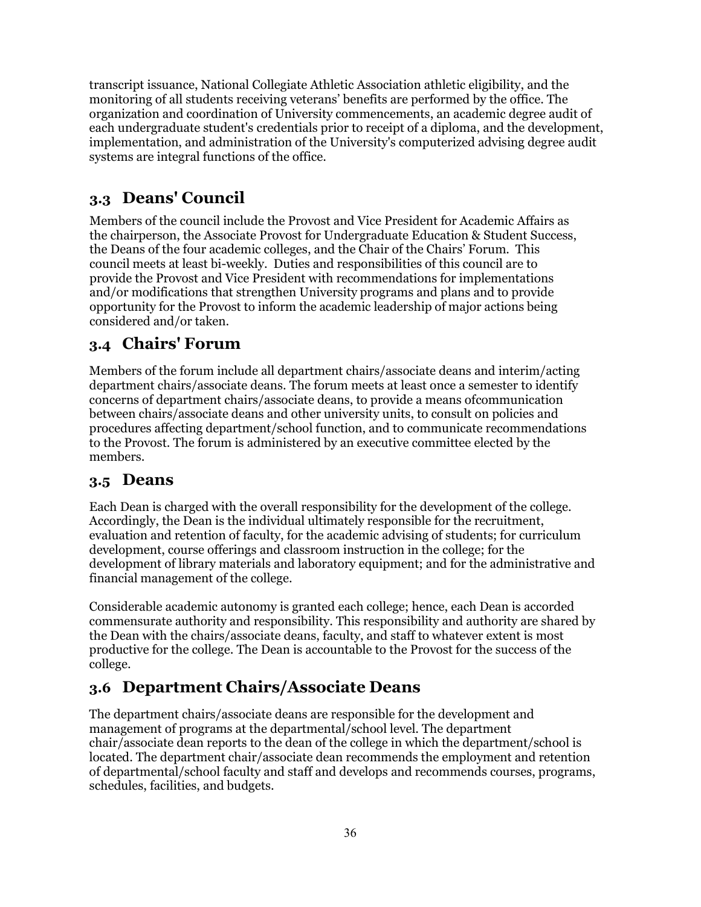transcript issuance, National Collegiate Athletic Association athletic eligibility, and the monitoring of all students receiving veterans' benefits are performed by the office. The organization and coordination of University commencements, an academic degree audit of each undergraduate student's credentials prior to receipt of a diploma, and the development, implementation, and administration of the University's computerized advising degree audit systems are integral functions of the office.

## 3.3 Deans' Council

Members of the council include the Provost and Vice President for Academic Affairs as the chairperson, the Associate Provost for Undergraduate Education & Student Success, the Deans of the four academic colleges, and the Chair of the Chairs' Forum. This council meets at least bi-weekly. Duties and responsibilities of this council are to provide the Provost and Vice President with recommendations for implementations and/or modifications that strengthen University programs and plans and to provide opportunity for the Provost to inform the academic leadership of major actions being considered and/or taken.

## 3.4 Chairs' Forum

Members of the forum include all department chairs/associate deans and interim/acting department chairs/associate deans. The forum meets at least once a semester to identify concerns of department chairs/associate deans, to provide a means ofcommunication between chairs/associate deans and other university units, to consult on policies and procedures affecting department/school function, and to communicate recommendations to the Provost. The forum is administered by an executive committee elected by the members.

## 3.5 Deans

Each Dean is charged with the overall responsibility for the development of the college. Accordingly, the Dean is the individual ultimately responsible for the recruitment, evaluation and retention of faculty, for the academic advising of students; for curriculum development, course offerings and classroom instruction in the college; for the development of library materials and laboratory equipment; and for the administrative and financial management of the college.

Considerable academic autonomy is granted each college; hence, each Dean is accorded commensurate authority and responsibility. This responsibility and authority are shared by the Dean with the chairs/associate deans, faculty, and staff to whatever extent is most productive for the college. The Dean is accountable to the Provost for the success of the college.

## 3.6 Department Chairs/Associate Deans

The department chairs/associate deans are responsible for the development and management of programs at the departmental/school level. The department chair/associate dean reports to the dean of the college in which the department/school is located. The department chair/associate dean recommends the employment and retention of departmental/school faculty and staff and develops and recommends courses, programs, schedules, facilities, and budgets.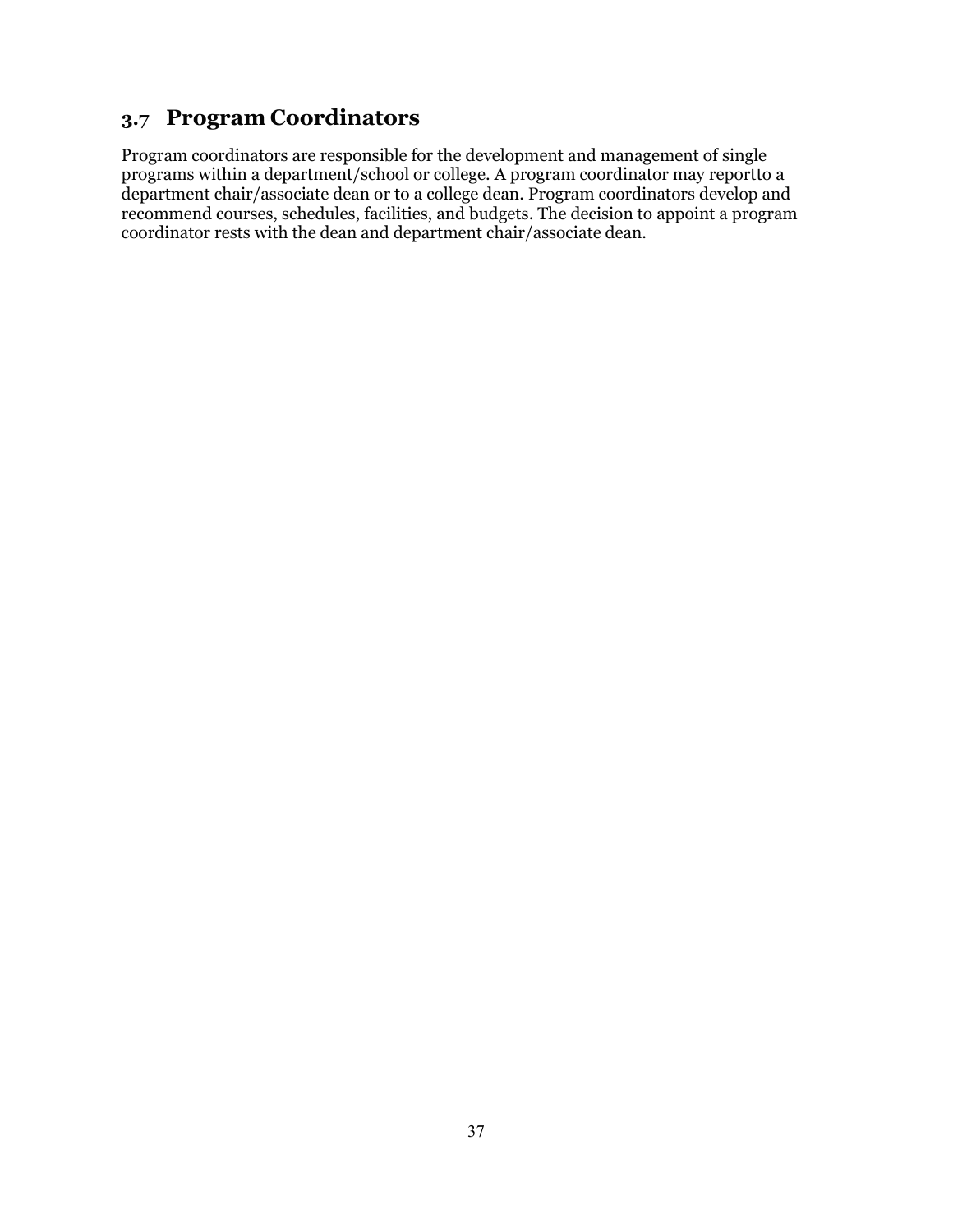## 3.7 Program Coordinators

Program coordinators are responsible for the development and management of single programs within a department/school or college. A program coordinator may reportto a department chair/associate dean or to a college dean. Program coordinators develop and recommend courses, schedules, facilities, and budgets. The decision to appoint a program coordinator rests with the dean and department chair/associate dean.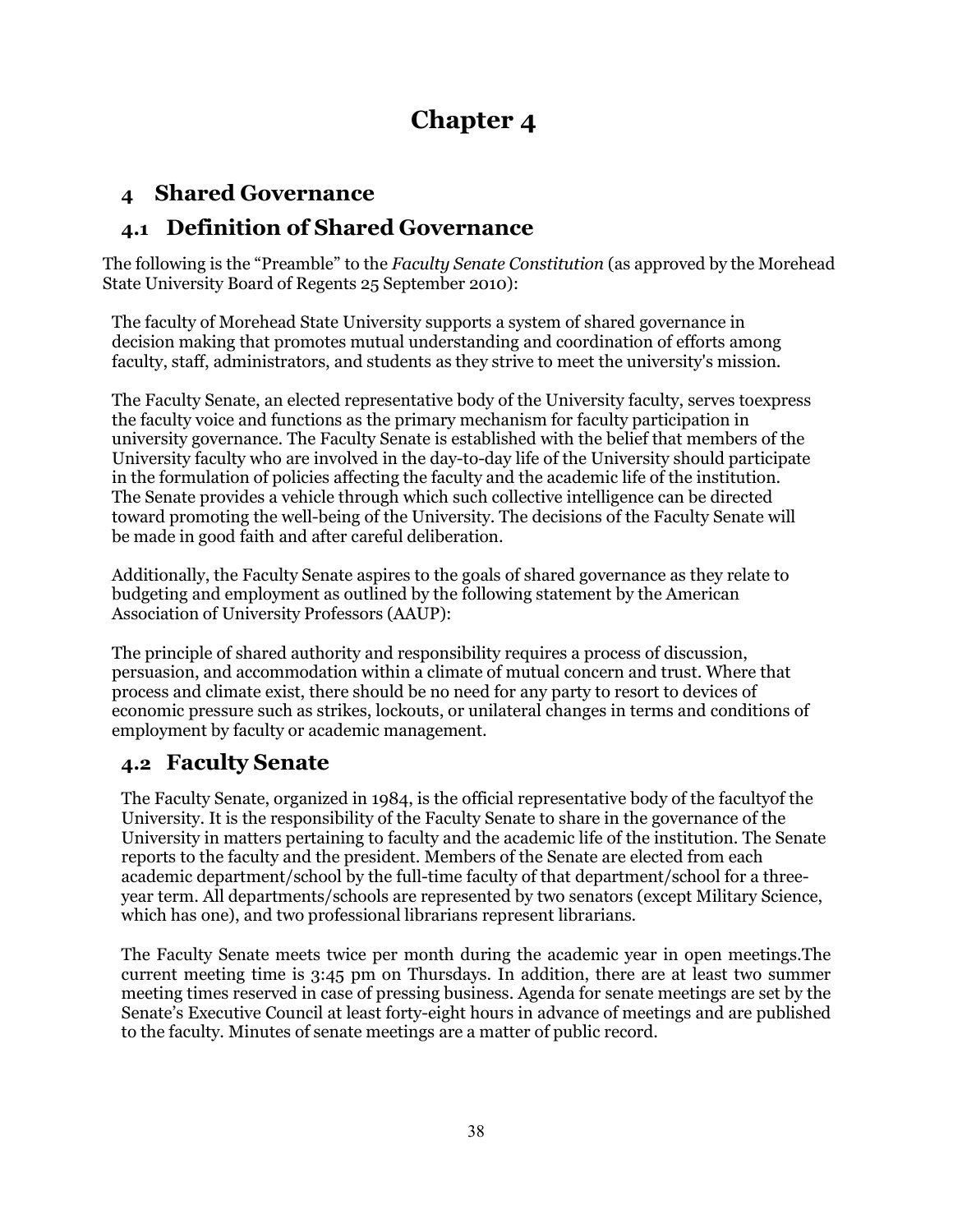# Chapter 4

## 4 Shared Governance

## 4.1 Definition of Shared Governance

The following is the "Preamble" to the *Faculty Senate Constitution* (as approved by the Morehead State University Board of Regents 25 September 2010):

> The faculty of Morehead State University supports a system of shared governance in decision making that promotes mutual understanding and coordination of efforts among faculty, staff, administrators, and students as they strive to meet the university's mission.
>
> The Faculty Senate, an elected representative body of the University faculty, serves toexpress the faculty voice and functions as the primary mechanism for faculty participation in university governance. The Faculty Senate is established with the belief that members of the University faculty who are involved in the day-to-day life of the University should participate in the formulation of policies affecting the faculty and the academic life of the institution. The Senate provides a vehicle through which such collective intelligence can be directed toward promoting the well-being of the University. The decisions of the Faculty Senate will be made in good faith and after careful deliberation.
>
> Additionally, the Faculty Senate aspires to the goals of shared governance as they relate to budgeting and employment as outlined by the following statement by the American Association of University Professors (AAUP):
>
> The principle of shared authority and responsibility requires a process of discussion, persuasion, and accommodation within a climate of mutual concern and trust. Where that process and climate exist, there should be no need for any party to resort to devices of economic pressure such as strikes, lockouts, or unilateral changes in terms and conditions of employment by faculty or academic management.

## 4.2 Faculty Senate

The Faculty Senate, organized in 1984, is the official representative body of the facultyof the University. It is the responsibility of the Faculty Senate to share in the governance of the University in matters pertaining to faculty and the academic life of the institution. The Senate reports to the faculty and the president. Members of the Senate are elected from each academic department/school by the full-time faculty of that department/school for a three-year term. All departments/schools are represented by two senators (except Military Science, which has one), and two professional librarians represent librarians.

The Faculty Senate meets twice per month during the academic year in open meetings.The current meeting time is 3:45 pm on Thursdays. In addition, there are at least two summer meeting times reserved in case of pressing business. Agenda for senate meetings are set by the Senate's Executive Council at least forty-eight hours in advance of meetings and are published to the faculty. Minutes of senate meetings are a matter of public record.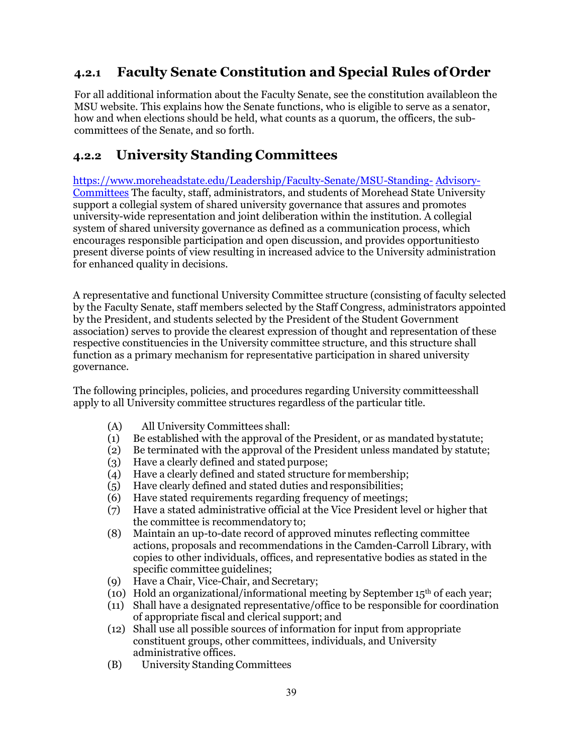### 4.2.1 Faculty Senate Constitution and Special Rules of Order

For all additional information about the Faculty Senate, see the constitution availableon the MSU website. This explains how the Senate functions, who is eligible to serve as a senator, how and when elections should be held, what counts as a quorum, the officers, the sub-committees of the Senate, and so forth.

### 4.2.2 University Standing Committees

https://www.moreheadstate.edu/Leadership/Faculty-Senate/MSU-Standing- Advisory-Committees The faculty, staff, administrators, and students of Morehead State University support a collegial system of shared university governance that assures and promotes university-wide representation and joint deliberation within the institution. A collegial system of shared university governance as defined as a communication process, which encourages responsible participation and open discussion, and provides opportunitiesto present diverse points of view resulting in increased advice to the University administration for enhanced quality in decisions.

A representative and functional University Committee structure (consisting of faculty selected by the Faculty Senate, staff members selected by the Staff Congress, administrators appointed by the President, and students selected by the President of the Student Government association) serves to provide the clearest expression of thought and representation of these respective constituencies in the University committee structure, and this structure shall function as a primary mechanism for representative participation in shared university governance.

The following principles, policies, and procedures regarding University committeesshall apply to all University committee structures regardless of the particular title.

(A) All University Committees shall:

(1) Be established with the approval of the President, or as mandated bystatute;
(2) Be terminated with the approval of the President unless mandated by statute;
(3) Have a clearly defined and stated purpose;
(4) Have a clearly defined and stated structure for membership;
(5) Have clearly defined and stated duties and responsibilities;
(6) Have stated requirements regarding frequency of meetings;
(7) Have a stated administrative official at the Vice President level or higher that the committee is recommendatory to;
(8) Maintain an up-to-date record of approved minutes reflecting committee actions, proposals and recommendations in the Camden-Carroll Library, with copies to other individuals, offices, and representative bodies as stated in the specific committee guidelines;
(9) Have a Chair, Vice-Chair, and Secretary;
(10) Hold an organizational/informational meeting by September 15th of each year;
(11) Shall have a designated representative/office to be responsible for coordination of appropriate fiscal and clerical support; and
(12) Shall use all possible sources of information for input from appropriate constituent groups, other committees, individuals, and University administrative offices.

(B) University Standing Committees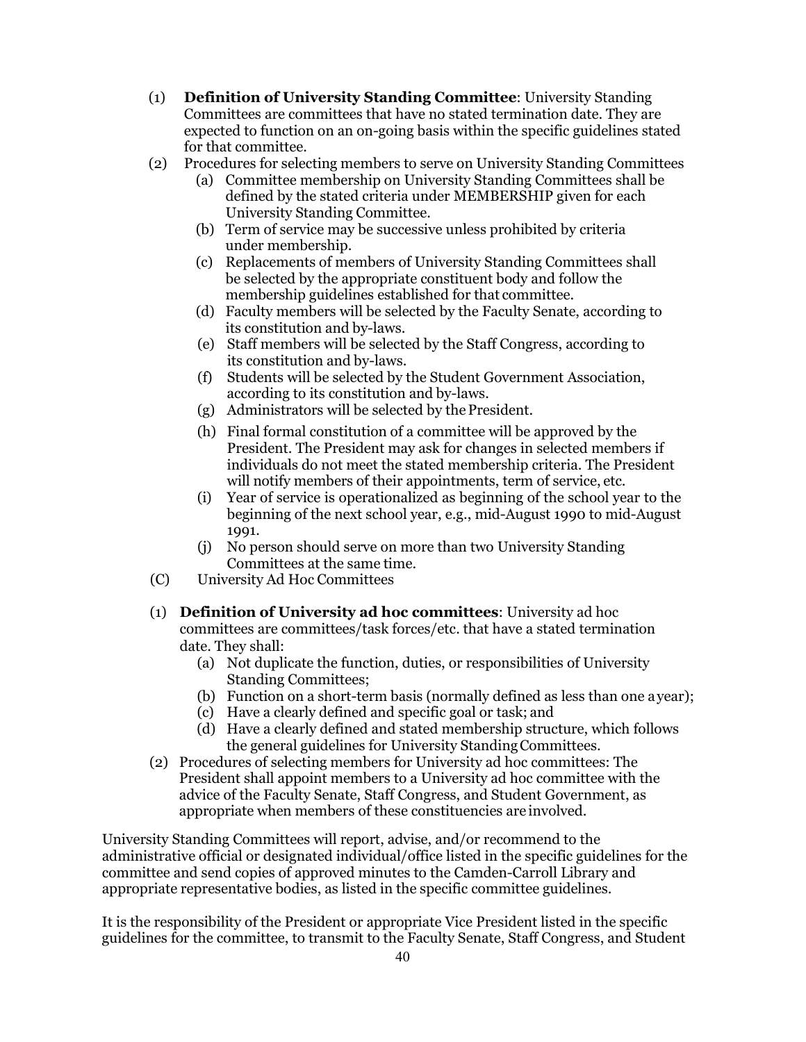(1) **Definition of University Standing Committee**: University Standing Committees are committees that have no stated termination date. They are expected to function on an on-going basis within the specific guidelines stated for that committee.

(2) Procedures for selecting members to serve on University Standing Committees

   (a) Committee membership on University Standing Committees shall be defined by the stated criteria under MEMBERSHIP given for each University Standing Committee.

   (b) Term of service may be successive unless prohibited by criteria under membership.

   (c) Replacements of members of University Standing Committees shall be selected by the appropriate constituent body and follow the membership guidelines established for that committee.

   (d) Faculty members will be selected by the Faculty Senate, according to its constitution and by-laws.

   (e) Staff members will be selected by the Staff Congress, according to its constitution and by-laws.

   (f) Students will be selected by the Student Government Association, according to its constitution and by-laws.

   (g) Administrators will be selected by the President.

   (h) Final formal constitution of a committee will be approved by the President. The President may ask for changes in selected members if individuals do not meet the stated membership criteria. The President will notify members of their appointments, term of service, etc.

   (i) Year of service is operationalized as beginning of the school year to the beginning of the next school year, e.g., mid-August 1990 to mid-August 1991.

   (j) No person should serve on more than two University Standing Committees at the same time.

(C) University Ad Hoc Committees

(1) **Definition of University ad hoc committees**: University ad hoc committees are committees/task forces/etc. that have a stated termination date. They shall:

   (a) Not duplicate the function, duties, or responsibilities of University Standing Committees;

   (b) Function on a short-term basis (normally defined as less than one a year);

   (c) Have a clearly defined and specific goal or task; and

   (d) Have a clearly defined and stated membership structure, which follows the general guidelines for University Standing Committees.

(2) Procedures of selecting members for University ad hoc committees: The President shall appoint members to a University ad hoc committee with the advice of the Faculty Senate, Staff Congress, and Student Government, as appropriate when members of these constituencies are involved.

University Standing Committees will report, advise, and/or recommend to the administrative official or designated individual/office listed in the specific guidelines for the committee and send copies of approved minutes to the Camden-Carroll Library and appropriate representative bodies, as listed in the specific committee guidelines.

It is the responsibility of the President or appropriate Vice President listed in the specific guidelines for the committee, to transmit to the Faculty Senate, Staff Congress, and Student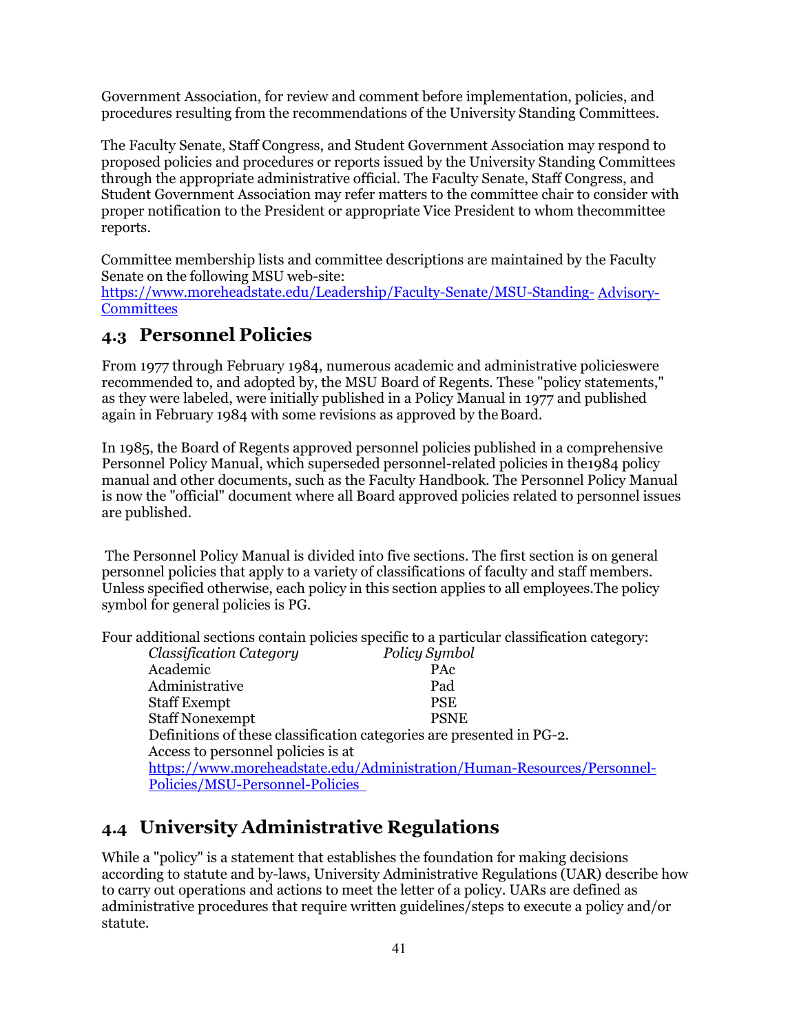Government Association, for review and comment before implementation, policies, and procedures resulting from the recommendations of the University Standing Committees.

The Faculty Senate, Staff Congress, and Student Government Association may respond to proposed policies and procedures or reports issued by the University Standing Committees through the appropriate administrative official. The Faculty Senate, Staff Congress, and Student Government Association may refer matters to the committee chair to consider with proper notification to the President or appropriate Vice President to whom thecommittee reports.

Committee membership lists and committee descriptions are maintained by the Faculty Senate on the following MSU web-site:
[https://www.moreheadstate.edu/Leadership/Faculty-Senate/MSU-Standing- Advisory-Committees](https://www.moreheadstate.edu/Leadership/Faculty-Senate/MSU-Standing-Advisory-Committees)

## 4.3 Personnel Policies

From 1977 through February 1984, numerous academic and administrative policieswere recommended to, and adopted by, the MSU Board of Regents. These "policy statements," as they were labeled, were initially published in a Policy Manual in 1977 and published again in February 1984 with some revisions as approved by the Board.

In 1985, the Board of Regents approved personnel policies published in a comprehensive Personnel Policy Manual, which superseded personnel-related policies in the1984 policy manual and other documents, such as the Faculty Handbook. The Personnel Policy Manual is now the "official" document where all Board approved policies related to personnel issues are published.

The Personnel Policy Manual is divided into five sections. The first section is on general personnel policies that apply to a variety of classifications of faculty and staff members. Unless specified otherwise, each policy in this section applies to all employees.The policy symbol for general policies is PG.

Four additional sections contain policies specific to a particular classification category:

| *Classification Category* | *Policy Symbol* |
|---|---|
| Academic | PAc |
| Administrative | Pad |
| Staff Exempt | PSE |
| Staff Nonexempt | PSNE |

Definitions of these classification categories are presented in PG-2.
Access to personnel policies is at
[https://www.moreheadstate.edu/Administration/Human-Resources/Personnel-Policies/MSU-Personnel-Policies](https://www.moreheadstate.edu/Administration/Human-Resources/Personnel-Policies/MSU-Personnel-Policies)

## 4.4 University Administrative Regulations

While a "policy" is a statement that establishes the foundation for making decisions according to statute and by-laws, University Administrative Regulations (UAR) describe how to carry out operations and actions to meet the letter of a policy. UARs are defined as administrative procedures that require written guidelines/steps to execute a policy and/or statute.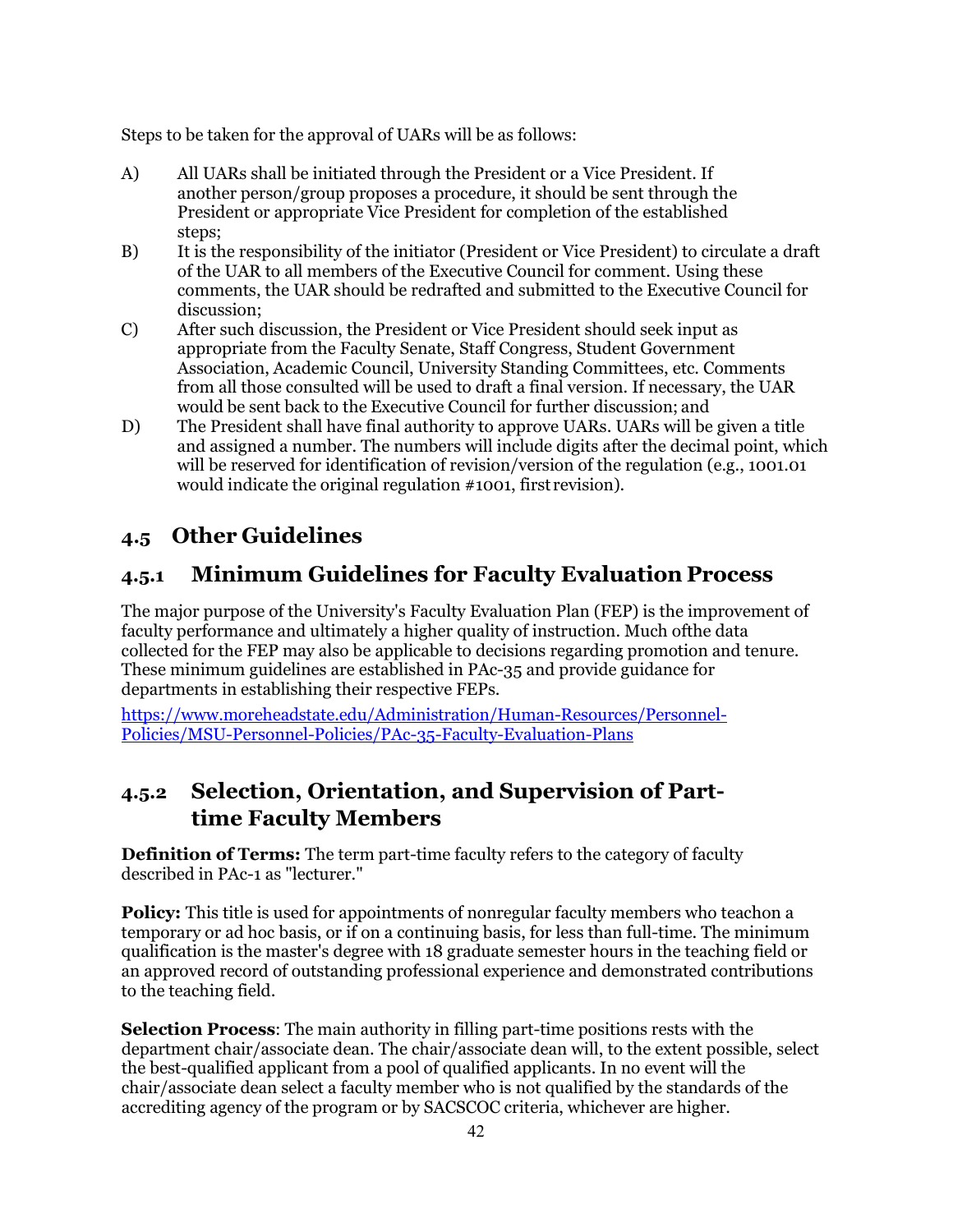Steps to be taken for the approval of UARs will be as follows:

A) All UARs shall be initiated through the President or a Vice President. If another person/group proposes a procedure, it should be sent through the President or appropriate Vice President for completion of the established steps;

B) It is the responsibility of the initiator (President or Vice President) to circulate a draft of the UAR to all members of the Executive Council for comment. Using these comments, the UAR should be redrafted and submitted to the Executive Council for discussion;

C) After such discussion, the President or Vice President should seek input as appropriate from the Faculty Senate, Staff Congress, Student Government Association, Academic Council, University Standing Committees, etc. Comments from all those consulted will be used to draft a final version. If necessary, the UAR would be sent back to the Executive Council for further discussion; and

D) The President shall have final authority to approve UARs. UARs will be given a title and assigned a number. The numbers will include digits after the decimal point, which will be reserved for identification of revision/version of the regulation (e.g., 1001.01 would indicate the original regulation #1001, first revision).

## 4.5 Other Guidelines

### 4.5.1 Minimum Guidelines for Faculty Evaluation Process

The major purpose of the University's Faculty Evaluation Plan (FEP) is the improvement of faculty performance and ultimately a higher quality of instruction. Much ofthe data collected for the FEP may also be applicable to decisions regarding promotion and tenure. These minimum guidelines are established in PAc-35 and provide guidance for departments in establishing their respective FEPs.

[https://www.moreheadstate.edu/Administration/Human-Resources/Personnel-Policies/MSU-Personnel-Policies/PAc-35-Faculty-Evaluation-Plans](https://www.moreheadstate.edu/Administration/Human-Resources/Personnel-Policies/MSU-Personnel-Policies/PAc-35-Faculty-Evaluation-Plans)

### 4.5.2 Selection, Orientation, and Supervision of Part-time Faculty Members

**Definition of Terms:** The term part-time faculty refers to the category of faculty described in PAc-1 as "lecturer."

**Policy:** This title is used for appointments of nonregular faculty members who teachon a temporary or ad hoc basis, or if on a continuing basis, for less than full-time. The minimum qualification is the master's degree with 18 graduate semester hours in the teaching field or an approved record of outstanding professional experience and demonstrated contributions to the teaching field.

**Selection Process**: The main authority in filling part-time positions rests with the department chair/associate dean. The chair/associate dean will, to the extent possible, select the best-qualified applicant from a pool of qualified applicants. In no event will the chair/associate dean select a faculty member who is not qualified by the standards of the accrediting agency of the program or by SACSCOC criteria, whichever are higher.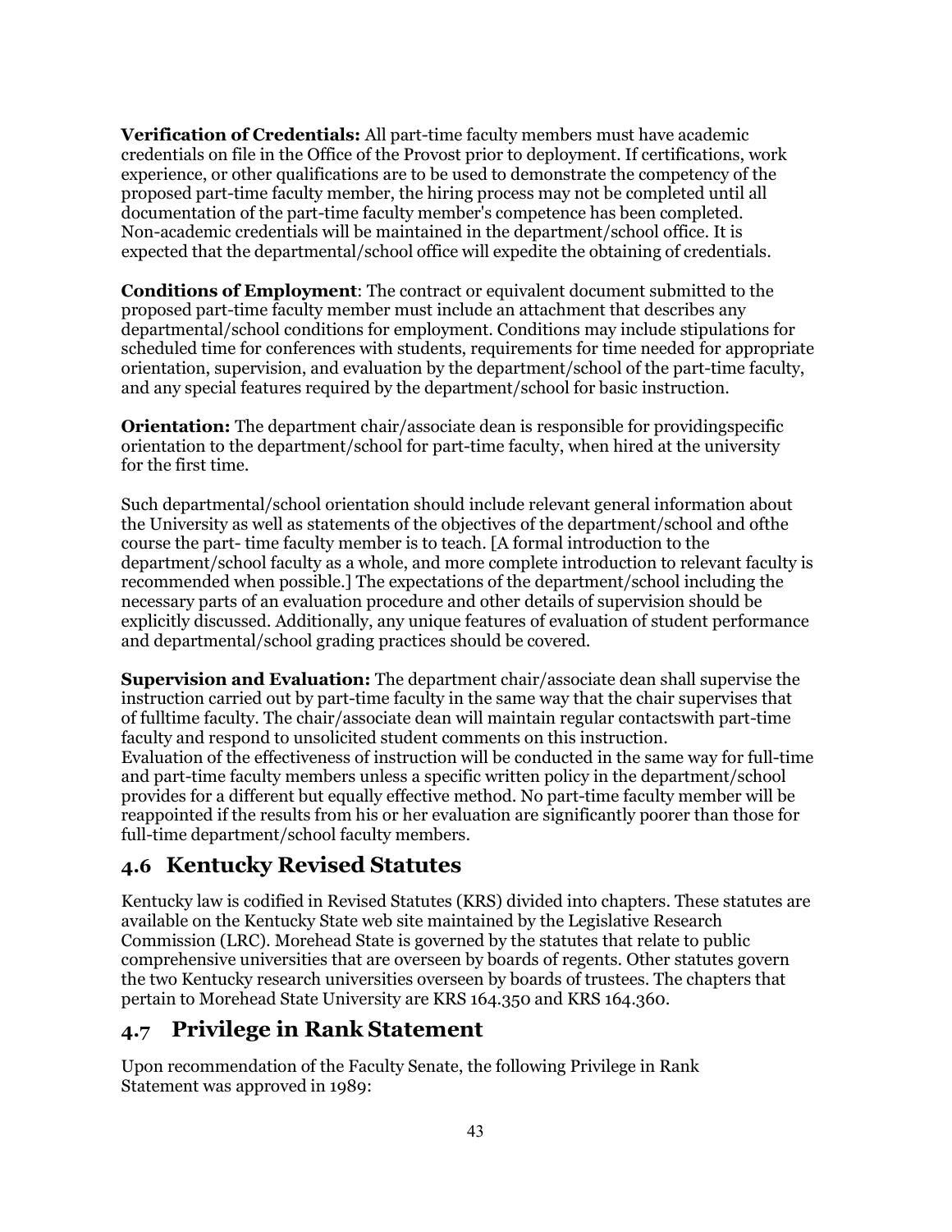**Verification of Credentials:** All part-time faculty members must have academic credentials on file in the Office of the Provost prior to deployment. If certifications, work experience, or other qualifications are to be used to demonstrate the competency of the proposed part-time faculty member, the hiring process may not be completed until all documentation of the part-time faculty member's competence has been completed. Non-academic credentials will be maintained in the department/school office. It is expected that the departmental/school office will expedite the obtaining of credentials.

**Conditions of Employment**: The contract or equivalent document submitted to the proposed part-time faculty member must include an attachment that describes any departmental/school conditions for employment. Conditions may include stipulations for scheduled time for conferences with students, requirements for time needed for appropriate orientation, supervision, and evaluation by the department/school of the part-time faculty, and any special features required by the department/school for basic instruction.

**Orientation:** The department chair/associate dean is responsible for providingspecific orientation to the department/school for part-time faculty, when hired at the university for the first time.

Such departmental/school orientation should include relevant general information about the University as well as statements of the objectives of the department/school and ofthe course the part- time faculty member is to teach. [A formal introduction to the department/school faculty as a whole, and more complete introduction to relevant faculty is recommended when possible.] The expectations of the department/school including the necessary parts of an evaluation procedure and other details of supervision should be explicitly discussed. Additionally, any unique features of evaluation of student performance and departmental/school grading practices should be covered.

**Supervision and Evaluation:** The department chair/associate dean shall supervise the instruction carried out by part-time faculty in the same way that the chair supervises that of fulltime faculty. The chair/associate dean will maintain regular contactswith part-time faculty and respond to unsolicited student comments on this instruction.
Evaluation of the effectiveness of instruction will be conducted in the same way for full-time and part-time faculty members unless a specific written policy in the department/school provides for a different but equally effective method. No part-time faculty member will be reappointed if the results from his or her evaluation are significantly poorer than those for full-time department/school faculty members.

## 4.6 Kentucky Revised Statutes

Kentucky law is codified in Revised Statutes (KRS) divided into chapters. These statutes are available on the Kentucky State web site maintained by the Legislative Research Commission (LRC). Morehead State is governed by the statutes that relate to public comprehensive universities that are overseen by boards of regents. Other statutes govern the two Kentucky research universities overseen by boards of trustees. The chapters that pertain to Morehead State University are KRS 164.350 and KRS 164.360.

## 4.7 Privilege in Rank Statement

Upon recommendation of the Faculty Senate, the following Privilege in Rank Statement was approved in 1989: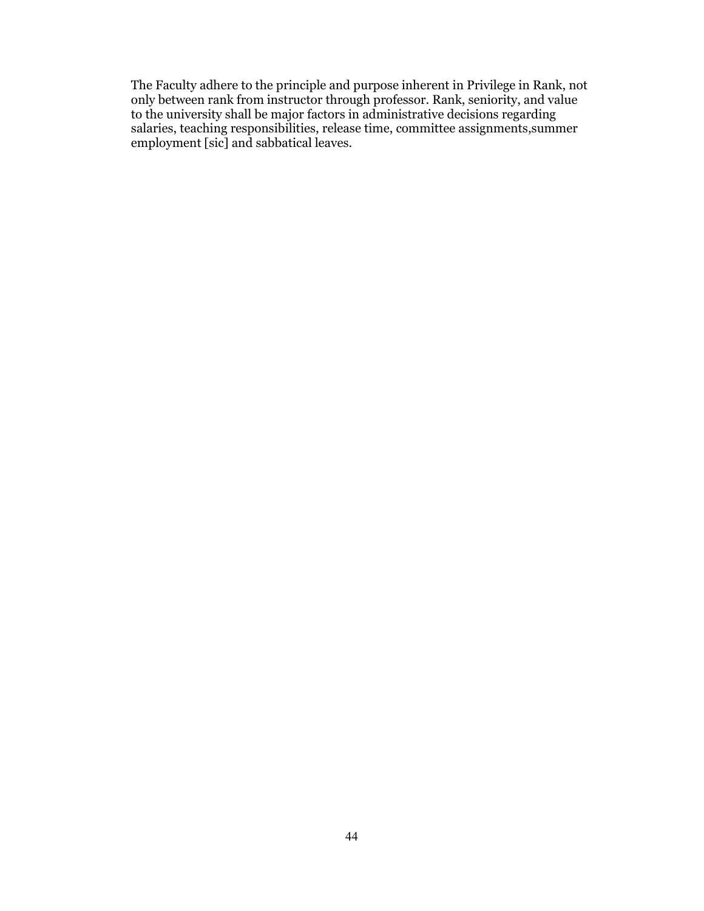The Faculty adhere to the principle and purpose inherent in Privilege in Rank, not only between rank from instructor through professor. Rank, seniority, and value to the university shall be major factors in administrative decisions regarding salaries, teaching responsibilities, release time, committee assignments,summer employment [sic] and sabbatical leaves.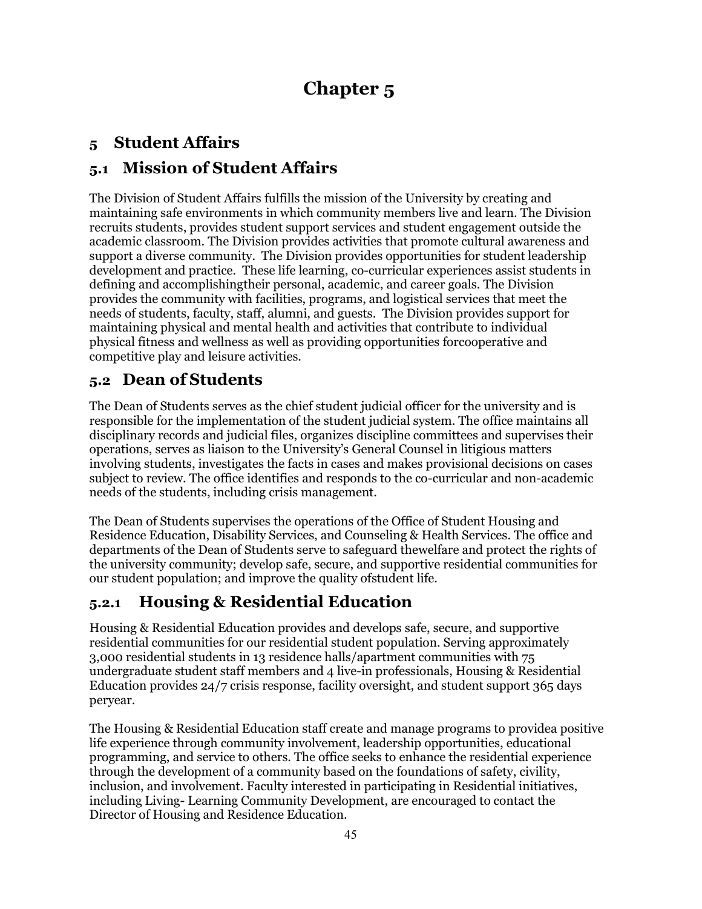# Chapter 5

## 5 Student Affairs

## 5.1 Mission of Student Affairs

The Division of Student Affairs fulfills the mission of the University by creating and maintaining safe environments in which community members live and learn. The Division recruits students, provides student support services and student engagement outside the academic classroom. The Division provides activities that promote cultural awareness and support a diverse community. The Division provides opportunities for student leadership development and practice. These life learning, co-curricular experiences assist students in defining and accomplishingtheir personal, academic, and career goals. The Division provides the community with facilities, programs, and logistical services that meet the needs of students, faculty, staff, alumni, and guests. The Division provides support for maintaining physical and mental health and activities that contribute to individual physical fitness and wellness as well as providing opportunities forcooperative and competitive play and leisure activities.

## 5.2 Dean of Students

The Dean of Students serves as the chief student judicial officer for the university and is responsible for the implementation of the student judicial system. The office maintains all disciplinary records and judicial files, organizes discipline committees and supervises their operations, serves as liaison to the University's General Counsel in litigious matters involving students, investigates the facts in cases and makes provisional decisions on cases subject to review. The office identifies and responds to the co-curricular and non-academic needs of the students, including crisis management.

The Dean of Students supervises the operations of the Office of Student Housing and Residence Education, Disability Services, and Counseling & Health Services. The office and departments of the Dean of Students serve to safeguard thewelfare and protect the rights of the university community; develop safe, secure, and supportive residential communities for our student population; and improve the quality ofstudent life.

### 5.2.1 Housing & Residential Education

Housing & Residential Education provides and develops safe, secure, and supportive residential communities for our residential student population. Serving approximately 3,000 residential students in 13 residence halls/apartment communities with 75 undergraduate student staff members and 4 live-in professionals, Housing & Residential Education provides 24/7 crisis response, facility oversight, and student support 365 days peryear.

The Housing & Residential Education staff create and manage programs to providea positive life experience through community involvement, leadership opportunities, educational programming, and service to others. The office seeks to enhance the residential experience through the development of a community based on the foundations of safety, civility, inclusion, and involvement. Faculty interested in participating in Residential initiatives, including Living- Learning Community Development, are encouraged to contact the Director of Housing and Residence Education.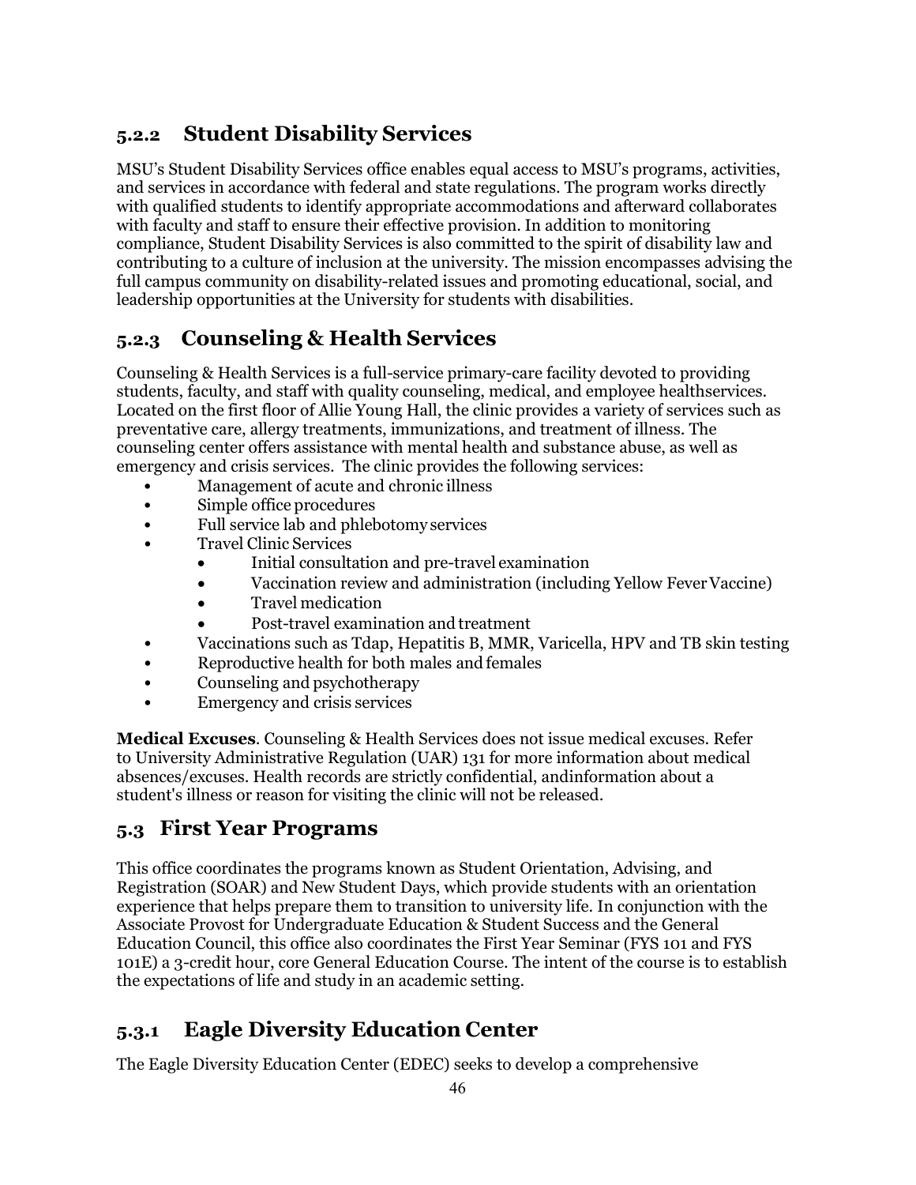### 5.2.2 Student Disability Services

MSU's Student Disability Services office enables equal access to MSU's programs, activities, and services in accordance with federal and state regulations. The program works directly with qualified students to identify appropriate accommodations and afterward collaborates with faculty and staff to ensure their effective provision. In addition to monitoring compliance, Student Disability Services is also committed to the spirit of disability law and contributing to a culture of inclusion at the university. The mission encompasses advising the full campus community on disability-related issues and promoting educational, social, and leadership opportunities at the University for students with disabilities.

### 5.2.3 Counseling & Health Services

Counseling & Health Services is a full-service primary-care facility devoted to providing students, faculty, and staff with quality counseling, medical, and employee healthservices. Located on the first floor of Allie Young Hall, the clinic provides a variety of services such as preventative care, allergy treatments, immunizations, and treatment of illness. The counseling center offers assistance with mental health and substance abuse, as well as emergency and crisis services. The clinic provides the following services:

- Management of acute and chronic illness
- Simple office procedures
- Full service lab and phlebotomy services
- Travel Clinic Services
  - Initial consultation and pre-travel examination
  - Vaccination review and administration (including Yellow Fever Vaccine)
  - Travel medication
  - Post-travel examination and treatment
- Vaccinations such as Tdap, Hepatitis B, MMR, Varicella, HPV and TB skin testing
- Reproductive health for both males and females
- Counseling and psychotherapy
- Emergency and crisis services

**Medical Excuses**. Counseling & Health Services does not issue medical excuses. Refer to University Administrative Regulation (UAR) 131 for more information about medical absences/excuses. Health records are strictly confidential, andinformation about a student's illness or reason for visiting the clinic will not be released.

## 5.3 First Year Programs

This office coordinates the programs known as Student Orientation, Advising, and Registration (SOAR) and New Student Days, which provide students with an orientation experience that helps prepare them to transition to university life. In conjunction with the Associate Provost for Undergraduate Education & Student Success and the General Education Council, this office also coordinates the First Year Seminar (FYS 101 and FYS 101E) a 3-credit hour, core General Education Course. The intent of the course is to establish the expectations of life and study in an academic setting.

### 5.3.1 Eagle Diversity Education Center

The Eagle Diversity Education Center (EDEC) seeks to develop a comprehensive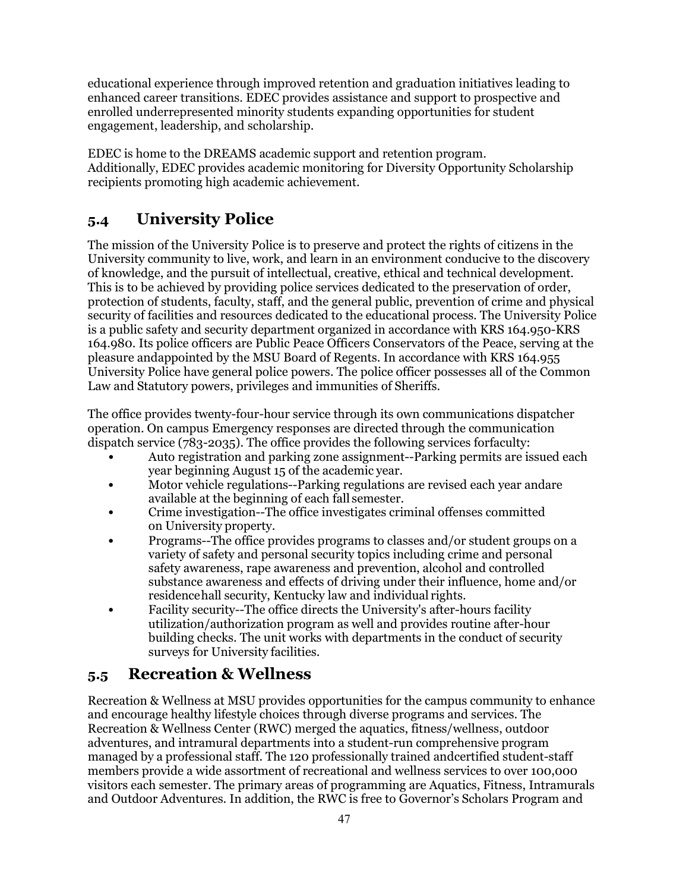educational experience through improved retention and graduation initiatives leading to enhanced career transitions. EDEC provides assistance and support to prospective and enrolled underrepresented minority students expanding opportunities for student engagement, leadership, and scholarship.

EDEC is home to the DREAMS academic support and retention program. Additionally, EDEC provides academic monitoring for Diversity Opportunity Scholarship recipients promoting high academic achievement.

## 5.4 University Police

The mission of the University Police is to preserve and protect the rights of citizens in the University community to live, work, and learn in an environment conducive to the discovery of knowledge, and the pursuit of intellectual, creative, ethical and technical development. This is to be achieved by providing police services dedicated to the preservation of order, protection of students, faculty, staff, and the general public, prevention of crime and physical security of facilities and resources dedicated to the educational process. The University Police is a public safety and security department organized in accordance with KRS 164.950-KRS 164.980. Its police officers are Public Peace Officers Conservators of the Peace, serving at the pleasure andappointed by the MSU Board of Regents. In accordance with KRS 164.955 University Police have general police powers. The police officer possesses all of the Common Law and Statutory powers, privileges and immunities of Sheriffs.

The office provides twenty-four-hour service through its own communications dispatcher operation. On campus Emergency responses are directed through the communication dispatch service (783-2035). The office provides the following services forfaculty:

- Auto registration and parking zone assignment--Parking permits are issued each year beginning August 15 of the academic year.
- Motor vehicle regulations--Parking regulations are revised each year andare available at the beginning of each fall semester.
- Crime investigation--The office investigates criminal offenses committed on University property.
- Programs--The office provides programs to classes and/or student groups on a variety of safety and personal security topics including crime and personal safety awareness, rape awareness and prevention, alcohol and controlled substance awareness and effects of driving under their influence, home and/or residencehall security, Kentucky law and individual rights.
- Facility security--The office directs the University's after-hours facility utilization/authorization program as well and provides routine after-hour building checks. The unit works with departments in the conduct of security surveys for University facilities.

## 5.5 Recreation & Wellness

Recreation & Wellness at MSU provides opportunities for the campus community to enhance and encourage healthy lifestyle choices through diverse programs and services. The Recreation & Wellness Center (RWC) merged the aquatics, fitness/wellness, outdoor adventures, and intramural departments into a student-run comprehensive program managed by a professional staff. The 120 professionally trained andcertified student-staff members provide a wide assortment of recreational and wellness services to over 100,000 visitors each semester. The primary areas of programming are Aquatics, Fitness, Intramurals and Outdoor Adventures. In addition, the RWC is free to Governor's Scholars Program and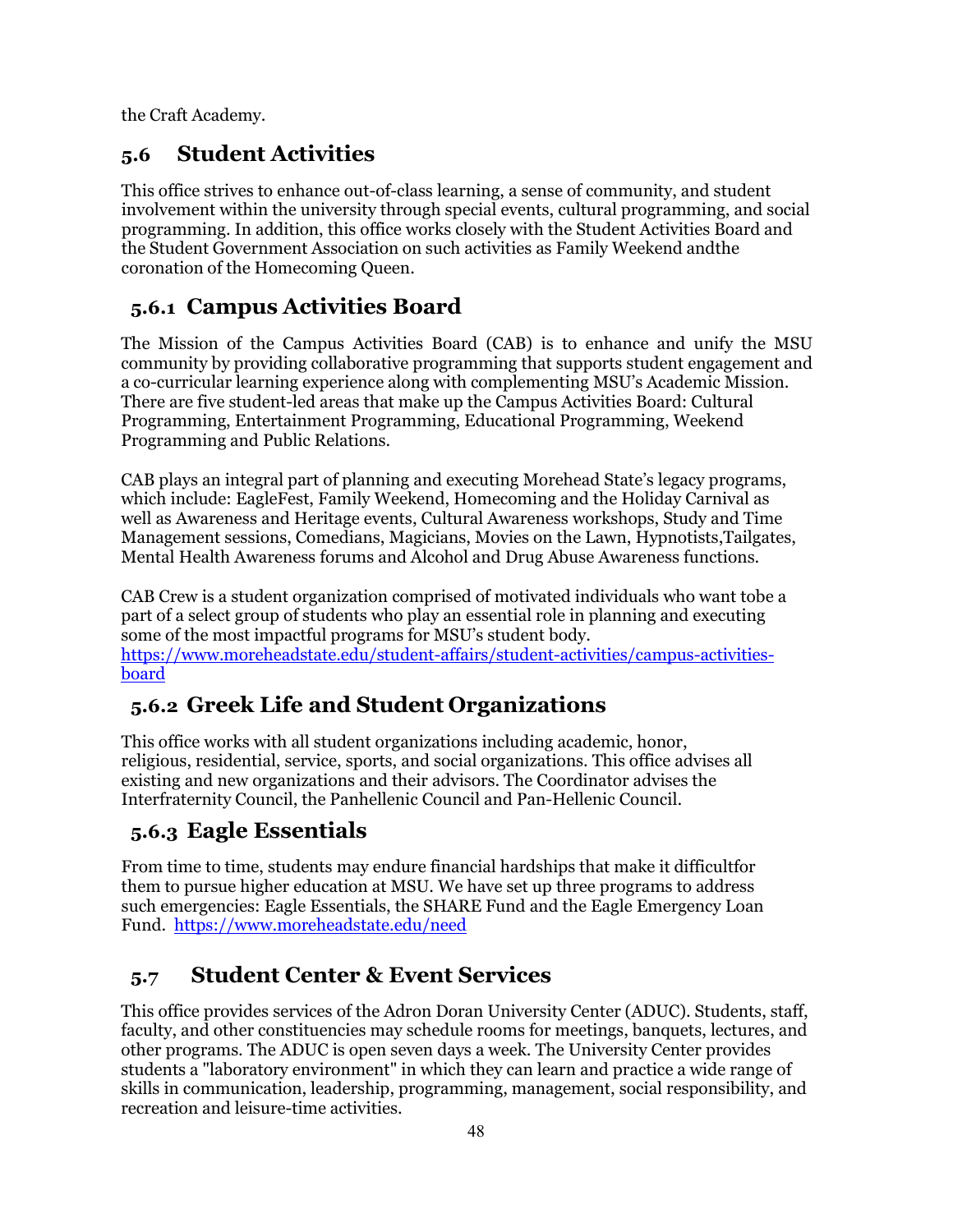the Craft Academy.

## 5.6 Student Activities

This office strives to enhance out-of-class learning, a sense of community, and student involvement within the university through special events, cultural programming, and social programming. In addition, this office works closely with the Student Activities Board and the Student Government Association on such activities as Family Weekend andthe coronation of the Homecoming Queen.

### 5.6.1 Campus Activities Board

The Mission of the Campus Activities Board (CAB) is to enhance and unify the MSU community by providing collaborative programming that supports student engagement and a co-curricular learning experience along with complementing MSU's Academic Mission. There are five student-led areas that make up the Campus Activities Board: Cultural Programming, Entertainment Programming, Educational Programming, Weekend Programming and Public Relations.

CAB plays an integral part of planning and executing Morehead State's legacy programs, which include: EagleFest, Family Weekend, Homecoming and the Holiday Carnival as well as Awareness and Heritage events, Cultural Awareness workshops, Study and Time Management sessions, Comedians, Magicians, Movies on the Lawn, Hypnotists,Tailgates, Mental Health Awareness forums and Alcohol and Drug Abuse Awareness functions.

CAB Crew is a student organization comprised of motivated individuals who want tobe a part of a select group of students who play an essential role in planning and executing some of the most impactful programs for MSU's student body. https://www.moreheadstate.edu/student-affairs/student-activities/campus-activities-board

### 5.6.2 Greek Life and Student Organizations

This office works with all student organizations including academic, honor, religious, residential, service, sports, and social organizations. This office advises all existing and new organizations and their advisors. The Coordinator advises the Interfraternity Council, the Panhellenic Council and Pan-Hellenic Council.

### 5.6.3 Eagle Essentials

From time to time, students may endure financial hardships that make it difficultfor them to pursue higher education at MSU. We have set up three programs to address such emergencies: Eagle Essentials, the SHARE Fund and the Eagle Emergency Loan Fund. https://www.moreheadstate.edu/need

## 5.7 Student Center & Event Services

This office provides services of the Adron Doran University Center (ADUC). Students, staff, faculty, and other constituencies may schedule rooms for meetings, banquets, lectures, and other programs. The ADUC is open seven days a week. The University Center provides students a "laboratory environment" in which they can learn and practice a wide range of skills in communication, leadership, programming, management, social responsibility, and recreation and leisure-time activities.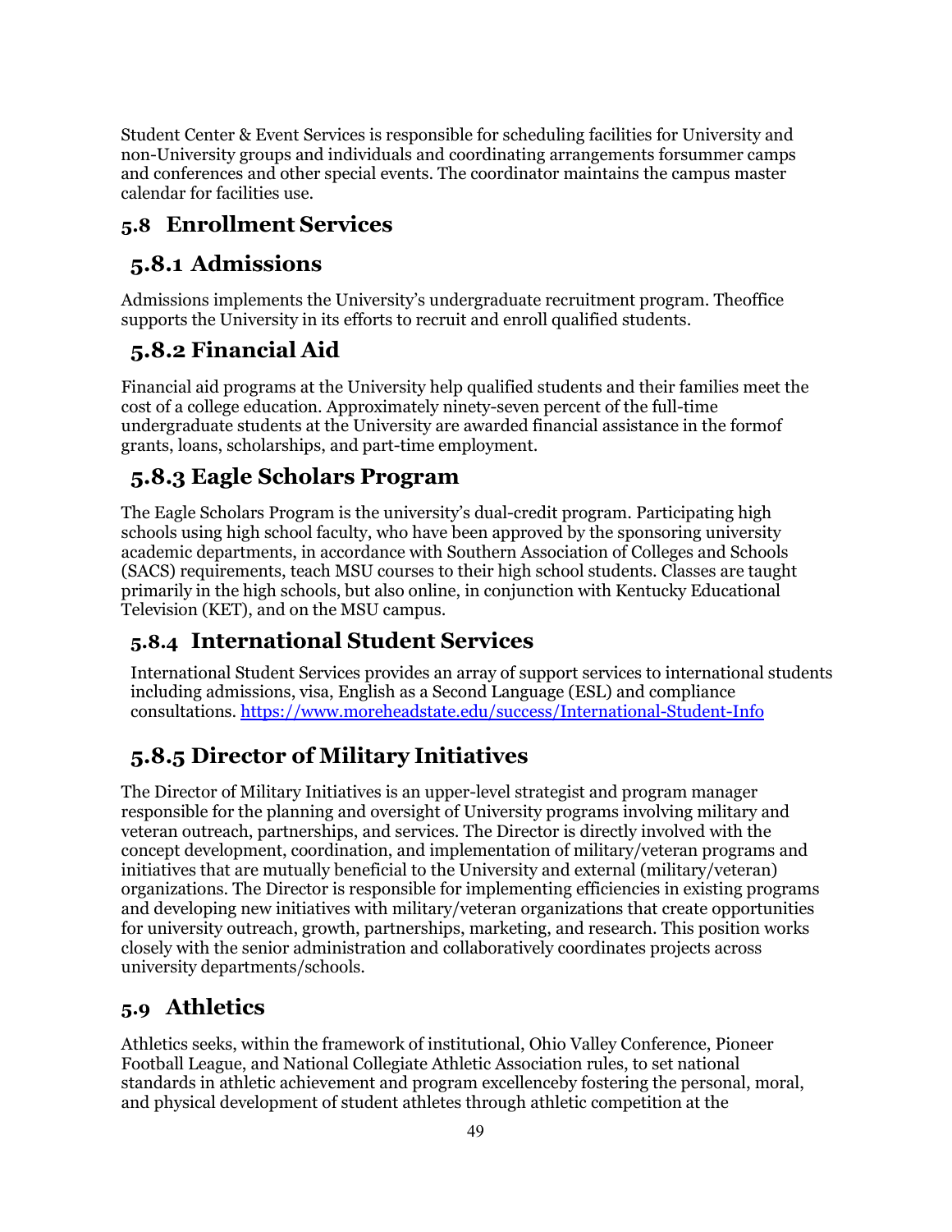Student Center & Event Services is responsible for scheduling facilities for University and non-University groups and individuals and coordinating arrangements forsummer camps and conferences and other special events. The coordinator maintains the campus master calendar for facilities use.

## 5.8 Enrollment Services

### 5.8.1 Admissions

Admissions implements the University's undergraduate recruitment program. Theoffice supports the University in its efforts to recruit and enroll qualified students.

### 5.8.2 Financial Aid

Financial aid programs at the University help qualified students and their families meet the cost of a college education. Approximately ninety-seven percent of the full-time undergraduate students at the University are awarded financial assistance in the formof grants, loans, scholarships, and part-time employment.

### 5.8.3 Eagle Scholars Program

The Eagle Scholars Program is the university's dual-credit program. Participating high schools using high school faculty, who have been approved by the sponsoring university academic departments, in accordance with Southern Association of Colleges and Schools (SACS) requirements, teach MSU courses to their high school students. Classes are taught primarily in the high schools, but also online, in conjunction with Kentucky Educational Television (KET), and on the MSU campus.

### 5.8.4 International Student Services

International Student Services provides an array of support services to international students including admissions, visa, English as a Second Language (ESL) and compliance consultations. https://www.moreheadstate.edu/success/International-Student-Info

### 5.8.5 Director of Military Initiatives

The Director of Military Initiatives is an upper-level strategist and program manager responsible for the planning and oversight of University programs involving military and veteran outreach, partnerships, and services. The Director is directly involved with the concept development, coordination, and implementation of military/veteran programs and initiatives that are mutually beneficial to the University and external (military/veteran) organizations. The Director is responsible for implementing efficiencies in existing programs and developing new initiatives with military/veteran organizations that create opportunities for university outreach, growth, partnerships, marketing, and research. This position works closely with the senior administration and collaboratively coordinates projects across university departments/schools.

## 5.9 Athletics

Athletics seeks, within the framework of institutional, Ohio Valley Conference, Pioneer Football League, and National Collegiate Athletic Association rules, to set national standards in athletic achievement and program excellenceby fostering the personal, moral, and physical development of student athletes through athletic competition at the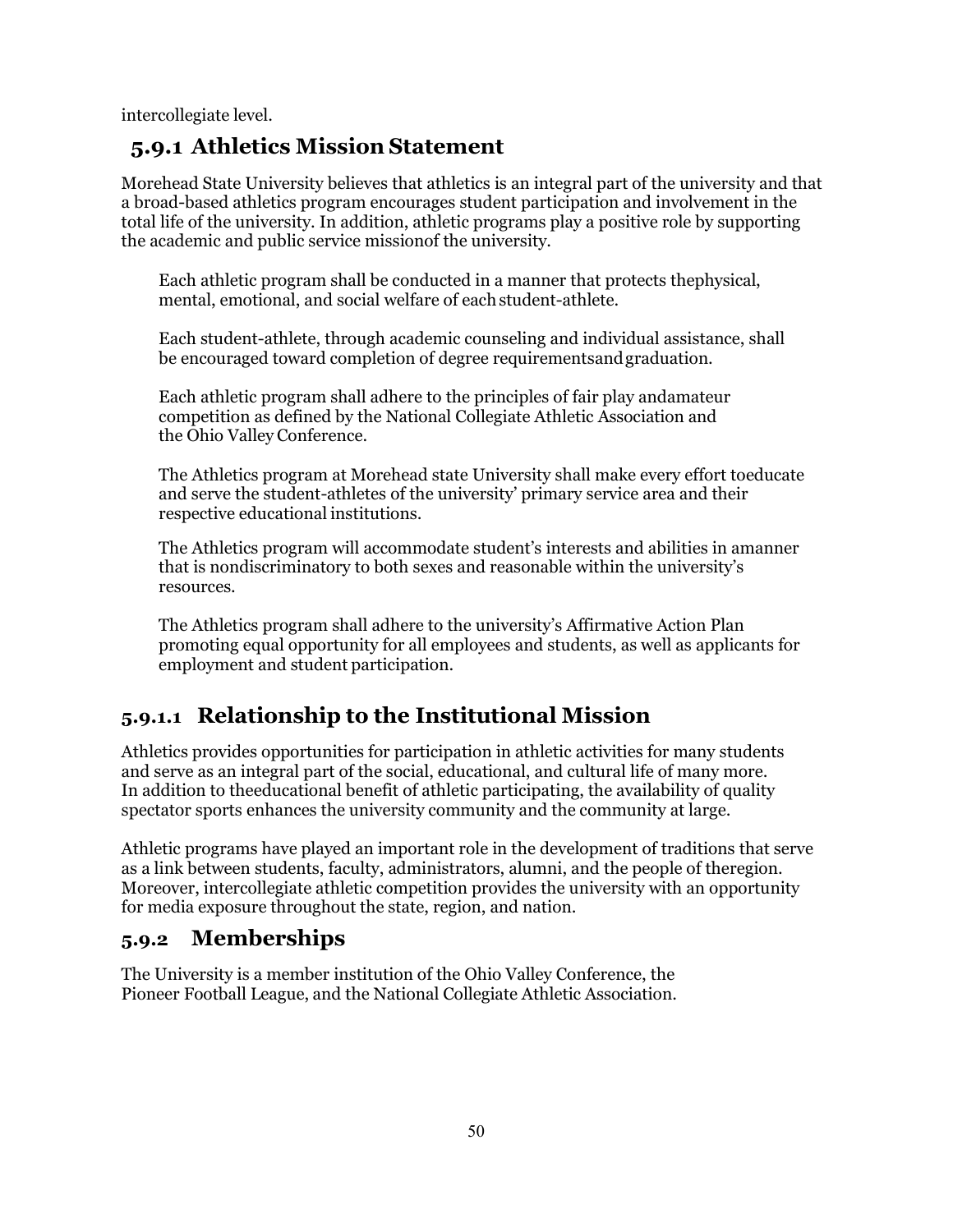intercollegiate level.

## 5.9.1 Athletics Mission Statement

Morehead State University believes that athletics is an integral part of the university and that a broad-based athletics program encourages student participation and involvement in the total life of the university. In addition, athletic programs play a positive role by supporting the academic and public service missionof the university.

Each athletic program shall be conducted in a manner that protects thephysical, mental, emotional, and social welfare of each student-athlete.

Each student-athlete, through academic counseling and individual assistance, shall be encouraged toward completion of degree requirementsand graduation.

Each athletic program shall adhere to the principles of fair play andamateur competition as defined by the National Collegiate Athletic Association and the Ohio Valley Conference.

The Athletics program at Morehead state University shall make every effort toeducate and serve the student-athletes of the university' primary service area and their respective educational institutions.

The Athletics program will accommodate student's interests and abilities in amanner that is nondiscriminatory to both sexes and reasonable within the university's resources.

The Athletics program shall adhere to the university's Affirmative Action Plan promoting equal opportunity for all employees and students, as well as applicants for employment and student participation.

### 5.9.1.1 Relationship to the Institutional Mission

Athletics provides opportunities for participation in athletic activities for many students and serve as an integral part of the social, educational, and cultural life of many more. In addition to theeducational benefit of athletic participating, the availability of quality spectator sports enhances the university community and the community at large.

Athletic programs have played an important role in the development of traditions that serve as a link between students, faculty, administrators, alumni, and the people of theregion. Moreover, intercollegiate athletic competition provides the university with an opportunity for media exposure throughout the state, region, and nation.

## 5.9.2 Memberships

The University is a member institution of the Ohio Valley Conference, the Pioneer Football League, and the National Collegiate Athletic Association.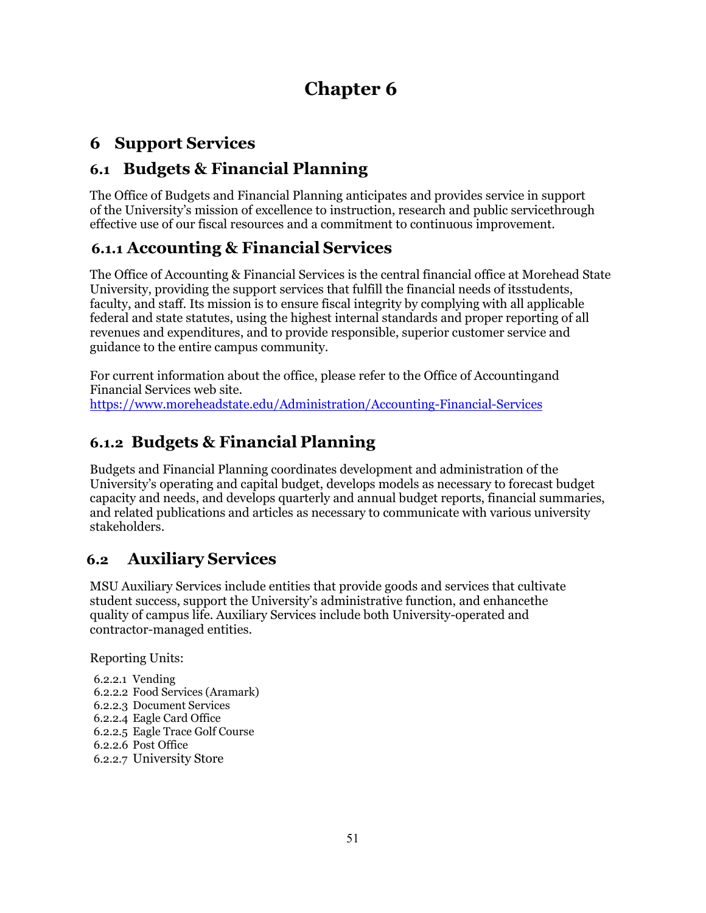# Chapter 6

## 6 Support Services

## 6.1 Budgets & Financial Planning

The Office of Budgets and Financial Planning anticipates and provides service in support of the University's mission of excellence to instruction, research and public servicethrough effective use of our fiscal resources and a commitment to continuous improvement.

### 6.1.1 Accounting & Financial Services

The Office of Accounting & Financial Services is the central financial office at Morehead State University, providing the support services that fulfill the financial needs of itsstudents, faculty, and staff. Its mission is to ensure fiscal integrity by complying with all applicable federal and state statutes, using the highest internal standards and proper reporting of all revenues and expenditures, and to provide responsible, superior customer service and guidance to the entire campus community.

For current information about the office, please refer to the Office of Accountingand Financial Services web site.
https://www.moreheadstate.edu/Administration/Accounting-Financial-Services

### 6.1.2 Budgets & Financial Planning

Budgets and Financial Planning coordinates development and administration of the University's operating and capital budget, develops models as necessary to forecast budget capacity and needs, and develops quarterly and annual budget reports, financial summaries, and related publications and articles as necessary to communicate with various university stakeholders.

## 6.2 Auxiliary Services

MSU Auxiliary Services include entities that provide goods and services that cultivate student success, support the University's administrative function, and enhancethe quality of campus life. Auxiliary Services include both University-operated and contractor-managed entities.

Reporting Units:

6.2.2.1 Vending
6.2.2.2 Food Services (Aramark)
6.2.2.3 Document Services
6.2.2.4 Eagle Card Office
6.2.2.5 Eagle Trace Golf Course
6.2.2.6 Post Office
6.2.2.7 University Store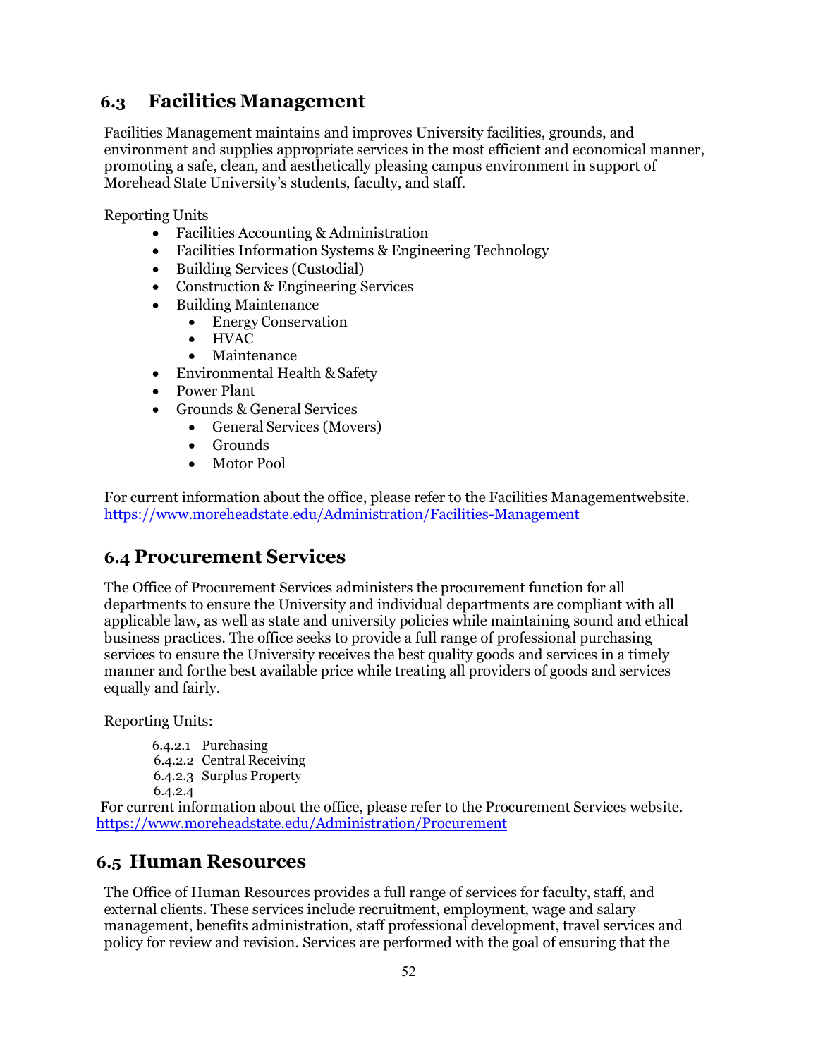## 6.3 Facilities Management

Facilities Management maintains and improves University facilities, grounds, and environment and supplies appropriate services in the most efficient and economical manner, promoting a safe, clean, and aesthetically pleasing campus environment in support of Morehead State University's students, faculty, and staff.

Reporting Units

- Facilities Accounting & Administration
- Facilities Information Systems & Engineering Technology
- Building Services (Custodial)
- Construction & Engineering Services
- Building Maintenance
  - Energy Conservation
  - HVAC
  - Maintenance
- Environmental Health & Safety
- Power Plant
- Grounds & General Services
  - General Services (Movers)
  - Grounds
  - Motor Pool

For current information about the office, please refer to the Facilities Managementwebsite. https://www.moreheadstate.edu/Administration/Facilities-Management

## 6.4 Procurement Services

The Office of Procurement Services administers the procurement function for all departments to ensure the University and individual departments are compliant with all applicable law, as well as state and university policies while maintaining sound and ethical business practices. The office seeks to provide a full range of professional purchasing services to ensure the University receives the best quality goods and services in a timely manner and forthe best available price while treating all providers of goods and services equally and fairly.

Reporting Units:

6.4.2.1 Purchasing
6.4.2.2 Central Receiving
6.4.2.3 Surplus Property
6.4.2.4

For current information about the office, please refer to the Procurement Services website. https://www.moreheadstate.edu/Administration/Procurement

## 6.5 Human Resources

The Office of Human Resources provides a full range of services for faculty, staff, and external clients. These services include recruitment, employment, wage and salary management, benefits administration, staff professional development, travel services and policy for review and revision. Services are performed with the goal of ensuring that the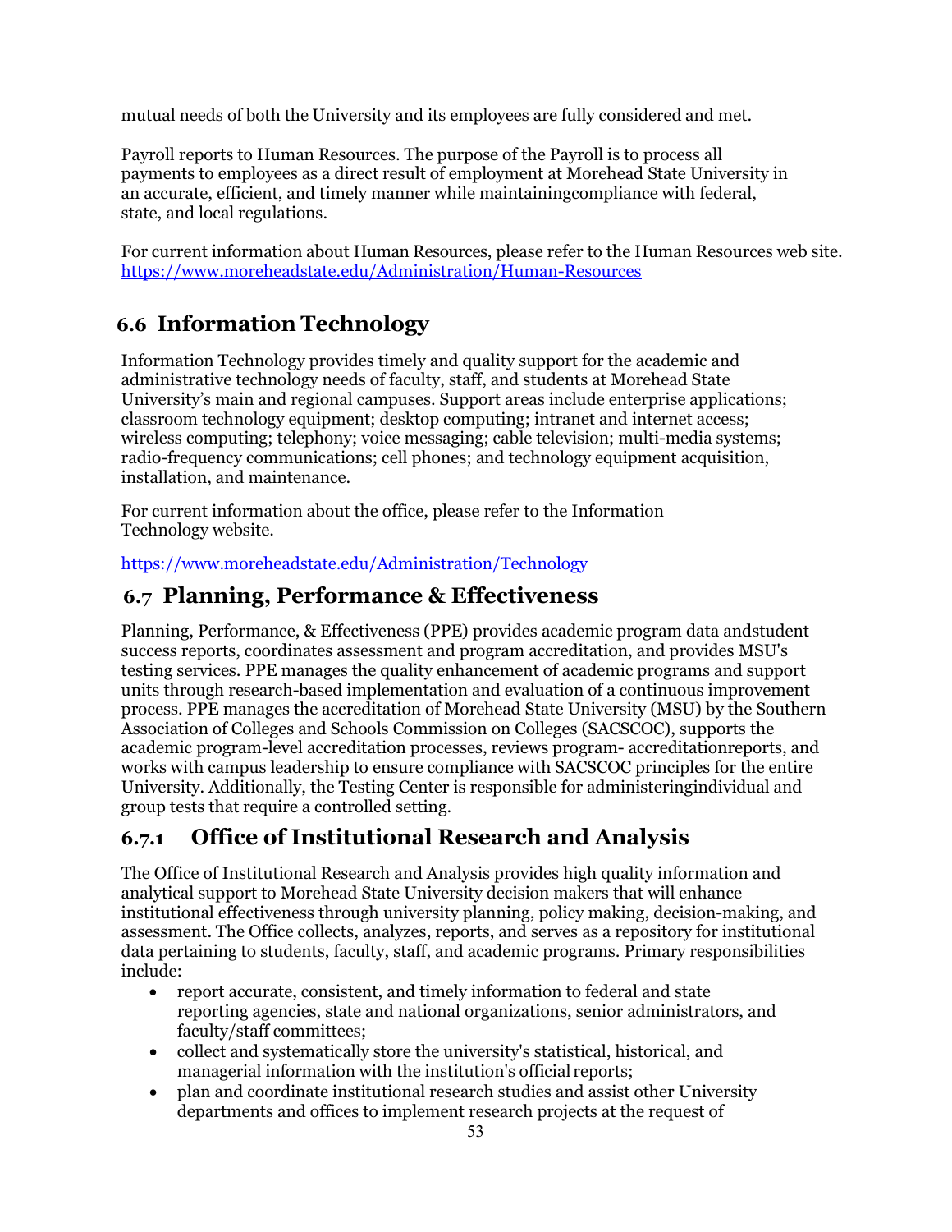mutual needs of both the University and its employees are fully considered and met.

Payroll reports to Human Resources. The purpose of the Payroll is to process all payments to employees as a direct result of employment at Morehead State University in an accurate, efficient, and timely manner while maintainingcompliance with federal, state, and local regulations.

For current information about Human Resources, please refer to the Human Resources web site. https://www.moreheadstate.edu/Administration/Human-Resources

## 6.6 Information Technology

Information Technology provides timely and quality support for the academic and administrative technology needs of faculty, staff, and students at Morehead State University's main and regional campuses. Support areas include enterprise applications; classroom technology equipment; desktop computing; intranet and internet access; wireless computing; telephony; voice messaging; cable television; multi-media systems; radio-frequency communications; cell phones; and technology equipment acquisition, installation, and maintenance.

For current information about the office, please refer to the Information Technology website.

https://www.moreheadstate.edu/Administration/Technology

## 6.7 Planning, Performance & Effectiveness

Planning, Performance, & Effectiveness (PPE) provides academic program data andstudent success reports, coordinates assessment and program accreditation, and provides MSU's testing services. PPE manages the quality enhancement of academic programs and support units through research-based implementation and evaluation of a continuous improvement process. PPE manages the accreditation of Morehead State University (MSU) by the Southern Association of Colleges and Schools Commission on Colleges (SACSCOC), supports the academic program-level accreditation processes, reviews program- accreditationreports, and works with campus leadership to ensure compliance with SACSCOC principles for the entire University. Additionally, the Testing Center is responsible for administeringindividual and group tests that require a controlled setting.

### 6.7.1 Office of Institutional Research and Analysis

The Office of Institutional Research and Analysis provides high quality information and analytical support to Morehead State University decision makers that will enhance institutional effectiveness through university planning, policy making, decision-making, and assessment. The Office collects, analyzes, reports, and serves as a repository for institutional data pertaining to students, faculty, staff, and academic programs. Primary responsibilities include:

- report accurate, consistent, and timely information to federal and state reporting agencies, state and national organizations, senior administrators, and faculty/staff committees;
- collect and systematically store the university's statistical, historical, and managerial information with the institution's official reports;
- plan and coordinate institutional research studies and assist other University departments and offices to implement research projects at the request of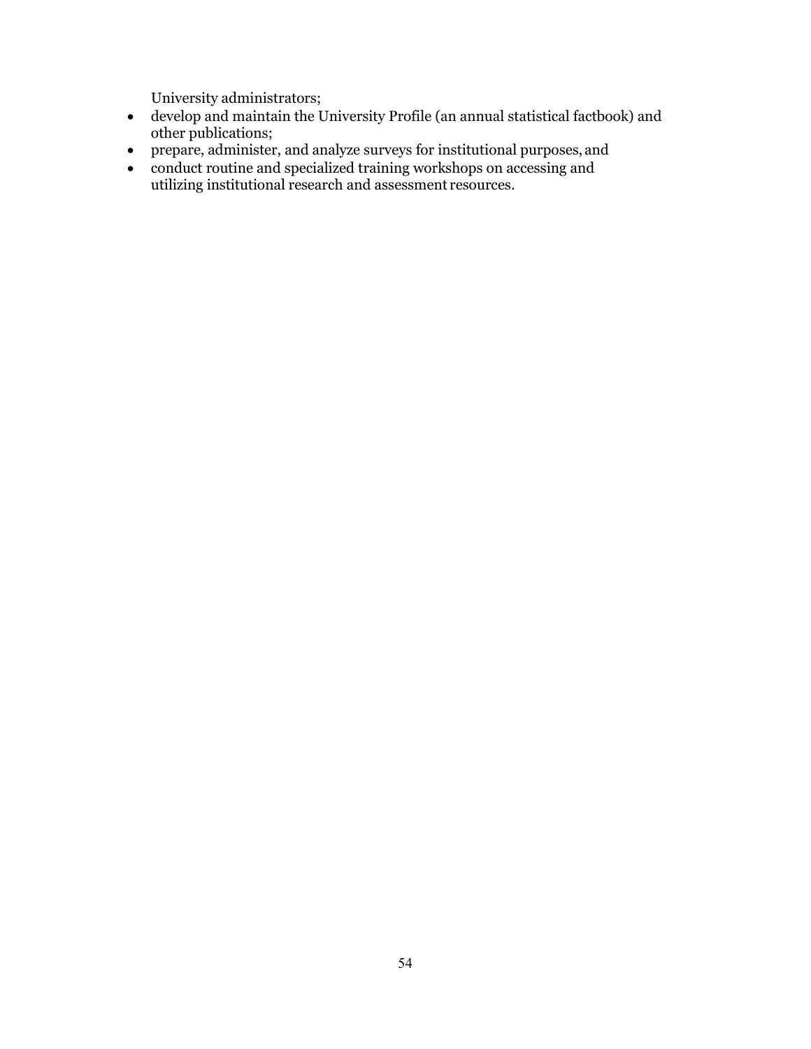University administrators;

- develop and maintain the University Profile (an annual statistical factbook) and other publications;
- prepare, administer, and analyze surveys for institutional purposes, and
- conduct routine and specialized training workshops on accessing and utilizing institutional research and assessment resources.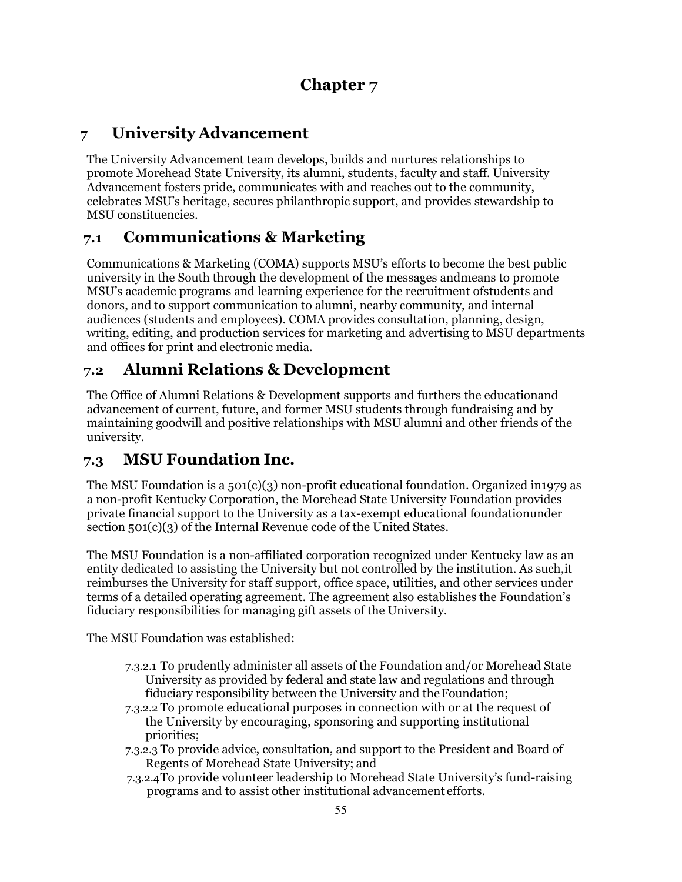# Chapter 7

## 7 University Advancement

The University Advancement team develops, builds and nurtures relationships to promote Morehead State University, its alumni, students, faculty and staff. University Advancement fosters pride, communicates with and reaches out to the community, celebrates MSU's heritage, secures philanthropic support, and provides stewardship to MSU constituencies.

## 7.1 Communications & Marketing

Communications & Marketing (COMA) supports MSU's efforts to become the best public university in the South through the development of the messages andmeans to promote MSU's academic programs and learning experience for the recruitment ofstudents and donors, and to support communication to alumni, nearby community, and internal audiences (students and employees). COMA provides consultation, planning, design, writing, editing, and production services for marketing and advertising to MSU departments and offices for print and electronic media.

## 7.2 Alumni Relations & Development

The Office of Alumni Relations & Development supports and furthers the educationand advancement of current, future, and former MSU students through fundraising and by maintaining goodwill and positive relationships with MSU alumni and other friends of the university.

## 7.3 MSU Foundation Inc.

The MSU Foundation is a 501(c)(3) non-profit educational foundation. Organized in1979 as a non-profit Kentucky Corporation, the Morehead State University Foundation provides private financial support to the University as a tax-exempt educational foundationunder section 501(c)(3) of the Internal Revenue code of the United States.

The MSU Foundation is a non-affiliated corporation recognized under Kentucky law as an entity dedicated to assisting the University but not controlled by the institution. As such,it reimburses the University for staff support, office space, utilities, and other services under terms of a detailed operating agreement. The agreement also establishes the Foundation's fiduciary responsibilities for managing gift assets of the University.

The MSU Foundation was established:

- 7.3.2.1 To prudently administer all assets of the Foundation and/or Morehead State University as provided by federal and state law and regulations and through fiduciary responsibility between the University and the Foundation;
- 7.3.2.2 To promote educational purposes in connection with or at the request of the University by encouraging, sponsoring and supporting institutional priorities;
- 7.3.2.3 To provide advice, consultation, and support to the President and Board of Regents of Morehead State University; and
- 7.3.2.4 To provide volunteer leadership to Morehead State University's fund-raising programs and to assist other institutional advancement efforts.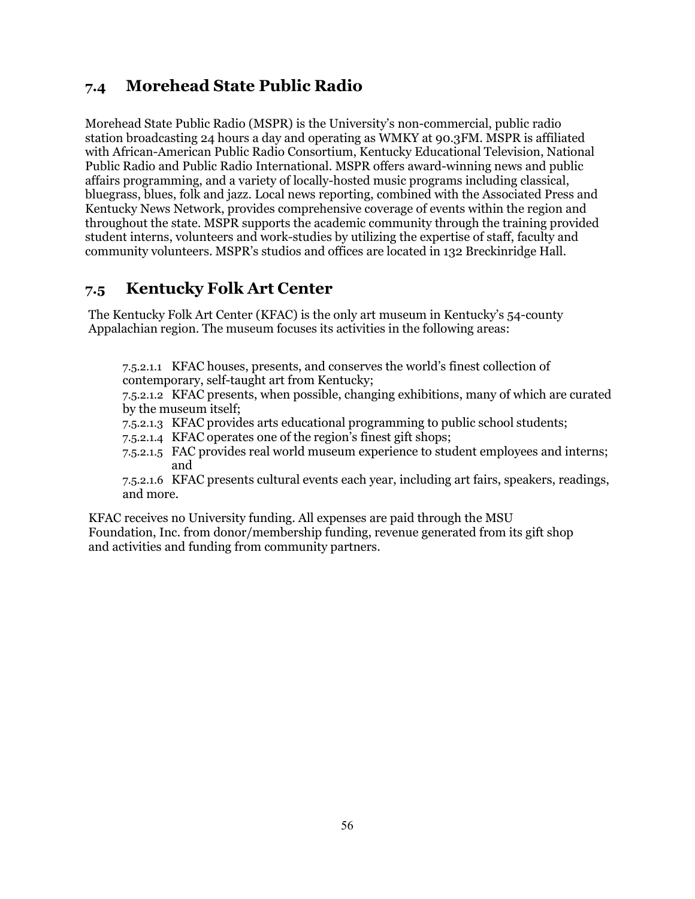## 7.4 Morehead State Public Radio

Morehead State Public Radio (MSPR) is the University's non-commercial, public radio station broadcasting 24 hours a day and operating as WMKY at 90.3FM. MSPR is affiliated with African-American Public Radio Consortium, Kentucky Educational Television, National Public Radio and Public Radio International. MSPR offers award-winning news and public affairs programming, and a variety of locally-hosted music programs including classical, bluegrass, blues, folk and jazz. Local news reporting, combined with the Associated Press and Kentucky News Network, provides comprehensive coverage of events within the region and throughout the state. MSPR supports the academic community through the training provided student interns, volunteers and work-studies by utilizing the expertise of staff, faculty and community volunteers. MSPR's studios and offices are located in 132 Breckinridge Hall.

## 7.5 Kentucky Folk Art Center

The Kentucky Folk Art Center (KFAC) is the only art museum in Kentucky's 54-county Appalachian region. The museum focuses its activities in the following areas:

7.5.2.1.1 KFAC houses, presents, and conserves the world's finest collection of contemporary, self-taught art from Kentucky;

7.5.2.1.2 KFAC presents, when possible, changing exhibitions, many of which are curated by the museum itself;

7.5.2.1.3 KFAC provides arts educational programming to public school students;

7.5.2.1.4 KFAC operates one of the region's finest gift shops;

7.5.2.1.5 FAC provides real world museum experience to student employees and interns; and

7.5.2.1.6 KFAC presents cultural events each year, including art fairs, speakers, readings, and more.

KFAC receives no University funding. All expenses are paid through the MSU Foundation, Inc. from donor/membership funding, revenue generated from its gift shop and activities and funding from community partners.